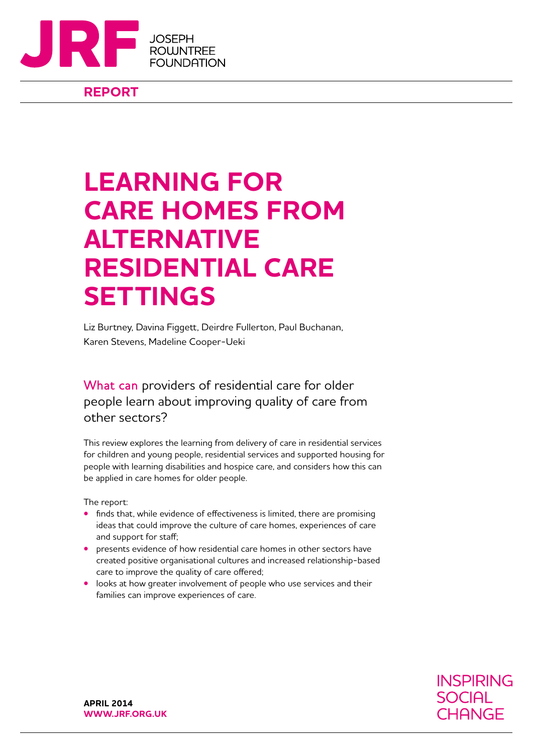JRF JOSEPH ROWNTREE FOUNDATION

**REPORT**

# LEARNING FOR CARE HOMES FROM ALTERNATIVE RESIDENTIAL CARE SETTINGS

Liz Burtney, Davina Figgett, Deirdre Fullerton, Paul Buchanan, Karen Stevens, Madeline Cooper-Ueki

## What can providers of residential care for older people learn about improving quality of care from other sectors?

This review explores the learning from delivery of care in residential services for children and young people, residential services and supported housing for people with learning disabilities and hospice care, and considers how this can be applied in care homes for older people.

The report:

- finds that, while evidence of effectiveness is limited, there are promising ideas that could improve the culture of care homes, experiences of care and support for staff;
- presents evidence of how residential care homes in other sectors have created positive organisational cultures and increased relationship-based care to improve the quality of care offered;
- looks at how greater involvement of people who use services and their families can improve experiences of care.

**APRIL 2014**
**WWW.JRF.ORG.UK**

INSPIRING SOCIAL CHANGE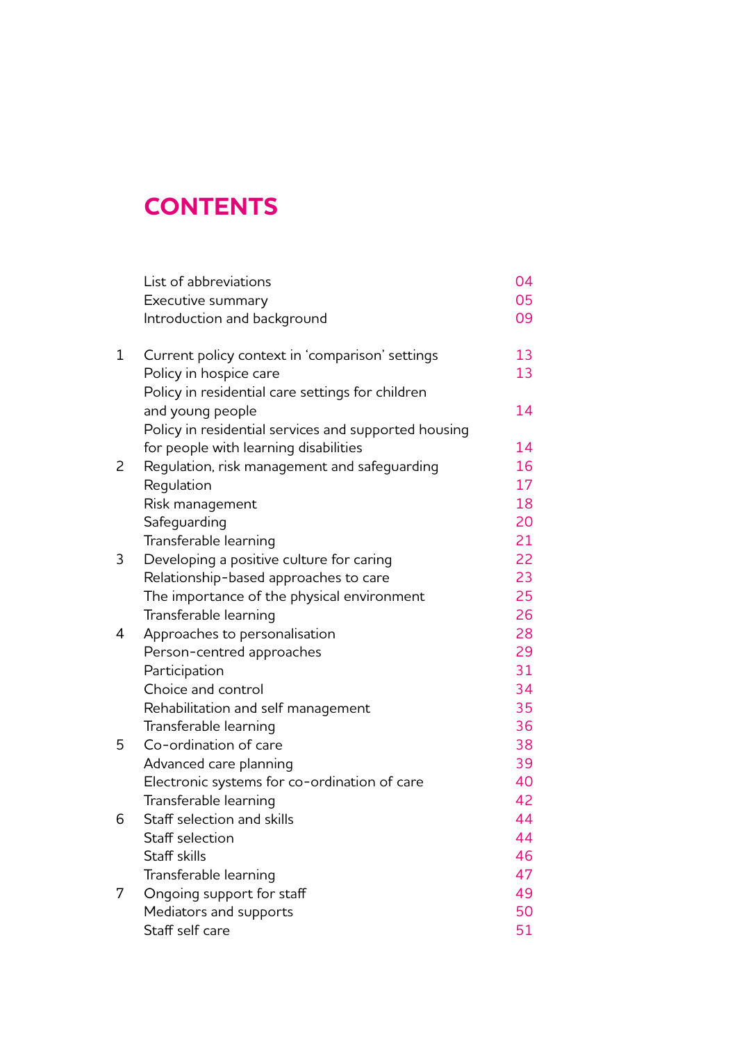# CONTENTS

| | | |
|---|---|---|
| | List of abbreviations | 04 |
| | Executive summary | 05 |
| | Introduction and background | 09 |
| 1 | Current policy context in 'comparison' settings | 13 |
| | Policy in hospice care | 13 |
| | Policy in residential care settings for children and young people | 14 |
| | Policy in residential services and supported housing for people with learning disabilities | 14 |
| 2 | Regulation, risk management and safeguarding | 16 |
| | Regulation | 17 |
| | Risk management | 18 |
| | Safeguarding | 20 |
| | Transferable learning | 21 |
| 3 | Developing a positive culture for caring | 22 |
| | Relationship-based approaches to care | 23 |
| | The importance of the physical environment | 25 |
| | Transferable learning | 26 |
| 4 | Approaches to personalisation | 28 |
| | Person-centred approaches | 29 |
| | Participation | 31 |
| | Choice and control | 34 |
| | Rehabilitation and self management | 35 |
| | Transferable learning | 36 |
| 5 | Co-ordination of care | 38 |
| | Advanced care planning | 39 |
| | Electronic systems for co-ordination of care | 40 |
| | Transferable learning | 42 |
| 6 | Staff selection and skills | 44 |
| | Staff selection | 44 |
| | Staff skills | 46 |
| | Transferable learning | 47 |
| 7 | Ongoing support for staff | 49 |
| | Mediators and supports | 50 |
| | Staff self care | 51 |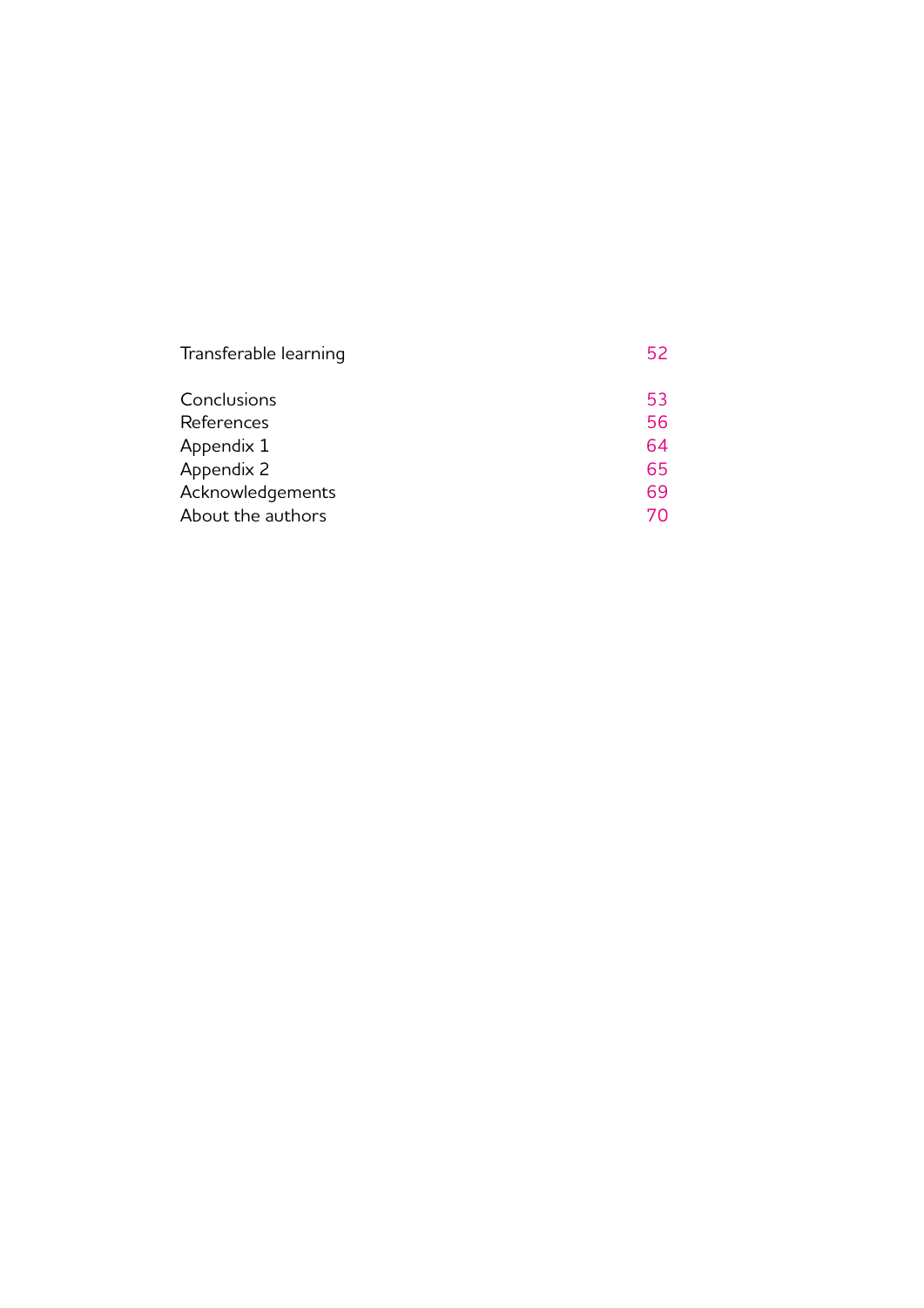| | |
|---|---|
| Transferable learning | 52 |
| Conclusions | 53 |
| References | 56 |
| Appendix 1 | 64 |
| Appendix 2 | 65 |
| Acknowledgements | 69 |
| About the authors | 70 |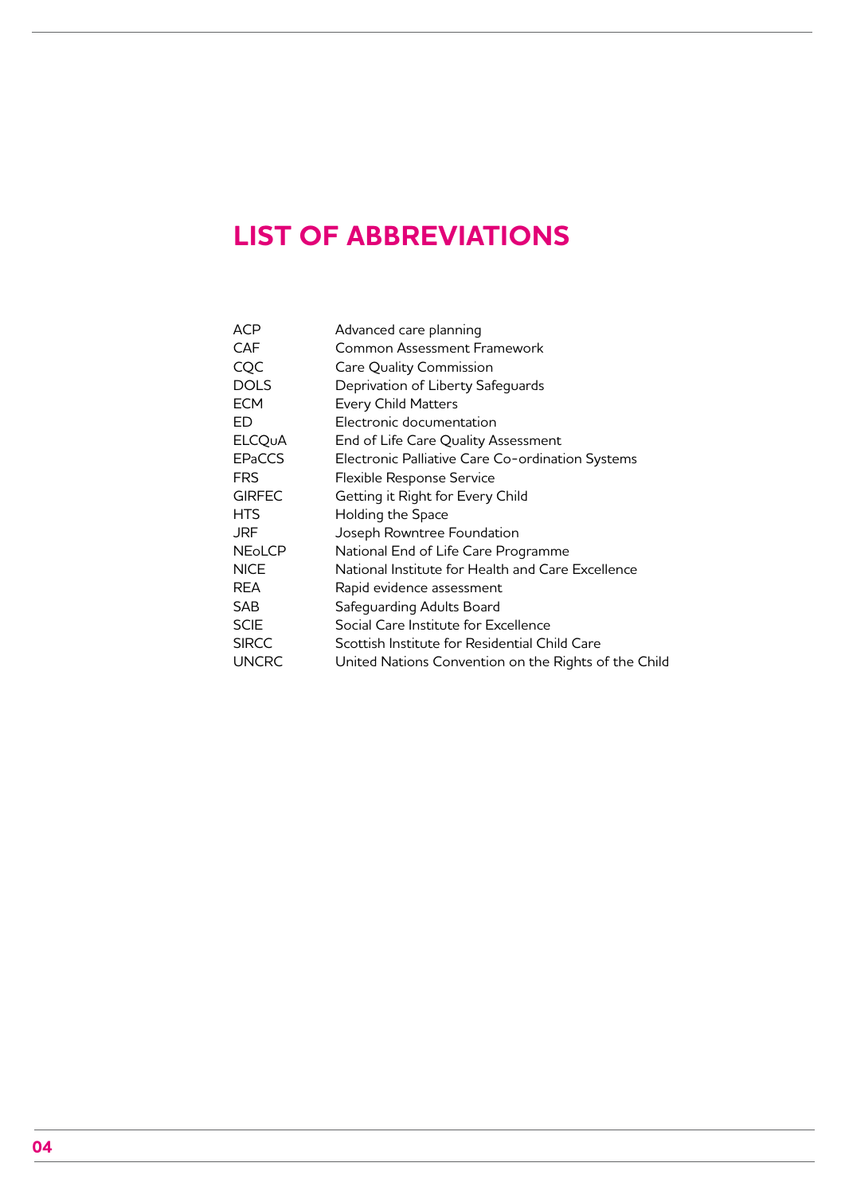# LIST OF ABBREVIATIONS

| | |
|---|---|
| ACP | Advanced care planning |
| CAF | Common Assessment Framework |
| CQC | Care Quality Commission |
| DOLS | Deprivation of Liberty Safeguards |
| ECM | Every Child Matters |
| ED | Electronic documentation |
| ELCQuA | End of Life Care Quality Assessment |
| EPaCCS | Electronic Palliative Care Co-ordination Systems |
| FRS | Flexible Response Service |
| GIRFEC | Getting it Right for Every Child |
| HTS | Holding the Space |
| JRF | Joseph Rowntree Foundation |
| NEoLCP | National End of Life Care Programme |
| NICE | National Institute for Health and Care Excellence |
| REA | Rapid evidence assessment |
| SAB | Safeguarding Adults Board |
| SCIE | Social Care Institute for Excellence |
| SIRCC | Scottish Institute for Residential Child Care |
| UNCRC | United Nations Convention on the Rights of the Child |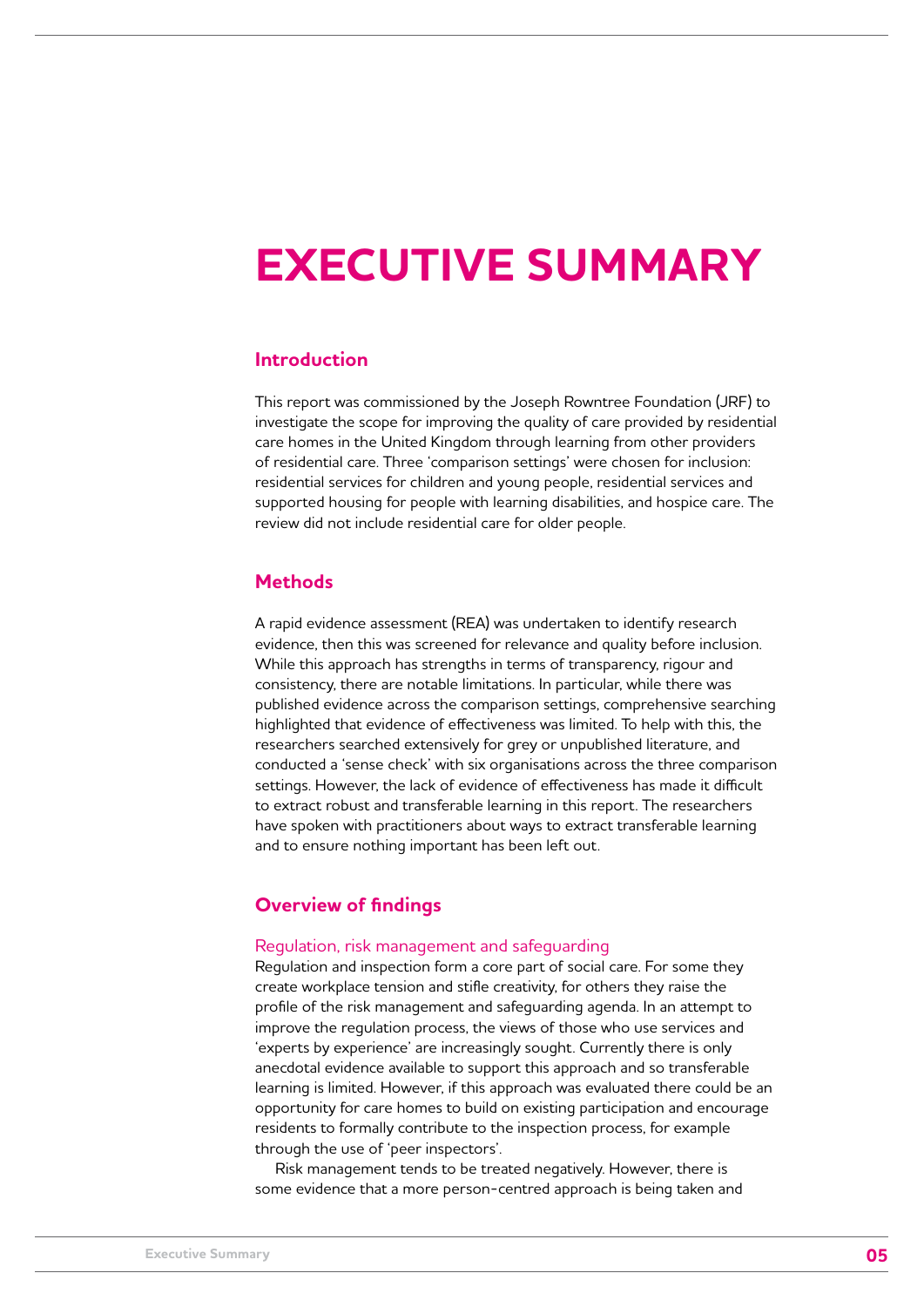# EXECUTIVE SUMMARY

## Introduction

This report was commissioned by the Joseph Rowntree Foundation (JRF) to investigate the scope for improving the quality of care provided by residential care homes in the United Kingdom through learning from other providers of residential care. Three 'comparison settings' were chosen for inclusion: residential services for children and young people, residential services and supported housing for people with learning disabilities, and hospice care. The review did not include residential care for older people.

## Methods

A rapid evidence assessment (REA) was undertaken to identify research evidence, then this was screened for relevance and quality before inclusion. While this approach has strengths in terms of transparency, rigour and consistency, there are notable limitations. In particular, while there was published evidence across the comparison settings, comprehensive searching highlighted that evidence of effectiveness was limited. To help with this, the researchers searched extensively for grey or unpublished literature, and conducted a 'sense check' with six organisations across the three comparison settings. However, the lack of evidence of effectiveness has made it difficult to extract robust and transferable learning in this report. The researchers have spoken with practitioners about ways to extract transferable learning and to ensure nothing important has been left out.

## Overview of findings

### Regulation, risk management and safeguarding

Regulation and inspection form a core part of social care. For some they create workplace tension and stifle creativity, for others they raise the profile of the risk management and safeguarding agenda. In an attempt to improve the regulation process, the views of those who use services and 'experts by experience' are increasingly sought. Currently there is only anecdotal evidence available to support this approach and so transferable learning is limited. However, if this approach was evaluated there could be an opportunity for care homes to build on existing participation and encourage residents to formally contribute to the inspection process, for example through the use of 'peer inspectors'.

Risk management tends to be treated negatively. However, there is some evidence that a more person-centred approach is being taken and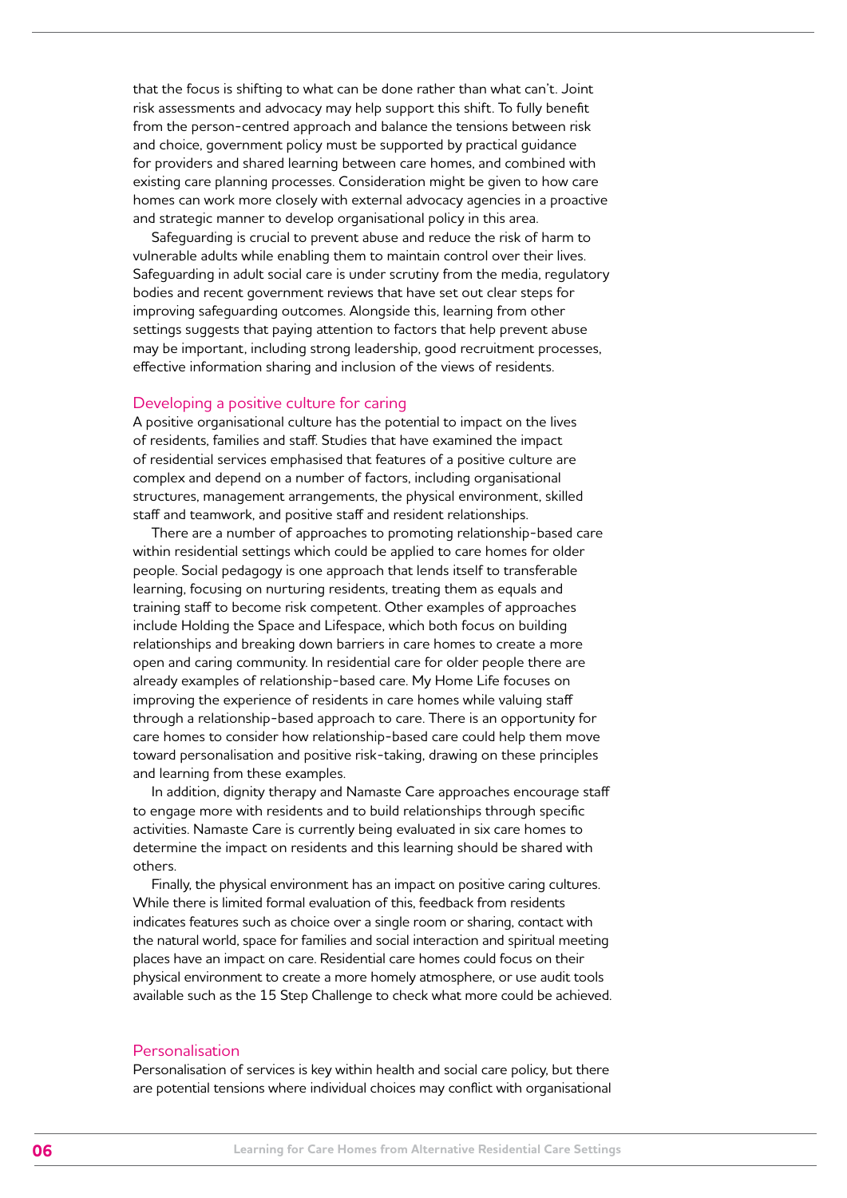that the focus is shifting to what can be done rather than what can't. Joint risk assessments and advocacy may help support this shift. To fully benefit from the person-centred approach and balance the tensions between risk and choice, government policy must be supported by practical guidance for providers and shared learning between care homes, and combined with existing care planning processes. Consideration might be given to how care homes can work more closely with external advocacy agencies in a proactive and strategic manner to develop organisational policy in this area.

Safeguarding is crucial to prevent abuse and reduce the risk of harm to vulnerable adults while enabling them to maintain control over their lives. Safeguarding in adult social care is under scrutiny from the media, regulatory bodies and recent government reviews that have set out clear steps for improving safeguarding outcomes. Alongside this, learning from other settings suggests that paying attention to factors that help prevent abuse may be important, including strong leadership, good recruitment processes, effective information sharing and inclusion of the views of residents.

## Developing a positive culture for caring

A positive organisational culture has the potential to impact on the lives of residents, families and staff. Studies that have examined the impact of residential services emphasised that features of a positive culture are complex and depend on a number of factors, including organisational structures, management arrangements, the physical environment, skilled staff and teamwork, and positive staff and resident relationships.

There are a number of approaches to promoting relationship-based care within residential settings which could be applied to care homes for older people. Social pedagogy is one approach that lends itself to transferable learning, focusing on nurturing residents, treating them as equals and training staff to become risk competent. Other examples of approaches include Holding the Space and Lifespace, which both focus on building relationships and breaking down barriers in care homes to create a more open and caring community. In residential care for older people there are already examples of relationship-based care. My Home Life focuses on improving the experience of residents in care homes while valuing staff through a relationship-based approach to care. There is an opportunity for care homes to consider how relationship-based care could help them move toward personalisation and positive risk-taking, drawing on these principles and learning from these examples.

In addition, dignity therapy and Namaste Care approaches encourage staff to engage more with residents and to build relationships through specific activities. Namaste Care is currently being evaluated in six care homes to determine the impact on residents and this learning should be shared with others.

Finally, the physical environment has an impact on positive caring cultures. While there is limited formal evaluation of this, feedback from residents indicates features such as choice over a single room or sharing, contact with the natural world, space for families and social interaction and spiritual meeting places have an impact on care. Residential care homes could focus on their physical environment to create a more homely atmosphere, or use audit tools available such as the 15 Step Challenge to check what more could be achieved.

## Personalisation

Personalisation of services is key within health and social care policy, but there are potential tensions where individual choices may conflict with organisational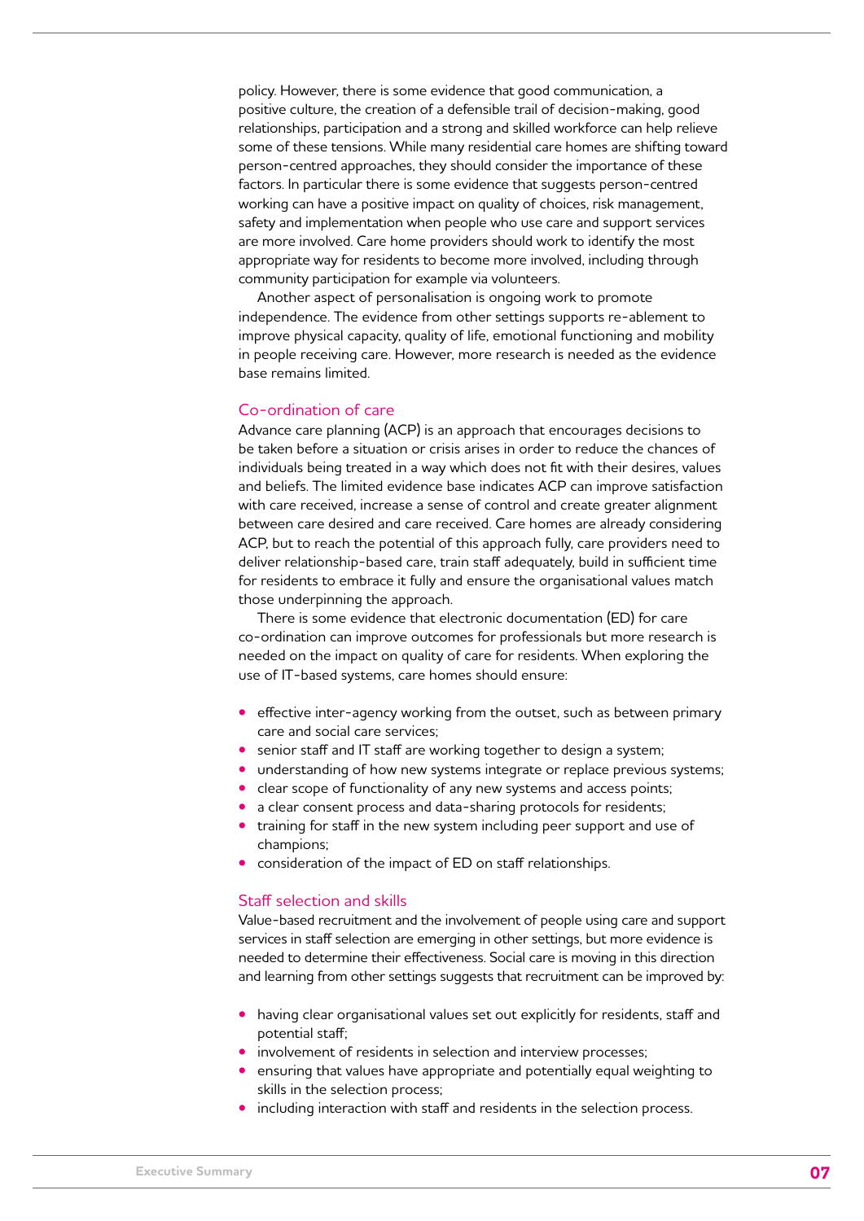policy. However, there is some evidence that good communication, a positive culture, the creation of a defensible trail of decision-making, good relationships, participation and a strong and skilled workforce can help relieve some of these tensions. While many residential care homes are shifting toward person-centred approaches, they should consider the importance of these factors. In particular there is some evidence that suggests person-centred working can have a positive impact on quality of choices, risk management, safety and implementation when people who use care and support services are more involved. Care home providers should work to identify the most appropriate way for residents to become more involved, including through community participation for example via volunteers.

Another aspect of personalisation is ongoing work to promote independence. The evidence from other settings supports re-ablement to improve physical capacity, quality of life, emotional functioning and mobility in people receiving care. However, more research is needed as the evidence base remains limited.

## Co-ordination of care

Advance care planning (ACP) is an approach that encourages decisions to be taken before a situation or crisis arises in order to reduce the chances of individuals being treated in a way which does not fit with their desires, values and beliefs. The limited evidence base indicates ACP can improve satisfaction with care received, increase a sense of control and create greater alignment between care desired and care received. Care homes are already considering ACP, but to reach the potential of this approach fully, care providers need to deliver relationship-based care, train staff adequately, build in sufficient time for residents to embrace it fully and ensure the organisational values match those underpinning the approach.

There is some evidence that electronic documentation (ED) for care co-ordination can improve outcomes for professionals but more research is needed on the impact on quality of care for residents. When exploring the use of IT-based systems, care homes should ensure:

- effective inter-agency working from the outset, such as between primary care and social care services;
- senior staff and IT staff are working together to design a system;
- understanding of how new systems integrate or replace previous systems;
- clear scope of functionality of any new systems and access points;
- a clear consent process and data-sharing protocols for residents;
- training for staff in the new system including peer support and use of champions;
- consideration of the impact of ED on staff relationships.

## Staff selection and skills

Value-based recruitment and the involvement of people using care and support services in staff selection are emerging in other settings, but more evidence is needed to determine their effectiveness. Social care is moving in this direction and learning from other settings suggests that recruitment can be improved by:

- having clear organisational values set out explicitly for residents, staff and potential staff;
- involvement of residents in selection and interview processes;
- ensuring that values have appropriate and potentially equal weighting to skills in the selection process;
- including interaction with staff and residents in the selection process.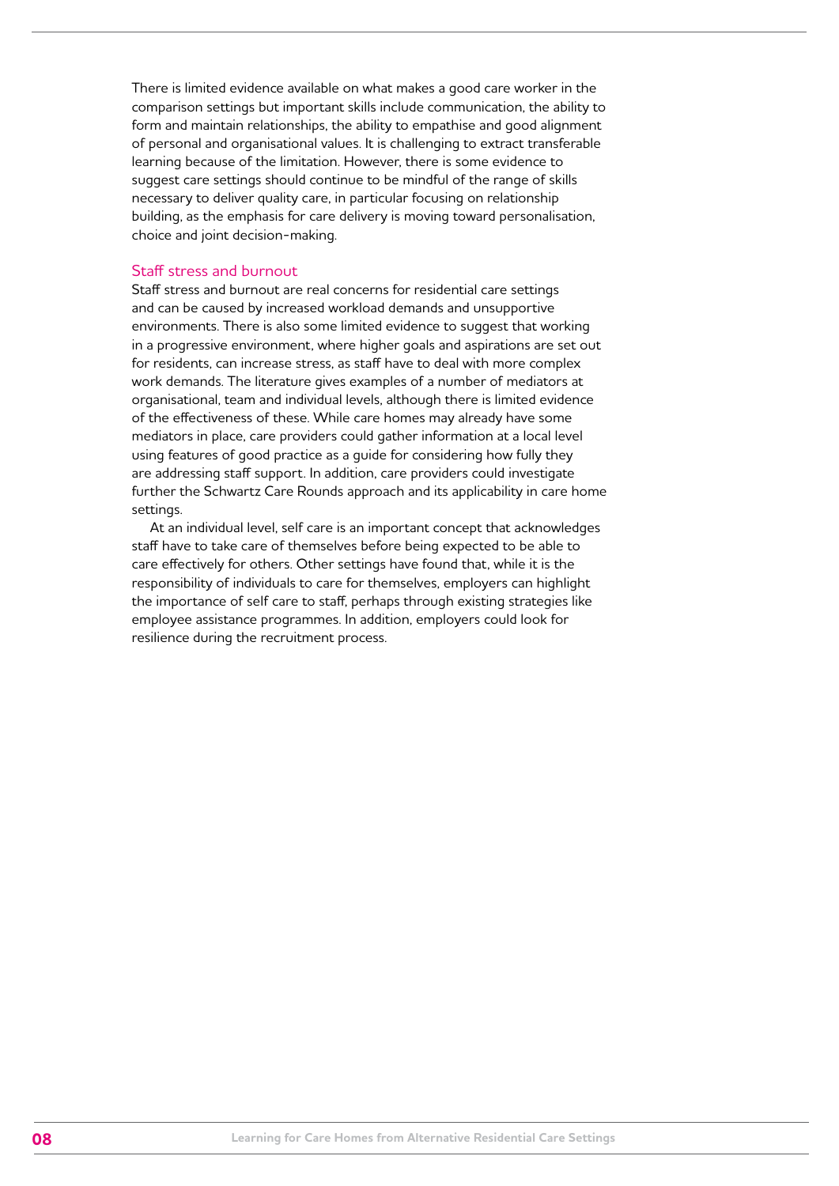There is limited evidence available on what makes a good care worker in the comparison settings but important skills include communication, the ability to form and maintain relationships, the ability to empathise and good alignment of personal and organisational values. It is challenging to extract transferable learning because of the limitation. However, there is some evidence to suggest care settings should continue to be mindful of the range of skills necessary to deliver quality care, in particular focusing on relationship building, as the emphasis for care delivery is moving toward personalisation, choice and joint decision-making.

### Staff stress and burnout

Staff stress and burnout are real concerns for residential care settings and can be caused by increased workload demands and unsupportive environments. There is also some limited evidence to suggest that working in a progressive environment, where higher goals and aspirations are set out for residents, can increase stress, as staff have to deal with more complex work demands. The literature gives examples of a number of mediators at organisational, team and individual levels, although there is limited evidence of the effectiveness of these. While care homes may already have some mediators in place, care providers could gather information at a local level using features of good practice as a guide for considering how fully they are addressing staff support. In addition, care providers could investigate further the Schwartz Care Rounds approach and its applicability in care home settings.

At an individual level, self care is an important concept that acknowledges staff have to take care of themselves before being expected to be able to care effectively for others. Other settings have found that, while it is the responsibility of individuals to care for themselves, employers can highlight the importance of self care to staff, perhaps through existing strategies like employee assistance programmes. In addition, employers could look for resilience during the recruitment process.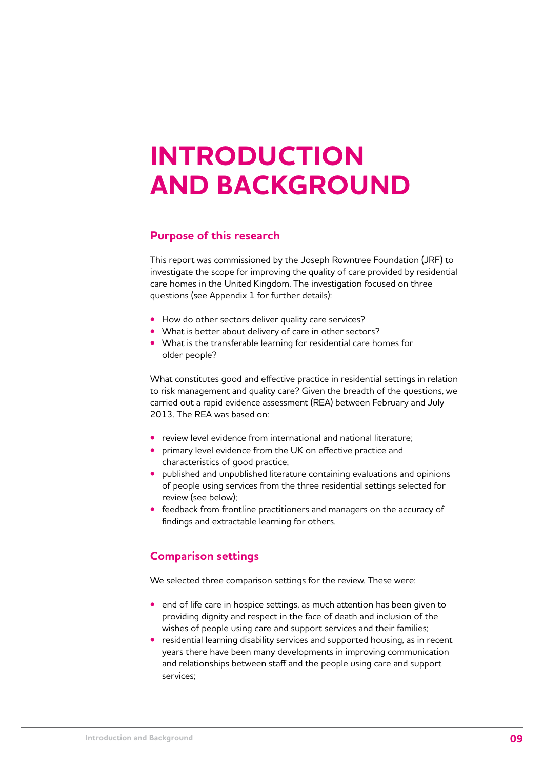# INTRODUCTION AND BACKGROUND

## Purpose of this research

This report was commissioned by the Joseph Rowntree Foundation (JRF) to investigate the scope for improving the quality of care provided by residential care homes in the United Kingdom. The investigation focused on three questions (see Appendix 1 for further details):

- How do other sectors deliver quality care services?
- What is better about delivery of care in other sectors?
- What is the transferable learning for residential care homes for older people?

What constitutes good and effective practice in residential settings in relation to risk management and quality care? Given the breadth of the questions, we carried out a rapid evidence assessment (REA) between February and July 2013. The REA was based on:

- review level evidence from international and national literature;
- primary level evidence from the UK on effective practice and characteristics of good practice;
- published and unpublished literature containing evaluations and opinions of people using services from the three residential settings selected for review (see below);
- feedback from frontline practitioners and managers on the accuracy of findings and extractable learning for others.

## Comparison settings

We selected three comparison settings for the review. These were:

- end of life care in hospice settings, as much attention has been given to providing dignity and respect in the face of death and inclusion of the wishes of people using care and support services and their families;
- residential learning disability services and supported housing, as in recent years there have been many developments in improving communication and relationships between staff and the people using care and support services;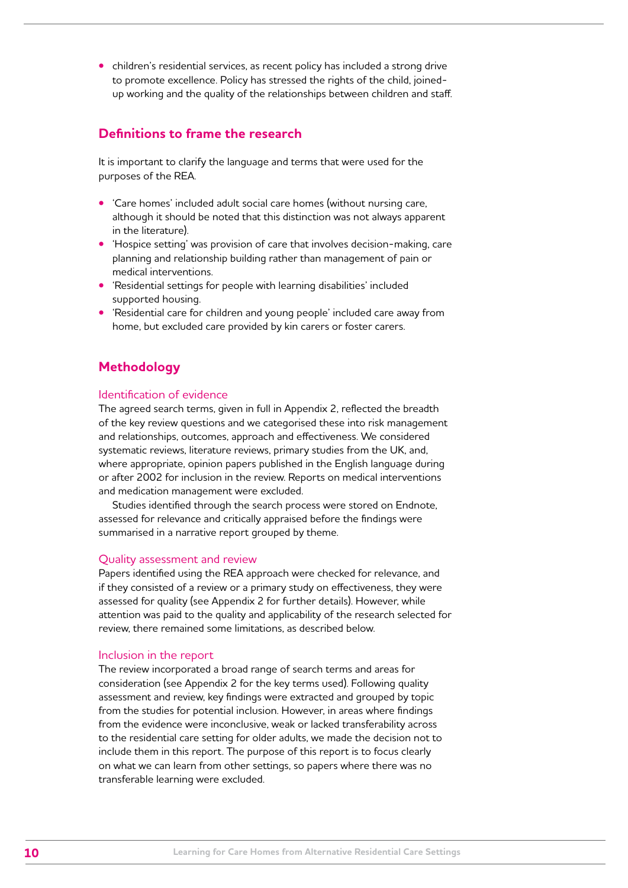- children's residential services, as recent policy has included a strong drive to promote excellence. Policy has stressed the rights of the child, joined-up working and the quality of the relationships between children and staff.

## Definitions to frame the research

It is important to clarify the language and terms that were used for the purposes of the REA.

- 'Care homes' included adult social care homes (without nursing care, although it should be noted that this distinction was not always apparent in the literature).
- 'Hospice setting' was provision of care that involves decision-making, care planning and relationship building rather than management of pain or medical interventions.
- 'Residential settings for people with learning disabilities' included supported housing.
- 'Residential care for children and young people' included care away from home, but excluded care provided by kin carers or foster carers.

## Methodology

### Identification of evidence

The agreed search terms, given in full in Appendix 2, reflected the breadth of the key review questions and we categorised these into risk management and relationships, outcomes, approach and effectiveness. We considered systematic reviews, literature reviews, primary studies from the UK, and, where appropriate, opinion papers published in the English language during or after 2002 for inclusion in the review. Reports on medical interventions and medication management were excluded.

Studies identified through the search process were stored on Endnote, assessed for relevance and critically appraised before the findings were summarised in a narrative report grouped by theme.

### Quality assessment and review

Papers identified using the REA approach were checked for relevance, and if they consisted of a review or a primary study on effectiveness, they were assessed for quality (see Appendix 2 for further details). However, while attention was paid to the quality and applicability of the research selected for review, there remained some limitations, as described below.

### Inclusion in the report

The review incorporated a broad range of search terms and areas for consideration (see Appendix 2 for the key terms used). Following quality assessment and review, key findings were extracted and grouped by topic from the studies for potential inclusion. However, in areas where findings from the evidence were inconclusive, weak or lacked transferability across to the residential care setting for older adults, we made the decision not to include them in this report. The purpose of this report is to focus clearly on what we can learn from other settings, so papers where there was no transferable learning were excluded.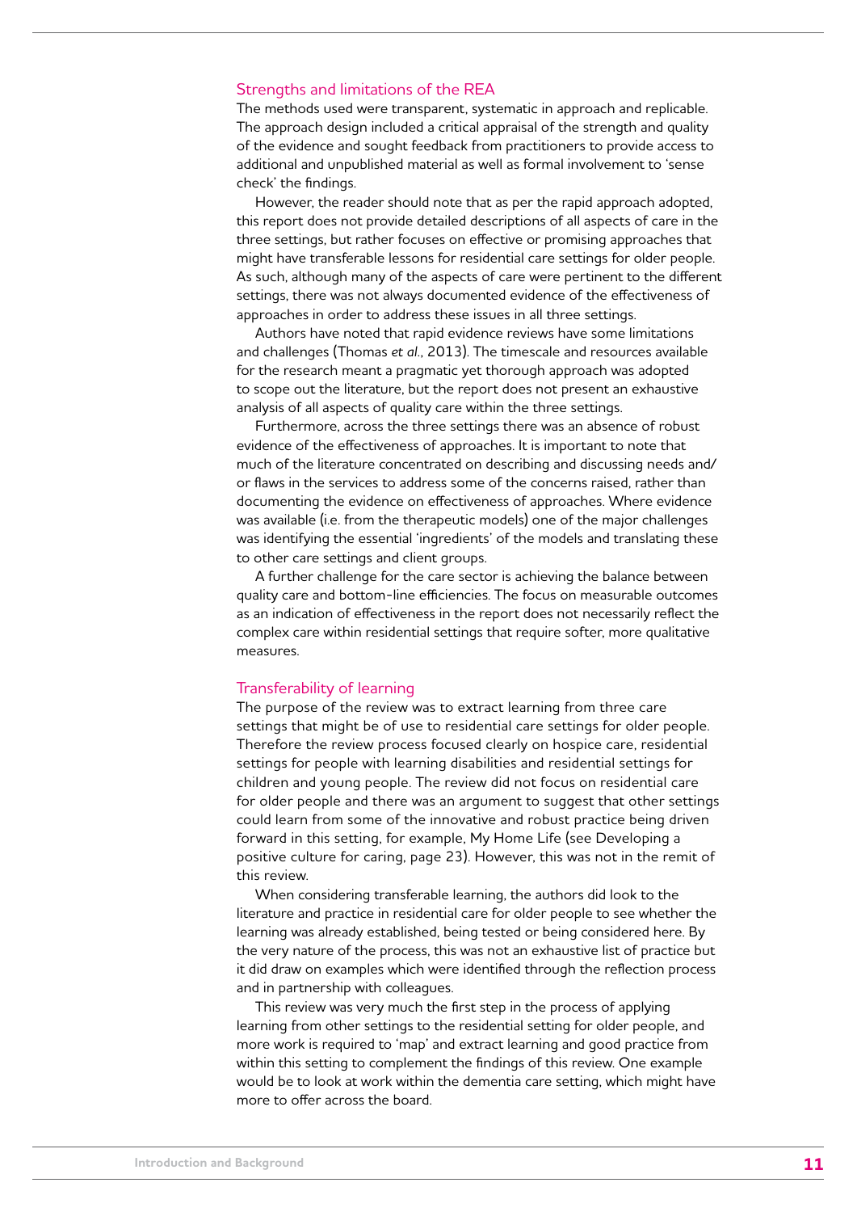## Strengths and limitations of the REA

The methods used were transparent, systematic in approach and replicable. The approach design included a critical appraisal of the strength and quality of the evidence and sought feedback from practitioners to provide access to additional and unpublished material as well as formal involvement to 'sense check' the findings.

However, the reader should note that as per the rapid approach adopted, this report does not provide detailed descriptions of all aspects of care in the three settings, but rather focuses on effective or promising approaches that might have transferable lessons for residential care settings for older people. As such, although many of the aspects of care were pertinent to the different settings, there was not always documented evidence of the effectiveness of approaches in order to address these issues in all three settings.

Authors have noted that rapid evidence reviews have some limitations and challenges (Thomas *et al*., 2013). The timescale and resources available for the research meant a pragmatic yet thorough approach was adopted to scope out the literature, but the report does not present an exhaustive analysis of all aspects of quality care within the three settings.

Furthermore, across the three settings there was an absence of robust evidence of the effectiveness of approaches. It is important to note that much of the literature concentrated on describing and discussing needs and/or flaws in the services to address some of the concerns raised, rather than documenting the evidence on effectiveness of approaches. Where evidence was available (i.e. from the therapeutic models) one of the major challenges was identifying the essential 'ingredients' of the models and translating these to other care settings and client groups.

A further challenge for the care sector is achieving the balance between quality care and bottom-line efficiencies. The focus on measurable outcomes as an indication of effectiveness in the report does not necessarily reflect the complex care within residential settings that require softer, more qualitative measures.

## Transferability of learning

The purpose of the review was to extract learning from three care settings that might be of use to residential care settings for older people. Therefore the review process focused clearly on hospice care, residential settings for people with learning disabilities and residential settings for children and young people. The review did not focus on residential care for older people and there was an argument to suggest that other settings could learn from some of the innovative and robust practice being driven forward in this setting, for example, My Home Life (see Developing a positive culture for caring, page 23). However, this was not in the remit of this review.

When considering transferable learning, the authors did look to the literature and practice in residential care for older people to see whether the learning was already established, being tested or being considered here. By the very nature of the process, this was not an exhaustive list of practice but it did draw on examples which were identified through the reflection process and in partnership with colleagues.

This review was very much the first step in the process of applying learning from other settings to the residential setting for older people, and more work is required to 'map' and extract learning and good practice from within this setting to complement the findings of this review. One example would be to look at work within the dementia care setting, which might have more to offer across the board.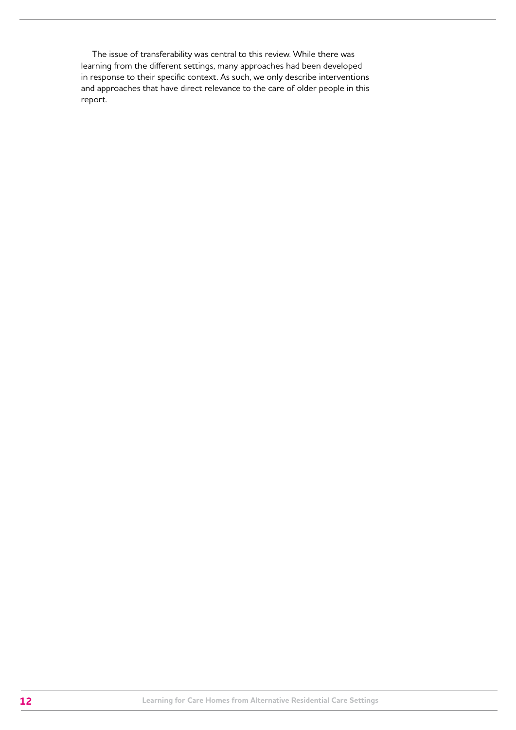The issue of transferability was central to this review. While there was learning from the different settings, many approaches had been developed in response to their specific context. As such, we only describe interventions and approaches that have direct relevance to the care of older people in this report.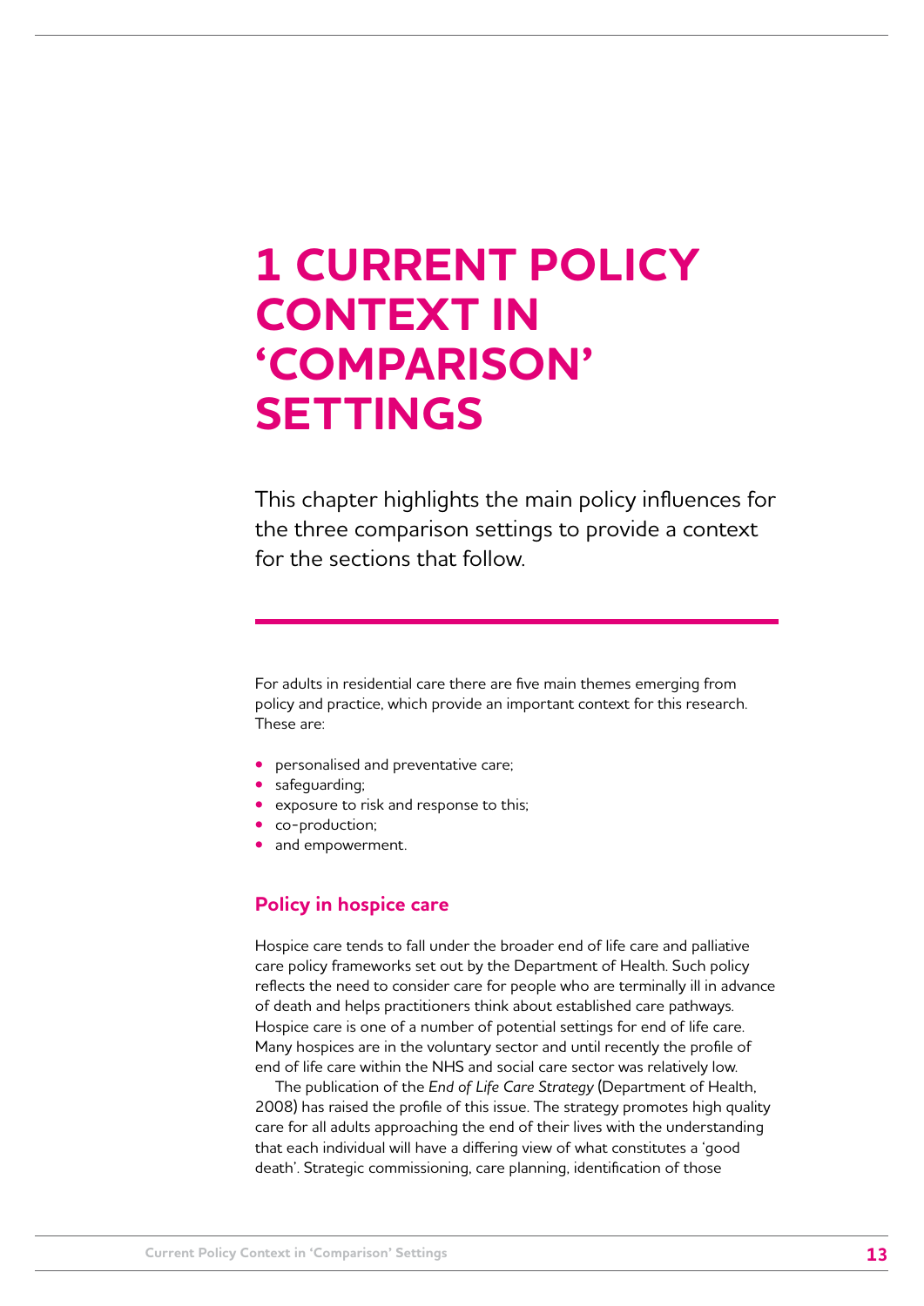# 1 CURRENT POLICY CONTEXT IN 'COMPARISON' SETTINGS

This chapter highlights the main policy influences for the three comparison settings to provide a context for the sections that follow.

For adults in residential care there are five main themes emerging from policy and practice, which provide an important context for this research. These are:

- personalised and preventative care;
- safeguarding;
- exposure to risk and response to this;
- co-production;
- and empowerment.

## Policy in hospice care

Hospice care tends to fall under the broader end of life care and palliative care policy frameworks set out by the Department of Health. Such policy reflects the need to consider care for people who are terminally ill in advance of death and helps practitioners think about established care pathways. Hospice care is one of a number of potential settings for end of life care. Many hospices are in the voluntary sector and until recently the profile of end of life care within the NHS and social care sector was relatively low.

The publication of the *End of Life Care Strategy* (Department of Health, 2008) has raised the profile of this issue. The strategy promotes high quality care for all adults approaching the end of their lives with the understanding that each individual will have a differing view of what constitutes a 'good death'. Strategic commissioning, care planning, identification of those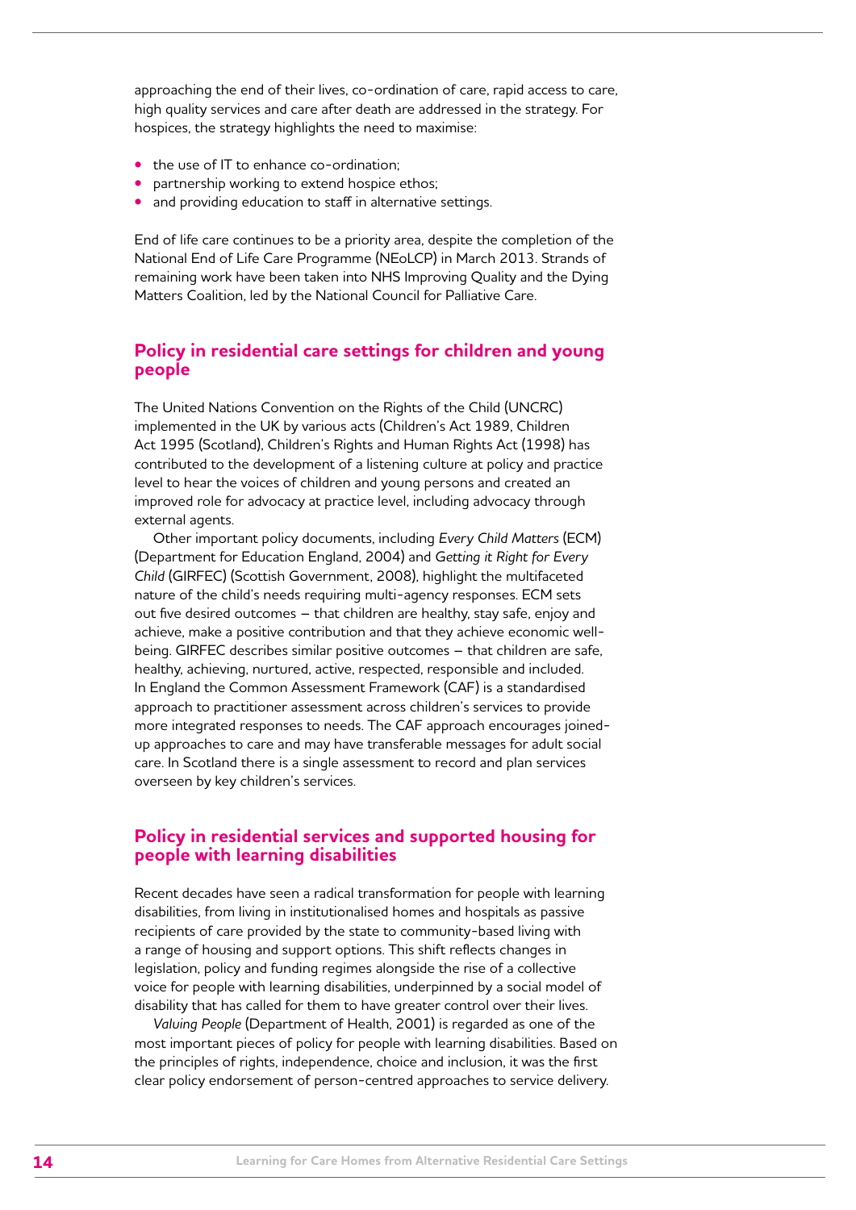approaching the end of their lives, co-ordination of care, rapid access to care, high quality services and care after death are addressed in the strategy. For hospices, the strategy highlights the need to maximise:

- the use of IT to enhance co-ordination;
- partnership working to extend hospice ethos;
- and providing education to staff in alternative settings.

End of life care continues to be a priority area, despite the completion of the National End of Life Care Programme (NEoLCP) in March 2013. Strands of remaining work have been taken into NHS Improving Quality and the Dying Matters Coalition, led by the National Council for Palliative Care.

## Policy in residential care settings for children and young people

The United Nations Convention on the Rights of the Child (UNCRC) implemented in the UK by various acts (Children's Act 1989, Children Act 1995 (Scotland), Children's Rights and Human Rights Act (1998) has contributed to the development of a listening culture at policy and practice level to hear the voices of children and young persons and created an improved role for advocacy at practice level, including advocacy through external agents.

Other important policy documents, including *Every Child Matters* (ECM) (Department for Education England, 2004) and *Getting it Right for Every Child* (GIRFEC) (Scottish Government, 2008), highlight the multifaceted nature of the child's needs requiring multi-agency responses. ECM sets out five desired outcomes – that children are healthy, stay safe, enjoy and achieve, make a positive contribution and that they achieve economic well-being. GIRFEC describes similar positive outcomes – that children are safe, healthy, achieving, nurtured, active, respected, responsible and included. In England the Common Assessment Framework (CAF) is a standardised approach to practitioner assessment across children's services to provide more integrated responses to needs. The CAF approach encourages joined-up approaches to care and may have transferable messages for adult social care. In Scotland there is a single assessment to record and plan services overseen by key children's services.

## Policy in residential services and supported housing for people with learning disabilities

Recent decades have seen a radical transformation for people with learning disabilities, from living in institutionalised homes and hospitals as passive recipients of care provided by the state to community-based living with a range of housing and support options. This shift reflects changes in legislation, policy and funding regimes alongside the rise of a collective voice for people with learning disabilities, underpinned by a social model of disability that has called for them to have greater control over their lives.

*Valuing People* (Department of Health, 2001) is regarded as one of the most important pieces of policy for people with learning disabilities. Based on the principles of rights, independence, choice and inclusion, it was the first clear policy endorsement of person-centred approaches to service delivery.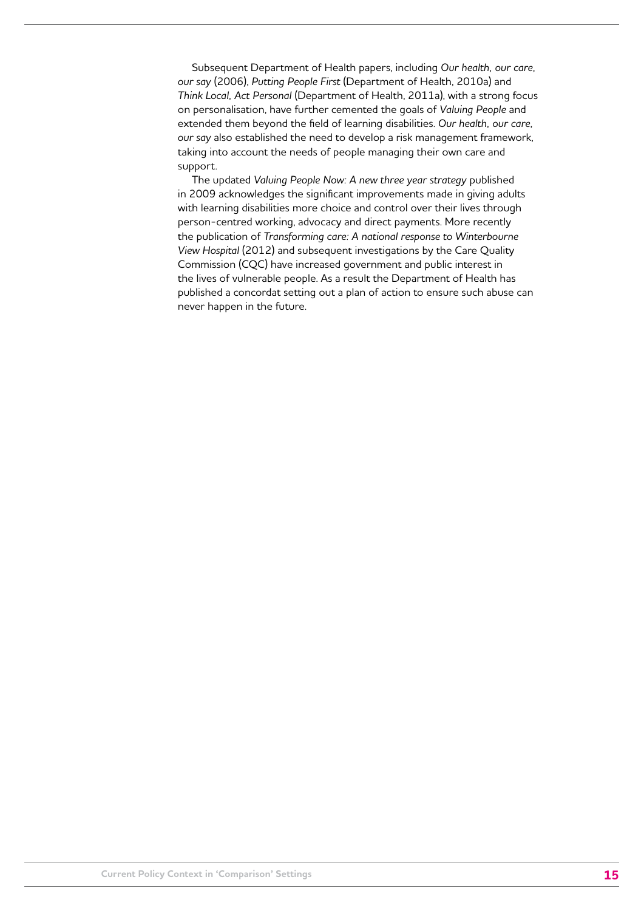Subsequent Department of Health papers, including *Our health, our care, our say* (2006), *Putting People First* (Department of Health, 2010a) and *Think Local, Act Personal* (Department of Health, 2011a), with a strong focus on personalisation, have further cemented the goals of *Valuing People* and extended them beyond the field of learning disabilities. *Our health, our care, our say* also established the need to develop a risk management framework, taking into account the needs of people managing their own care and support.

The updated *Valuing People Now: A new three year strategy* published in 2009 acknowledges the significant improvements made in giving adults with learning disabilities more choice and control over their lives through person-centred working, advocacy and direct payments. More recently the publication of *Transforming care: A national response to Winterbourne View Hospital* (2012) and subsequent investigations by the Care Quality Commission (CQC) have increased government and public interest in the lives of vulnerable people. As a result the Department of Health has published a concordat setting out a plan of action to ensure such abuse can never happen in the future.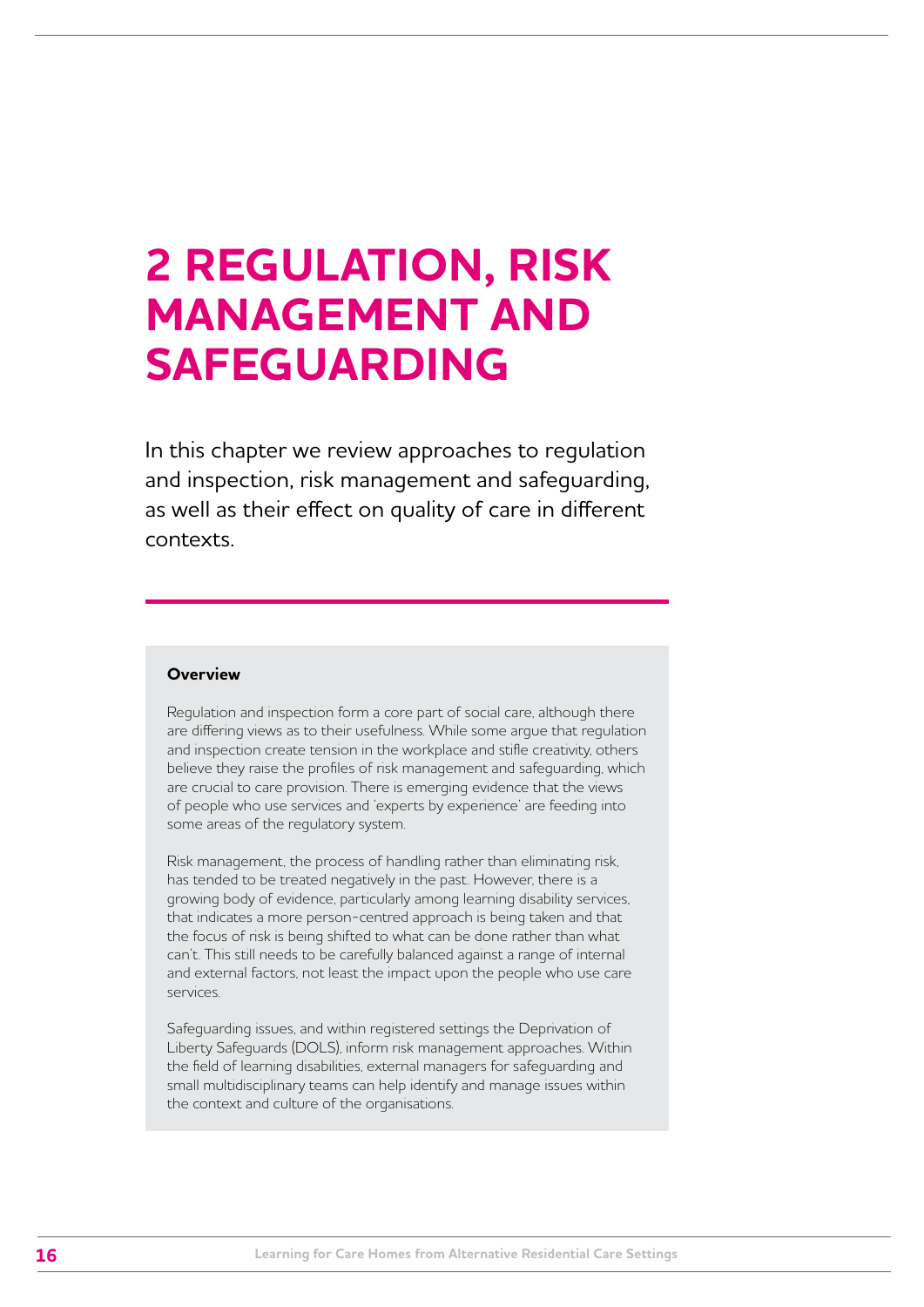# 2 REGULATION, RISK MANAGEMENT AND SAFEGUARDING

In this chapter we review approaches to regulation and inspection, risk management and safeguarding, as well as their effect on quality of care in different contexts.

**Overview**

Regulation and inspection form a core part of social care, although there are differing views as to their usefulness. While some argue that regulation and inspection create tension in the workplace and stifle creativity, others believe they raise the profiles of risk management and safeguarding, which are crucial to care provision. There is emerging evidence that the views of people who use services and 'experts by experience' are feeding into some areas of the regulatory system.

Risk management, the process of handling rather than eliminating risk, has tended to be treated negatively in the past. However, there is a growing body of evidence, particularly among learning disability services, that indicates a more person-centred approach is being taken and that the focus of risk is being shifted to what can be done rather than what can't. This still needs to be carefully balanced against a range of internal and external factors, not least the impact upon the people who use care services.

Safeguarding issues, and within registered settings the Deprivation of Liberty Safeguards (DOLS), inform risk management approaches. Within the field of learning disabilities, external managers for safeguarding and small multidisciplinary teams can help identify and manage issues within the context and culture of the organisations.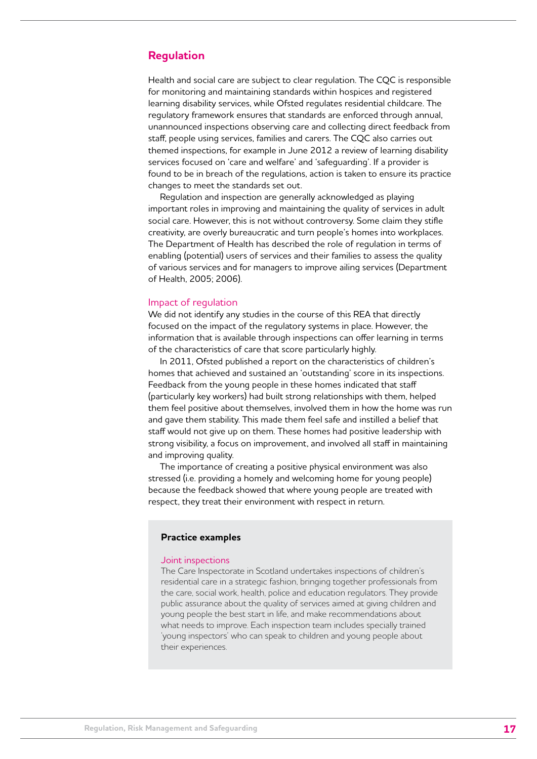## Regulation

Health and social care are subject to clear regulation. The CQC is responsible for monitoring and maintaining standards within hospices and registered learning disability services, while Ofsted regulates residential childcare. The regulatory framework ensures that standards are enforced through annual, unannounced inspections observing care and collecting direct feedback from staff, people using services, families and carers. The CQC also carries out themed inspections, for example in June 2012 a review of learning disability services focused on 'care and welfare' and 'safeguarding'. If a provider is found to be in breach of the regulations, action is taken to ensure its practice changes to meet the standards set out.

Regulation and inspection are generally acknowledged as playing important roles in improving and maintaining the quality of services in adult social care. However, this is not without controversy. Some claim they stifle creativity, are overly bureaucratic and turn people's homes into workplaces. The Department of Health has described the role of regulation in terms of enabling (potential) users of services and their families to assess the quality of various services and for managers to improve ailing services (Department of Health, 2005; 2006).

### Impact of regulation

We did not identify any studies in the course of this REA that directly focused on the impact of the regulatory systems in place. However, the information that is available through inspections can offer learning in terms of the characteristics of care that score particularly highly.

In 2011, Ofsted published a report on the characteristics of children's homes that achieved and sustained an 'outstanding' score in its inspections. Feedback from the young people in these homes indicated that staff (particularly key workers) had built strong relationships with them, helped them feel positive about themselves, involved them in how the home was run and gave them stability. This made them feel safe and instilled a belief that staff would not give up on them. These homes had positive leadership with strong visibility, a focus on improvement, and involved all staff in maintaining and improving quality.

The importance of creating a positive physical environment was also stressed (i.e. providing a homely and welcoming home for young people) because the feedback showed that where young people are treated with respect, they treat their environment with respect in return.

> **Practice examples**
>
> **Joint inspections**
>
> The Care Inspectorate in Scotland undertakes inspections of children's residential care in a strategic fashion, bringing together professionals from the care, social work, health, police and education regulators. They provide public assurance about the quality of services aimed at giving children and young people the best start in life, and make recommendations about what needs to improve. Each inspection team includes specially trained 'young inspectors' who can speak to children and young people about their experiences.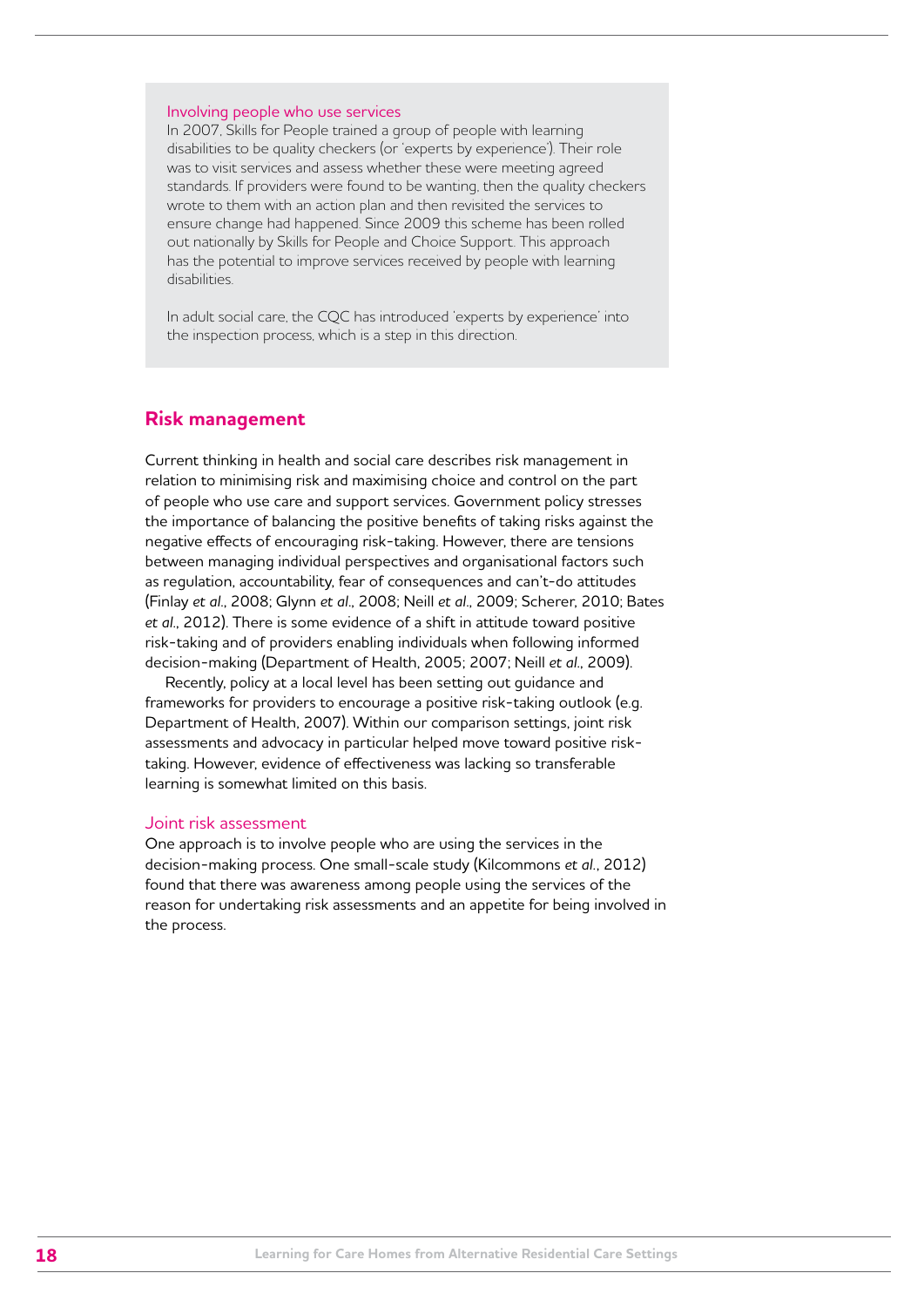### Involving people who use services

In 2007, Skills for People trained a group of people with learning disabilities to be quality checkers (or 'experts by experience'). Their role was to visit services and assess whether these were meeting agreed standards. If providers were found to be wanting, then the quality checkers wrote to them with an action plan and then revisited the services to ensure change had happened. Since 2009 this scheme has been rolled out nationally by Skills for People and Choice Support. This approach has the potential to improve services received by people with learning disabilities.

In adult social care, the CQC has introduced 'experts by experience' into the inspection process, which is a step in this direction.

## Risk management

Current thinking in health and social care describes risk management in relation to minimising risk and maximising choice and control on the part of people who use care and support services. Government policy stresses the importance of balancing the positive benefits of taking risks against the negative effects of encouraging risk-taking. However, there are tensions between managing individual perspectives and organisational factors such as regulation, accountability, fear of consequences and can't-do attitudes (Finlay *et al*., 2008; Glynn *et al*., 2008; Neill *et al*., 2009; Scherer, 2010; Bates *et al*., 2012). There is some evidence of a shift in attitude toward positive risk-taking and of providers enabling individuals when following informed decision-making (Department of Health, 2005; 2007; Neill *et al*., 2009).

Recently, policy at a local level has been setting out guidance and frameworks for providers to encourage a positive risk-taking outlook (e.g. Department of Health, 2007). Within our comparison settings, joint risk assessments and advocacy in particular helped move toward positive risk-taking. However, evidence of effectiveness was lacking so transferable learning is somewhat limited on this basis.

### Joint risk assessment

One approach is to involve people who are using the services in the decision-making process. One small-scale study (Kilcommons *et al*., 2012) found that there was awareness among people using the services of the reason for undertaking risk assessments and an appetite for being involved in the process.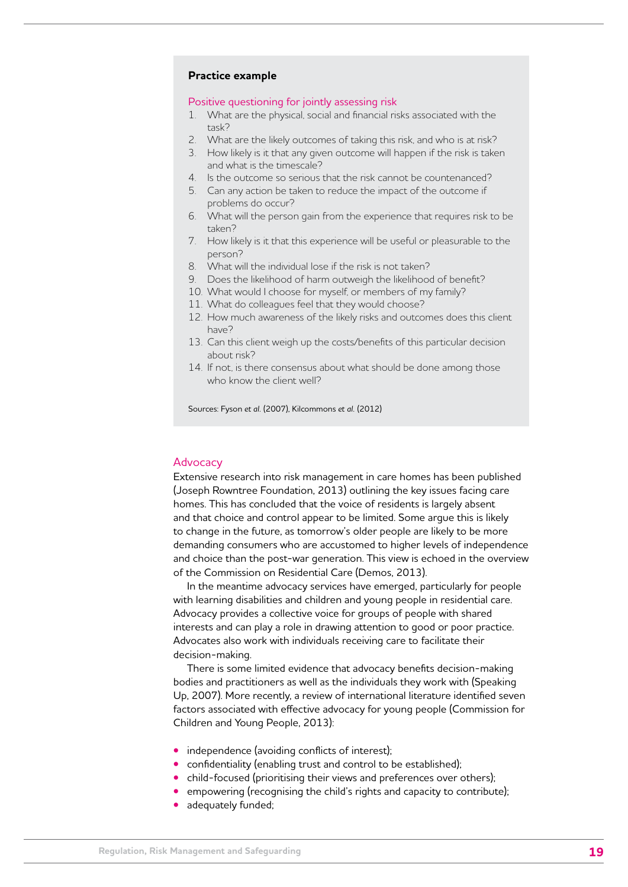**Practice example**

Positive questioning for jointly assessing risk

1. What are the physical, social and financial risks associated with the task?
2. What are the likely outcomes of taking this risk, and who is at risk?
3. How likely is it that any given outcome will happen if the risk is taken and what is the timescale?
4. Is the outcome so serious that the risk cannot be countenanced?
5. Can any action be taken to reduce the impact of the outcome if problems do occur?
6. What will the person gain from the experience that requires risk to be taken?
7. How likely is it that this experience will be useful or pleasurable to the person?
8. What will the individual lose if the risk is not taken?
9. Does the likelihood of harm outweigh the likelihood of benefit?
10. What would I choose for myself, or members of my family?
11. What do colleagues feel that they would choose?
12. How much awareness of the likely risks and outcomes does this client have?
13. Can this client weigh up the costs/benefits of this particular decision about risk?
14. If not, is there consensus about what should be done among those who know the client well?

Sources: Fyson *et al.* (2007), Kilcommons *et al.* (2012)

## Advocacy

Extensive research into risk management in care homes has been published (Joseph Rowntree Foundation, 2013) outlining the key issues facing care homes. This has concluded that the voice of residents is largely absent and that choice and control appear to be limited. Some argue this is likely to change in the future, as tomorrow's older people are likely to be more demanding consumers who are accustomed to higher levels of independence and choice than the post-war generation. This view is echoed in the overview of the Commission on Residential Care (Demos, 2013).

In the meantime advocacy services have emerged, particularly for people with learning disabilities and children and young people in residential care. Advocacy provides a collective voice for groups of people with shared interests and can play a role in drawing attention to good or poor practice. Advocates also work with individuals receiving care to facilitate their decision-making.

There is some limited evidence that advocacy benefits decision-making bodies and practitioners as well as the individuals they work with (Speaking Up, 2007). More recently, a review of international literature identified seven factors associated with effective advocacy for young people (Commission for Children and Young People, 2013):

- independence (avoiding conflicts of interest);
- confidentiality (enabling trust and control to be established);
- child-focused (prioritising their views and preferences over others);
- empowering (recognising the child's rights and capacity to contribute);
- adequately funded;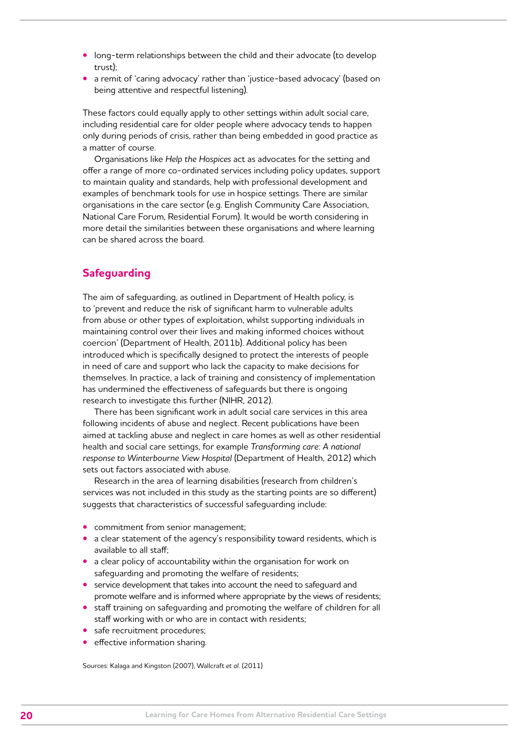- long-term relationships between the child and their advocate (to develop trust);
- a remit of 'caring advocacy' rather than 'justice-based advocacy' (based on being attentive and respectful listening).

These factors could equally apply to other settings within adult social care, including residential care for older people where advocacy tends to happen only during periods of crisis, rather than being embedded in good practice as a matter of course.

Organisations like *Help the Hospices* act as advocates for the setting and offer a range of more co-ordinated services including policy updates, support to maintain quality and standards, help with professional development and examples of benchmark tools for use in hospice settings. There are similar organisations in the care sector (e.g. English Community Care Association, National Care Forum, Residential Forum). It would be worth considering in more detail the similarities between these organisations and where learning can be shared across the board.

## Safeguarding

The aim of safeguarding, as outlined in Department of Health policy, is to 'prevent and reduce the risk of significant harm to vulnerable adults from abuse or other types of exploitation, whilst supporting individuals in maintaining control over their lives and making informed choices without coercion' (Department of Health, 2011b). Additional policy has been introduced which is specifically designed to protect the interests of people in need of care and support who lack the capacity to make decisions for themselves. In practice, a lack of training and consistency of implementation has undermined the effectiveness of safeguards but there is ongoing research to investigate this further (NIHR, 2012).

There has been significant work in adult social care services in this area following incidents of abuse and neglect. Recent publications have been aimed at tackling abuse and neglect in care homes as well as other residential health and social care settings, for example *Transforming care: A national response to Winterbourne View Hospital* (Department of Health, 2012) which sets out factors associated with abuse.

Research in the area of learning disabilities (research from children's services was not included in this study as the starting points are so different) suggests that characteristics of successful safeguarding include:

- commitment from senior management;
- a clear statement of the agency's responsibility toward residents, which is available to all staff;
- a clear policy of accountability within the organisation for work on safeguarding and promoting the welfare of residents;
- service development that takes into account the need to safeguard and promote welfare and is informed where appropriate by the views of residents;
- staff training on safeguarding and promoting the welfare of children for all staff working with or who are in contact with residents;
- safe recruitment procedures;
- effective information sharing.

Sources: Kalaga and Kingston (2007), Wallcraft *et al.* (2011)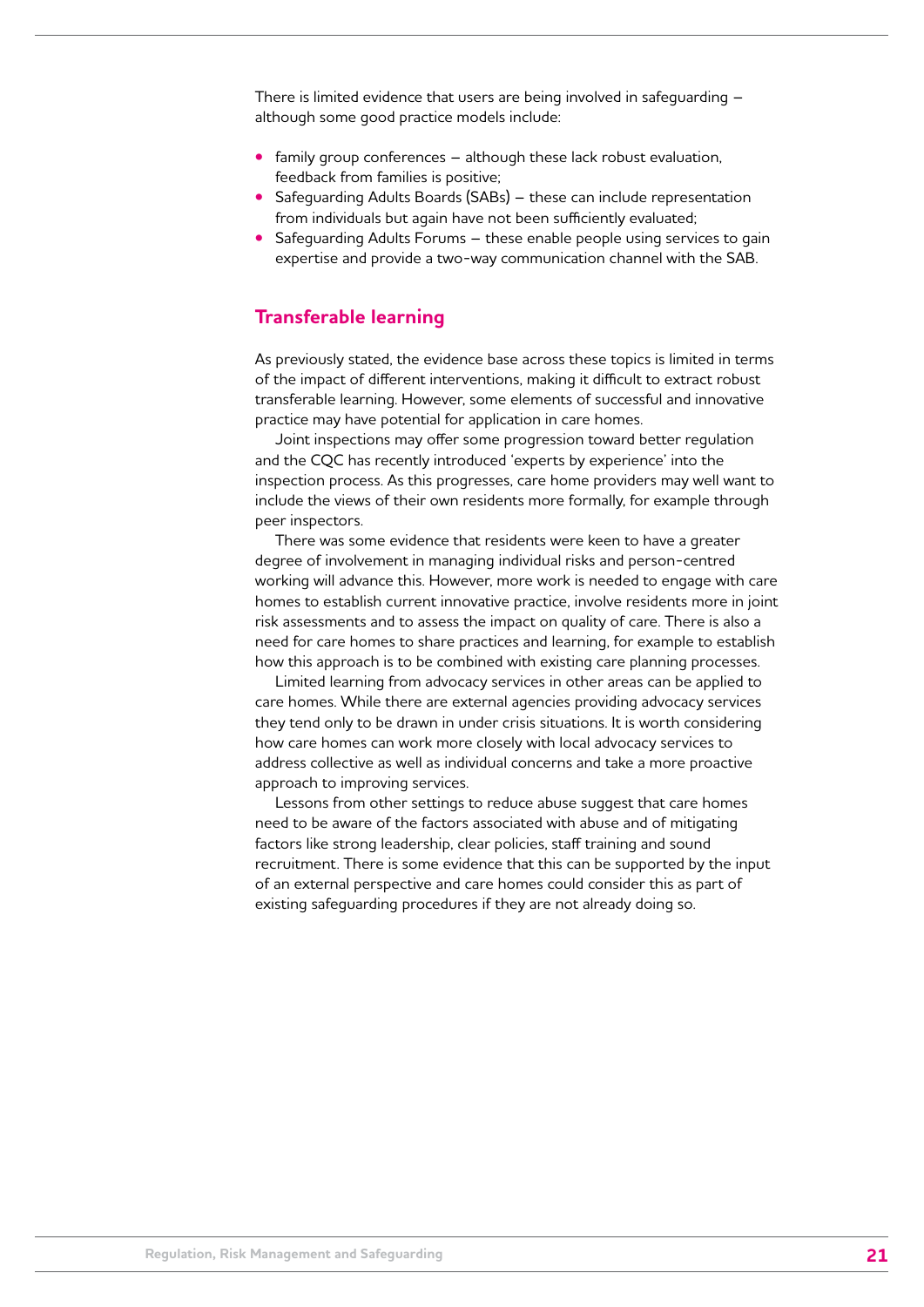There is limited evidence that users are being involved in safeguarding – although some good practice models include:

- family group conferences – although these lack robust evaluation, feedback from families is positive;
- Safeguarding Adults Boards (SABs) – these can include representation from individuals but again have not been sufficiently evaluated;
- Safeguarding Adults Forums – these enable people using services to gain expertise and provide a two-way communication channel with the SAB.

## Transferable learning

As previously stated, the evidence base across these topics is limited in terms of the impact of different interventions, making it difficult to extract robust transferable learning. However, some elements of successful and innovative practice may have potential for application in care homes.

Joint inspections may offer some progression toward better regulation and the CQC has recently introduced 'experts by experience' into the inspection process. As this progresses, care home providers may well want to include the views of their own residents more formally, for example through peer inspectors.

There was some evidence that residents were keen to have a greater degree of involvement in managing individual risks and person-centred working will advance this. However, more work is needed to engage with care homes to establish current innovative practice, involve residents more in joint risk assessments and to assess the impact on quality of care. There is also a need for care homes to share practices and learning, for example to establish how this approach is to be combined with existing care planning processes.

Limited learning from advocacy services in other areas can be applied to care homes. While there are external agencies providing advocacy services they tend only to be drawn in under crisis situations. It is worth considering how care homes can work more closely with local advocacy services to address collective as well as individual concerns and take a more proactive approach to improving services.

Lessons from other settings to reduce abuse suggest that care homes need to be aware of the factors associated with abuse and of mitigating factors like strong leadership, clear policies, staff training and sound recruitment. There is some evidence that this can be supported by the input of an external perspective and care homes could consider this as part of existing safeguarding procedures if they are not already doing so.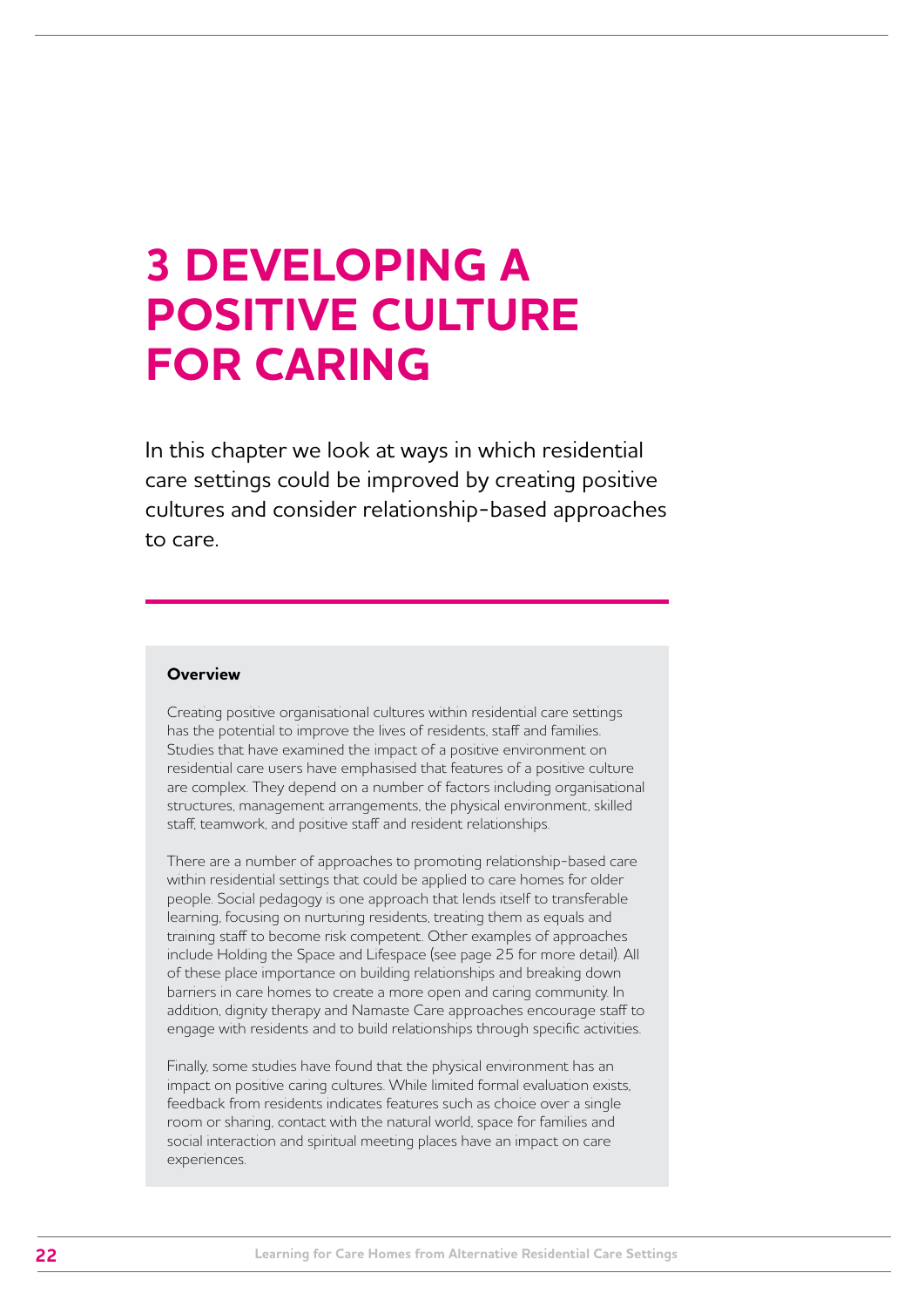# 3 DEVELOPING A POSITIVE CULTURE FOR CARING

In this chapter we look at ways in which residential care settings could be improved by creating positive cultures and consider relationship-based approaches to care.

**Overview**

Creating positive organisational cultures within residential care settings has the potential to improve the lives of residents, staff and families. Studies that have examined the impact of a positive environment on residential care users have emphasised that features of a positive culture are complex. They depend on a number of factors including organisational structures, management arrangements, the physical environment, skilled staff, teamwork, and positive staff and resident relationships.

There are a number of approaches to promoting relationship-based care within residential settings that could be applied to care homes for older people. Social pedagogy is one approach that lends itself to transferable learning, focusing on nurturing residents, treating them as equals and training staff to become risk competent. Other examples of approaches include Holding the Space and Lifespace (see page 25 for more detail). All of these place importance on building relationships and breaking down barriers in care homes to create a more open and caring community. In addition, dignity therapy and Namaste Care approaches encourage staff to engage with residents and to build relationships through specific activities.

Finally, some studies have found that the physical environment has an impact on positive caring cultures. While limited formal evaluation exists, feedback from residents indicates features such as choice over a single room or sharing, contact with the natural world, space for families and social interaction and spiritual meeting places have an impact on care experiences.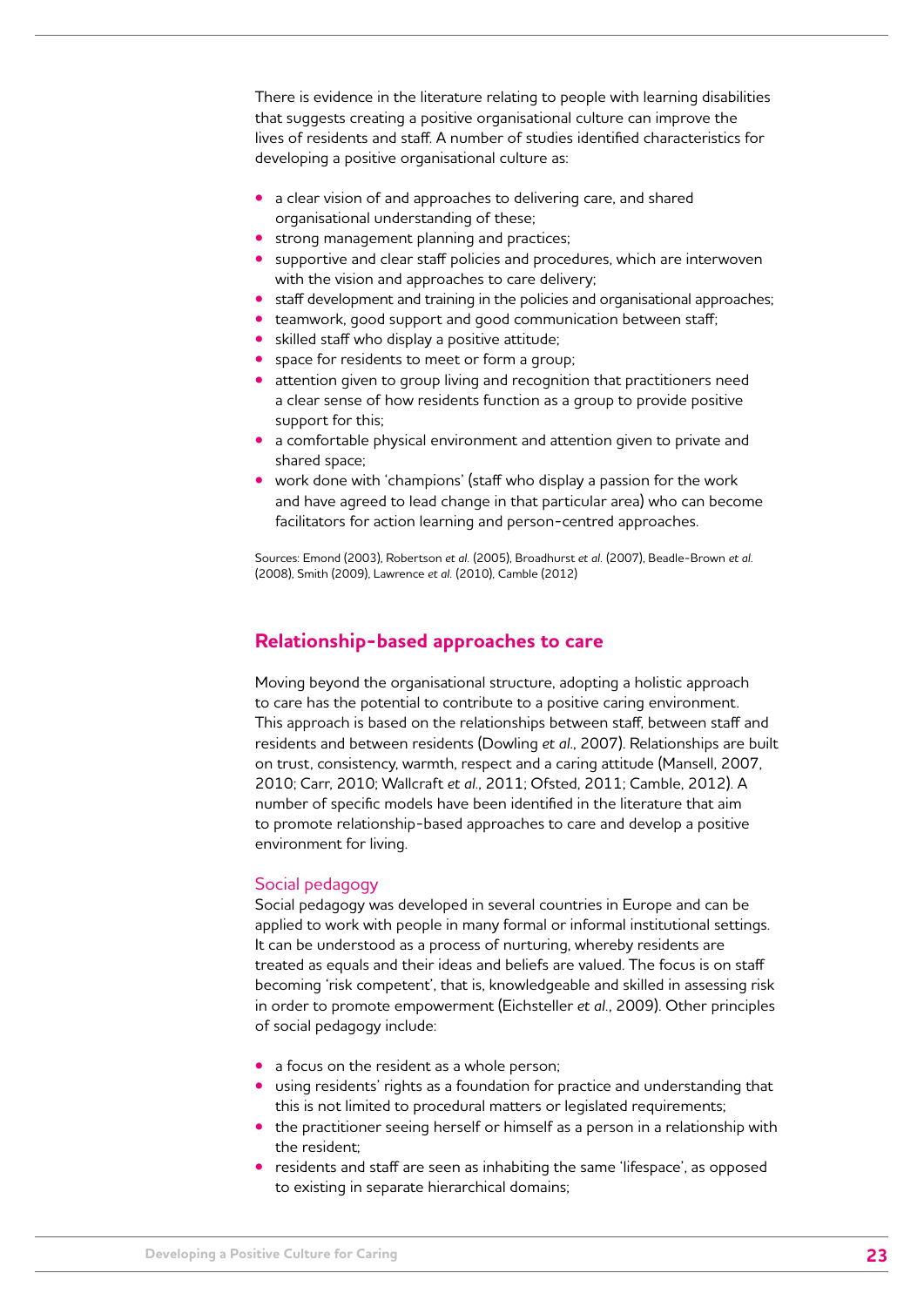There is evidence in the literature relating to people with learning disabilities that suggests creating a positive organisational culture can improve the lives of residents and staff. A number of studies identified characteristics for developing a positive organisational culture as:

- a clear vision of and approaches to delivering care, and shared organisational understanding of these;
- strong management planning and practices;
- supportive and clear staff policies and procedures, which are interwoven with the vision and approaches to care delivery;
- staff development and training in the policies and organisational approaches;
- teamwork, good support and good communication between staff;
- skilled staff who display a positive attitude;
- space for residents to meet or form a group;
- attention given to group living and recognition that practitioners need a clear sense of how residents function as a group to provide positive support for this;
- a comfortable physical environment and attention given to private and shared space;
- work done with 'champions' (staff who display a passion for the work and have agreed to lead change in that particular area) who can become facilitators for action learning and person-centred approaches.

Sources: Emond (2003), Robertson *et al.* (2005), Broadhurst *et al.* (2007), Beadle-Brown *et al.* (2008), Smith (2009), Lawrence *et al.* (2010), Camble (2012)

## Relationship-based approaches to care

Moving beyond the organisational structure, adopting a holistic approach to care has the potential to contribute to a positive caring environment. This approach is based on the relationships between staff, between staff and residents and between residents (Dowling *et al.*, 2007). Relationships are built on trust, consistency, warmth, respect and a caring attitude (Mansell, 2007, 2010; Carr, 2010; Wallcraft *et al.*, 2011; Ofsted, 2011; Camble, 2012). A number of specific models have been identified in the literature that aim to promote relationship-based approaches to care and develop a positive environment for living.

### Social pedagogy

Social pedagogy was developed in several countries in Europe and can be applied to work with people in many formal or informal institutional settings. It can be understood as a process of nurturing, whereby residents are treated as equals and their ideas and beliefs are valued. The focus is on staff becoming 'risk competent', that is, knowledgeable and skilled in assessing risk in order to promote empowerment (Eichsteller *et al.*, 2009). Other principles of social pedagogy include:

- a focus on the resident as a whole person;
- using residents' rights as a foundation for practice and understanding that this is not limited to procedural matters or legislated requirements;
- the practitioner seeing herself or himself as a person in a relationship with the resident;
- residents and staff are seen as inhabiting the same 'lifespace', as opposed to existing in separate hierarchical domains;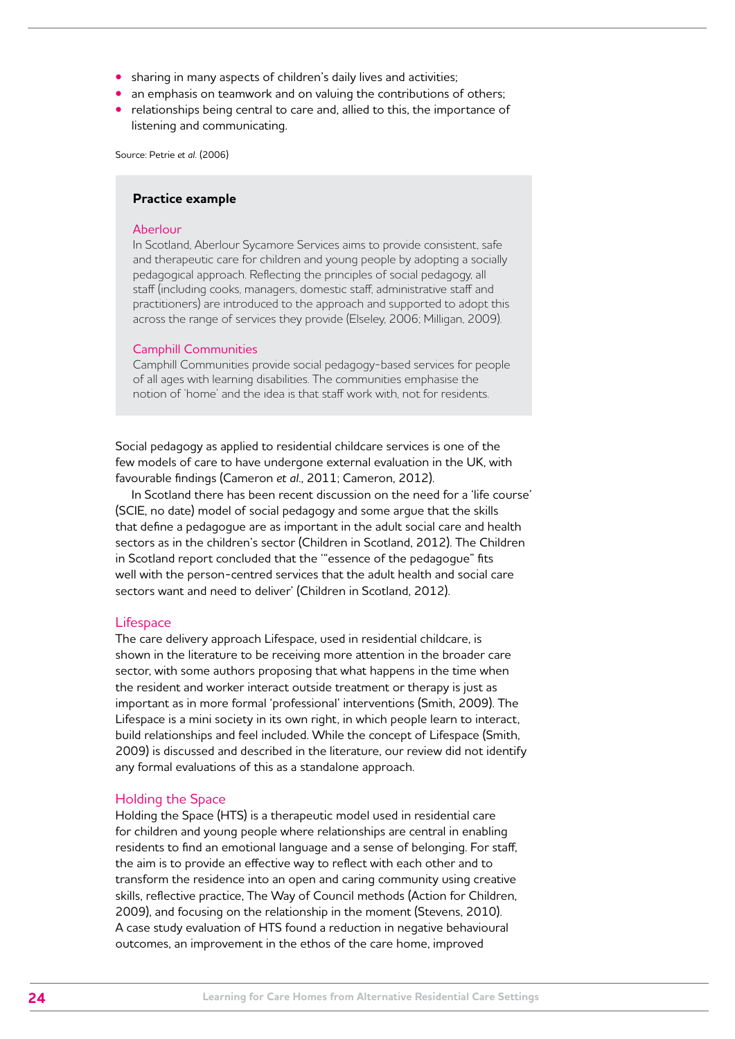- sharing in many aspects of children's daily lives and activities;
- an emphasis on teamwork and on valuing the contributions of others;
- relationships being central to care and, allied to this, the importance of listening and communicating.

Source: Petrie *et al.* (2006)

> **Practice example**
>
> Aberlour
>
> In Scotland, Aberlour Sycamore Services aims to provide consistent, safe and therapeutic care for children and young people by adopting a socially pedagogical approach. Reflecting the principles of social pedagogy, all staff (including cooks, managers, domestic staff, administrative staff and practitioners) are introduced to the approach and supported to adopt this across the range of services they provide (Elseley, 2006; Milligan, 2009).
>
> Camphill Communities
>
> Camphill Communities provide social pedagogy-based services for people of all ages with learning disabilities. The communities emphasise the notion of 'home' and the idea is that staff work with, not for residents.

Social pedagogy as applied to residential childcare services is one of the few models of care to have undergone external evaluation in the UK, with favourable findings (Cameron *et al.*, 2011; Cameron, 2012).

In Scotland there has been recent discussion on the need for a 'life course' (SCIE, no date) model of social pedagogy and some argue that the skills that define a pedagogue are as important in the adult social care and health sectors as in the children's sector (Children in Scotland, 2012). The Children in Scotland report concluded that the '"essence of the pedagogue" fits well with the person-centred services that the adult health and social care sectors want and need to deliver' (Children in Scotland, 2012).

### Lifespace

The care delivery approach Lifespace, used in residential childcare, is shown in the literature to be receiving more attention in the broader care sector, with some authors proposing that what happens in the time when the resident and worker interact outside treatment or therapy is just as important as in more formal 'professional' interventions (Smith, 2009). The Lifespace is a mini society in its own right, in which people learn to interact, build relationships and feel included. While the concept of Lifespace (Smith, 2009) is discussed and described in the literature, our review did not identify any formal evaluations of this as a standalone approach.

### Holding the Space

Holding the Space (HTS) is a therapeutic model used in residential care for children and young people where relationships are central in enabling residents to find an emotional language and a sense of belonging. For staff, the aim is to provide an effective way to reflect with each other and to transform the residence into an open and caring community using creative skills, reflective practice, The Way of Council methods (Action for Children, 2009), and focusing on the relationship in the moment (Stevens, 2010). A case study evaluation of HTS found a reduction in negative behavioural outcomes, an improvement in the ethos of the care home, improved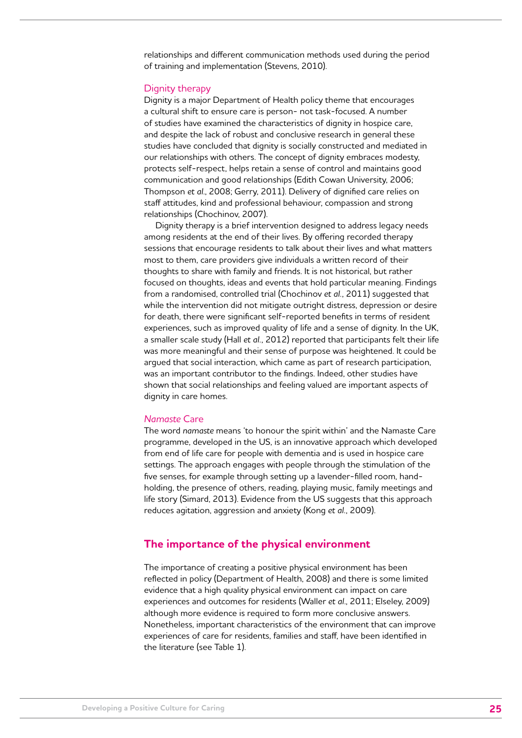relationships and different communication methods used during the period of training and implementation (Stevens, 2010).

### Dignity therapy

Dignity is a major Department of Health policy theme that encourages a cultural shift to ensure care is person- not task-focused. A number of studies have examined the characteristics of dignity in hospice care, and despite the lack of robust and conclusive research in general these studies have concluded that dignity is socially constructed and mediated in our relationships with others. The concept of dignity embraces modesty, protects self-respect, helps retain a sense of control and maintains good communication and good relationships (Edith Cowan University, 2006; Thompson *et al*., 2008; Gerry, 2011). Delivery of dignified care relies on staff attitudes, kind and professional behaviour, compassion and strong relationships (Chochinov, 2007).

Dignity therapy is a brief intervention designed to address legacy needs among residents at the end of their lives. By offering recorded therapy sessions that encourage residents to talk about their lives and what matters most to them, care providers give individuals a written record of their thoughts to share with family and friends. It is not historical, but rather focused on thoughts, ideas and events that hold particular meaning. Findings from a randomised, controlled trial (Chochinov *et al*., 2011) suggested that while the intervention did not mitigate outright distress, depression or desire for death, there were significant self-reported benefits in terms of resident experiences, such as improved quality of life and a sense of dignity. In the UK, a smaller scale study (Hall *et al*., 2012) reported that participants felt their life was more meaningful and their sense of purpose was heightened. It could be argued that social interaction, which came as part of research participation, was an important contributor to the findings. Indeed, other studies have shown that social relationships and feeling valued are important aspects of dignity in care homes.

### *Namaste* Care

The word *namaste* means 'to honour the spirit within' and the Namaste Care programme, developed in the US, is an innovative approach which developed from end of life care for people with dementia and is used in hospice care settings. The approach engages with people through the stimulation of the five senses, for example through setting up a lavender-filled room, hand-holding, the presence of others, reading, playing music, family meetings and life story (Simard, 2013). Evidence from the US suggests that this approach reduces agitation, aggression and anxiety (Kong *et al*., 2009).

## The importance of the physical environment

The importance of creating a positive physical environment has been reflected in policy (Department of Health, 2008) and there is some limited evidence that a high quality physical environment can impact on care experiences and outcomes for residents (Waller *et al*., 2011; Elseley, 2009) although more evidence is required to form more conclusive answers. Nonetheless, important characteristics of the environment that can improve experiences of care for residents, families and staff, have been identified in the literature (see Table 1).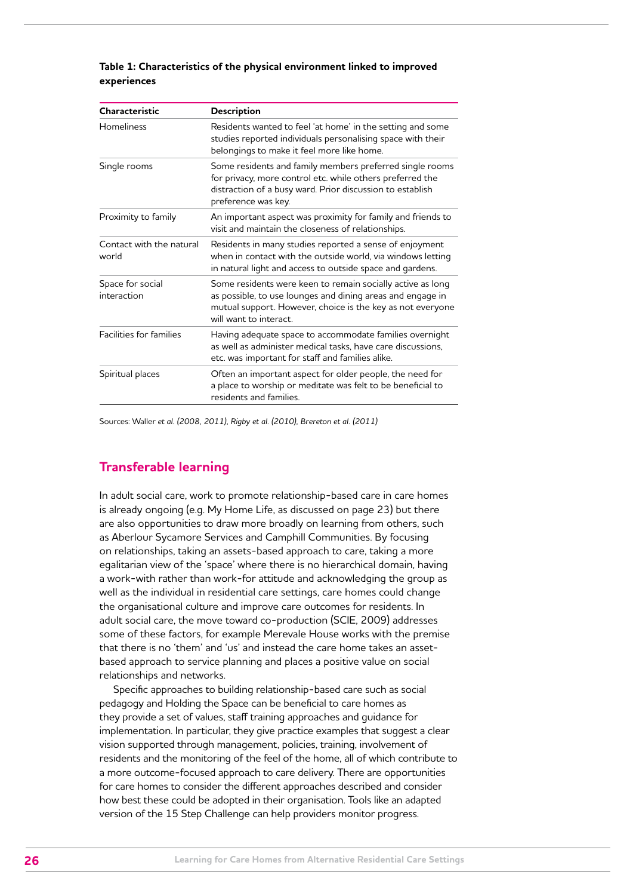**Table 1: Characteristics of the physical environment linked to improved experiences**

| Characteristic | Description |
| --- | --- |
| Homeliness | Residents wanted to feel 'at home' in the setting and some studies reported individuals personalising space with their belongings to make it feel more like home. |
| Single rooms | Some residents and family members preferred single rooms for privacy, more control etc. while others preferred the distraction of a busy ward. Prior discussion to establish preference was key. |
| Proximity to family | An important aspect was proximity for family and friends to visit and maintain the closeness of relationships. |
| Contact with the natural world | Residents in many studies reported a sense of enjoyment when in contact with the outside world, via windows letting in natural light and access to outside space and gardens. |
| Space for social interaction | Some residents were keen to remain socially active as long as possible, to use lounges and dining areas and engage in mutual support. However, choice is the key as not everyone will want to interact. |
| Facilities for families | Having adequate space to accommodate families overnight as well as administer medical tasks, have care discussions, etc. was important for staff and families alike. |
| Spiritual places | Often an important aspect for older people, the need for a place to worship or meditate was felt to be beneficial to residents and families. |

Sources: Waller *et al. (2008, 2011), Rigby et al. (2010), Brereton et al. (2011)*

## Transferable learning

In adult social care, work to promote relationship-based care in care homes is already ongoing (e.g. My Home Life, as discussed on page 23) but there are also opportunities to draw more broadly on learning from others, such as Aberlour Sycamore Services and Camphill Communities. By focusing on relationships, taking an assets-based approach to care, taking a more egalitarian view of the 'space' where there is no hierarchical domain, having a work-with rather than work-for attitude and acknowledging the group as well as the individual in residential care settings, care homes could change the organisational culture and improve care outcomes for residents. In adult social care, the move toward co-production (SCIE, 2009) addresses some of these factors, for example Merevale House works with the premise that there is no 'them' and 'us' and instead the care home takes an asset-based approach to service planning and places a positive value on social relationships and networks.

Specific approaches to building relationship-based care such as social pedagogy and Holding the Space can be beneficial to care homes as they provide a set of values, staff training approaches and guidance for implementation. In particular, they give practice examples that suggest a clear vision supported through management, policies, training, involvement of residents and the monitoring of the feel of the home, all of which contribute to a more outcome-focused approach to care delivery. There are opportunities for care homes to consider the different approaches described and consider how best these could be adopted in their organisation. Tools like an adapted version of the 15 Step Challenge can help providers monitor progress.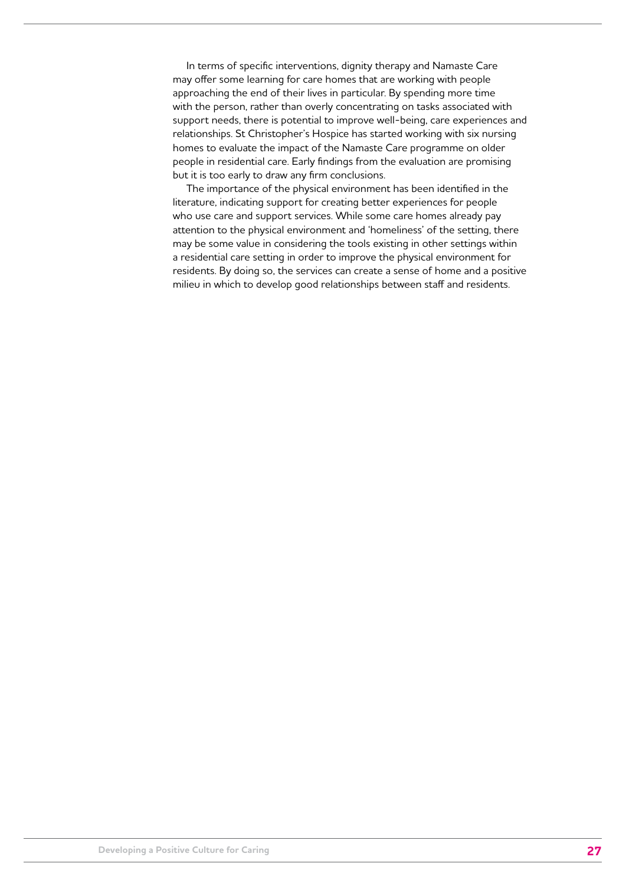In terms of specific interventions, dignity therapy and Namaste Care may offer some learning for care homes that are working with people approaching the end of their lives in particular. By spending more time with the person, rather than overly concentrating on tasks associated with support needs, there is potential to improve well-being, care experiences and relationships. St Christopher's Hospice has started working with six nursing homes to evaluate the impact of the Namaste Care programme on older people in residential care. Early findings from the evaluation are promising but it is too early to draw any firm conclusions.

The importance of the physical environment has been identified in the literature, indicating support for creating better experiences for people who use care and support services. While some care homes already pay attention to the physical environment and 'homeliness' of the setting, there may be some value in considering the tools existing in other settings within a residential care setting in order to improve the physical environment for residents. By doing so, the services can create a sense of home and a positive milieu in which to develop good relationships between staff and residents.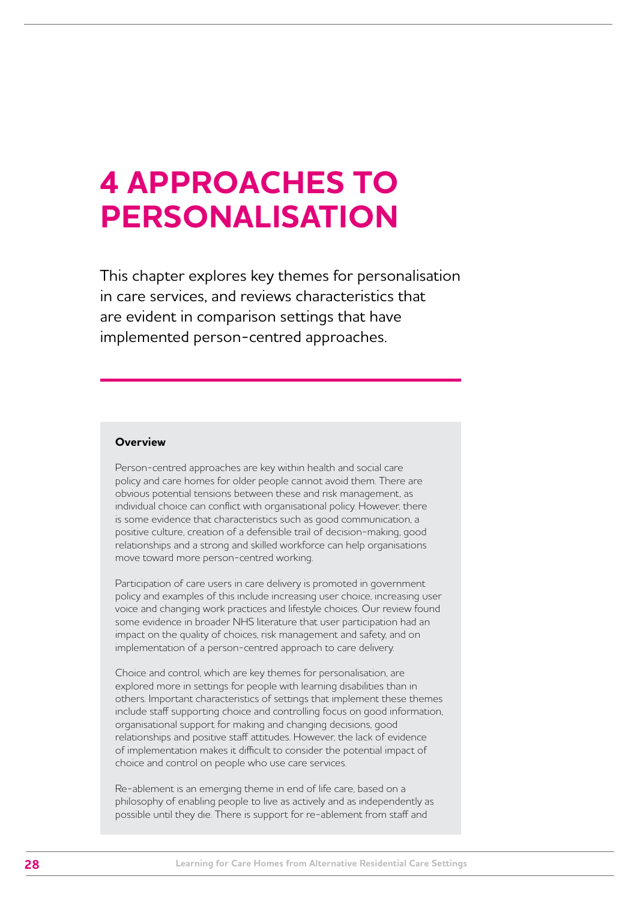# 4 APPROACHES TO PERSONALISATION

This chapter explores key themes for personalisation in care services, and reviews characteristics that are evident in comparison settings that have implemented person-centred approaches.

**Overview**

Person-centred approaches are key within health and social care policy and care homes for older people cannot avoid them. There are obvious potential tensions between these and risk management, as individual choice can conflict with organisational policy. However, there is some evidence that characteristics such as good communication, a positive culture, creation of a defensible trail of decision-making, good relationships and a strong and skilled workforce can help organisations move toward more person-centred working.

Participation of care users in care delivery is promoted in government policy and examples of this include increasing user choice, increasing user voice and changing work practices and lifestyle choices. Our review found some evidence in broader NHS literature that user participation had an impact on the quality of choices, risk management and safety, and on implementation of a person-centred approach to care delivery.

Choice and control, which are key themes for personalisation, are explored more in settings for people with learning disabilities than in others. Important characteristics of settings that implement these themes include staff supporting choice and controlling focus on good information, organisational support for making and changing decisions, good relationships and positive staff attitudes. However, the lack of evidence of implementation makes it difficult to consider the potential impact of choice and control on people who use care services.

Re-ablement is an emerging theme in end of life care, based on a philosophy of enabling people to live as actively and as independently as possible until they die. There is support for re-ablement from staff and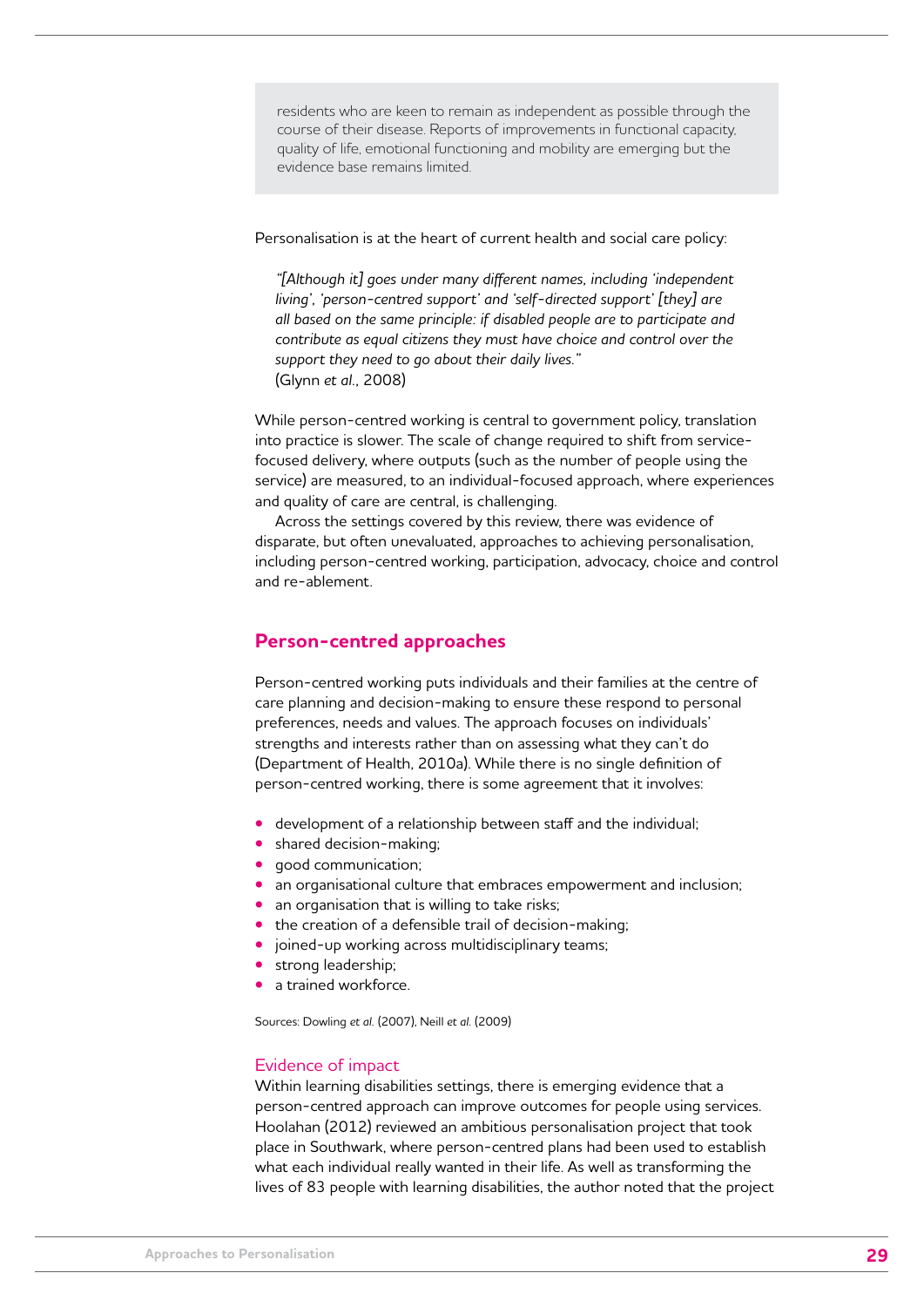residents who are keen to remain as independent as possible through the course of their disease. Reports of improvements in functional capacity, quality of life, emotional functioning and mobility are emerging but the evidence base remains limited.

Personalisation is at the heart of current health and social care policy:

> *"[Although it] goes under many different names, including 'independent living', 'person-centred support' and 'self-directed support' [they] are all based on the same principle: if disabled people are to participate and contribute as equal citizens they must have choice and control over the support they need to go about their daily lives."*
> (Glynn *et al.*, 2008)

While person-centred working is central to government policy, translation into practice is slower. The scale of change required to shift from service-focused delivery, where outputs (such as the number of people using the service) are measured, to an individual-focused approach, where experiences and quality of care are central, is challenging.

Across the settings covered by this review, there was evidence of disparate, but often unevaluated, approaches to achieving personalisation, including person-centred working, participation, advocacy, choice and control and re-ablement.

## Person-centred approaches

Person-centred working puts individuals and their families at the centre of care planning and decision-making to ensure these respond to personal preferences, needs and values. The approach focuses on individuals' strengths and interests rather than on assessing what they can't do (Department of Health, 2010a). While there is no single definition of person-centred working, there is some agreement that it involves:

- development of a relationship between staff and the individual;
- shared decision-making;
- good communication;
- an organisational culture that embraces empowerment and inclusion;
- an organisation that is willing to take risks;
- the creation of a defensible trail of decision-making;
- joined-up working across multidisciplinary teams;
- strong leadership;
- a trained workforce.

Sources: Dowling *et al.* (2007), Neill *et al.* (2009)

### Evidence of impact

Within learning disabilities settings, there is emerging evidence that a person-centred approach can improve outcomes for people using services. Hoolahan (2012) reviewed an ambitious personalisation project that took place in Southwark, where person-centred plans had been used to establish what each individual really wanted in their life. As well as transforming the lives of 83 people with learning disabilities, the author noted that the project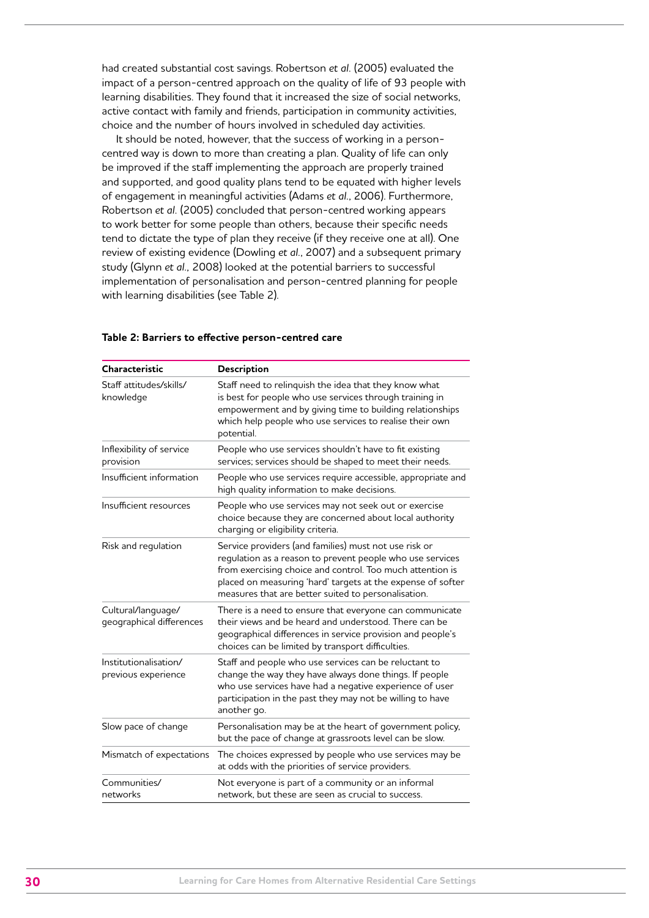had created substantial cost savings. Robertson *et al.* (2005) evaluated the impact of a person-centred approach on the quality of life of 93 people with learning disabilities. They found that it increased the size of social networks, active contact with family and friends, participation in community activities, choice and the number of hours involved in scheduled day activities.

It should be noted, however, that the success of working in a person-centred way is down to more than creating a plan. Quality of life can only be improved if the staff implementing the approach are properly trained and supported, and good quality plans tend to be equated with higher levels of engagement in meaningful activities (Adams *et al.*, 2006). Furthermore, Robertson *et al.* (2005) concluded that person-centred working appears to work better for some people than others, because their specific needs tend to dictate the type of plan they receive (if they receive one at all). One review of existing evidence (Dowling *et al.*, 2007) and a subsequent primary study (Glynn *et al.*, 2008) looked at the potential barriers to successful implementation of personalisation and person-centred planning for people with learning disabilities (see Table 2).

**Table 2: Barriers to effective person-centred care**

| Characteristic | Description |
|---|---|
| Staff attitudes/skills/knowledge | Staff need to relinquish the idea that they know what is best for people who use services through training in empowerment and by giving time to building relationships which help people who use services to realise their own potential. |
| Inflexibility of service provision | People who use services shouldn't have to fit existing services; services should be shaped to meet their needs. |
| Insufficient information | People who use services require accessible, appropriate and high quality information to make decisions. |
| Insufficient resources | People who use services may not seek out or exercise choice because they are concerned about local authority charging or eligibility criteria. |
| Risk and regulation | Service providers (and families) must not use risk or regulation as a reason to prevent people who use services from exercising choice and control. Too much attention is placed on measuring 'hard' targets at the expense of softer measures that are better suited to personalisation. |
| Cultural/language/geographical differences | There is a need to ensure that everyone can communicate their views and be heard and understood. There can be geographical differences in service provision and people's choices can be limited by transport difficulties. |
| Institutionalisation/previous experience | Staff and people who use services can be reluctant to change the way they have always done things. If people who use services have had a negative experience of user participation in the past they may not be willing to have another go. |
| Slow pace of change | Personalisation may be at the heart of government policy, but the pace of change at grassroots level can be slow. |
| Mismatch of expectations | The choices expressed by people who use services may be at odds with the priorities of service providers. |
| Communities/networks | Not everyone is part of a community or an informal network, but these are seen as crucial to success. |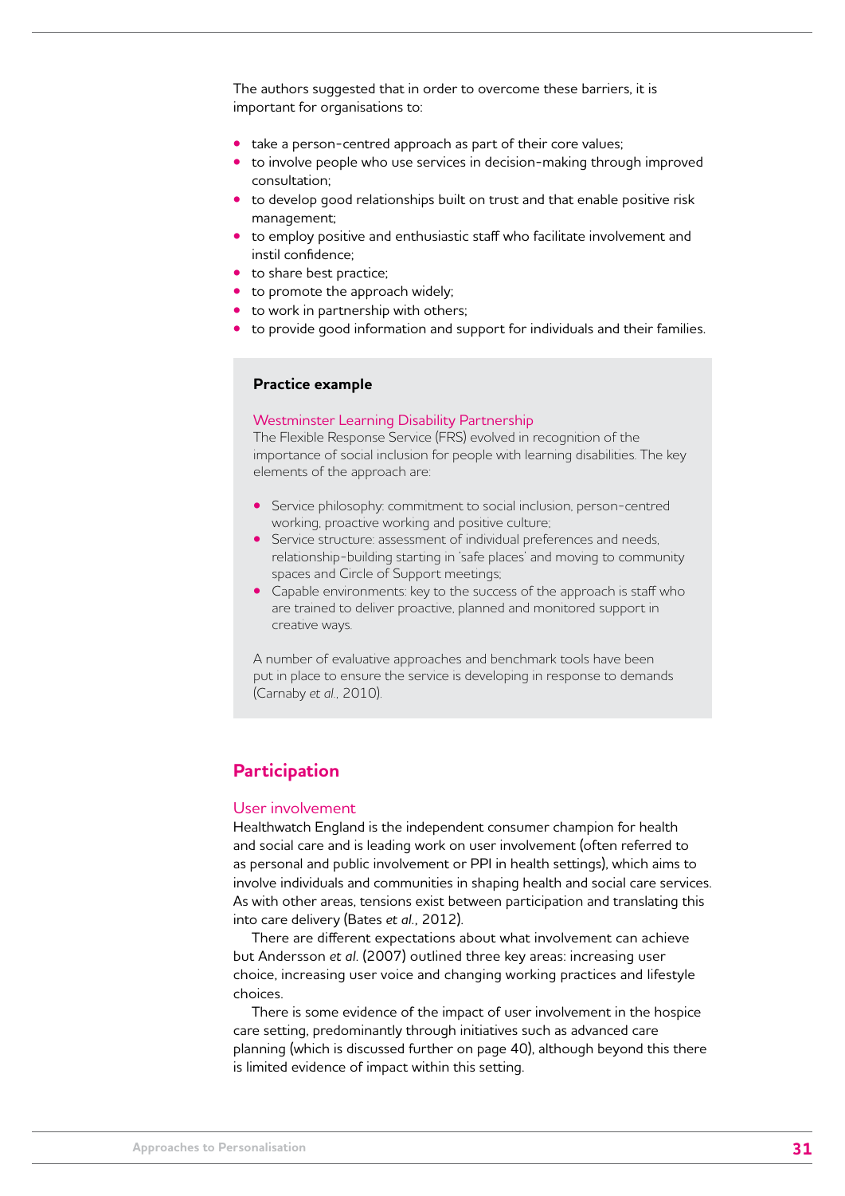The authors suggested that in order to overcome these barriers, it is important for organisations to:

- take a person-centred approach as part of their core values;
- to involve people who use services in decision-making through improved consultation;
- to develop good relationships built on trust and that enable positive risk management;
- to employ positive and enthusiastic staff who facilitate involvement and instil confidence;
- to share best practice;
- to promote the approach widely;
- to work in partnership with others;
- to provide good information and support for individuals and their families.

> **Practice example**
>
> Westminster Learning Disability Partnership
> The Flexible Response Service (FRS) evolved in recognition of the importance of social inclusion for people with learning disabilities. The key elements of the approach are:
>
> - Service philosophy: commitment to social inclusion, person-centred working, proactive working and positive culture;
> - Service structure: assessment of individual preferences and needs, relationship-building starting in 'safe places' and moving to community spaces and Circle of Support meetings;
> - Capable environments: key to the success of the approach is staff who are trained to deliver proactive, planned and monitored support in creative ways.
>
> A number of evaluative approaches and benchmark tools have been put in place to ensure the service is developing in response to demands (Carnaby *et al.*, 2010).

## Participation

### User involvement

Healthwatch England is the independent consumer champion for health and social care and is leading work on user involvement (often referred to as personal and public involvement or PPI in health settings), which aims to involve individuals and communities in shaping health and social care services. As with other areas, tensions exist between participation and translating this into care delivery (Bates *et al.*, 2012).

There are different expectations about what involvement can achieve but Andersson *et al.* (2007) outlined three key areas: increasing user choice, increasing user voice and changing working practices and lifestyle choices.

There is some evidence of the impact of user involvement in the hospice care setting, predominantly through initiatives such as advanced care planning (which is discussed further on page 40), although beyond this there is limited evidence of impact within this setting.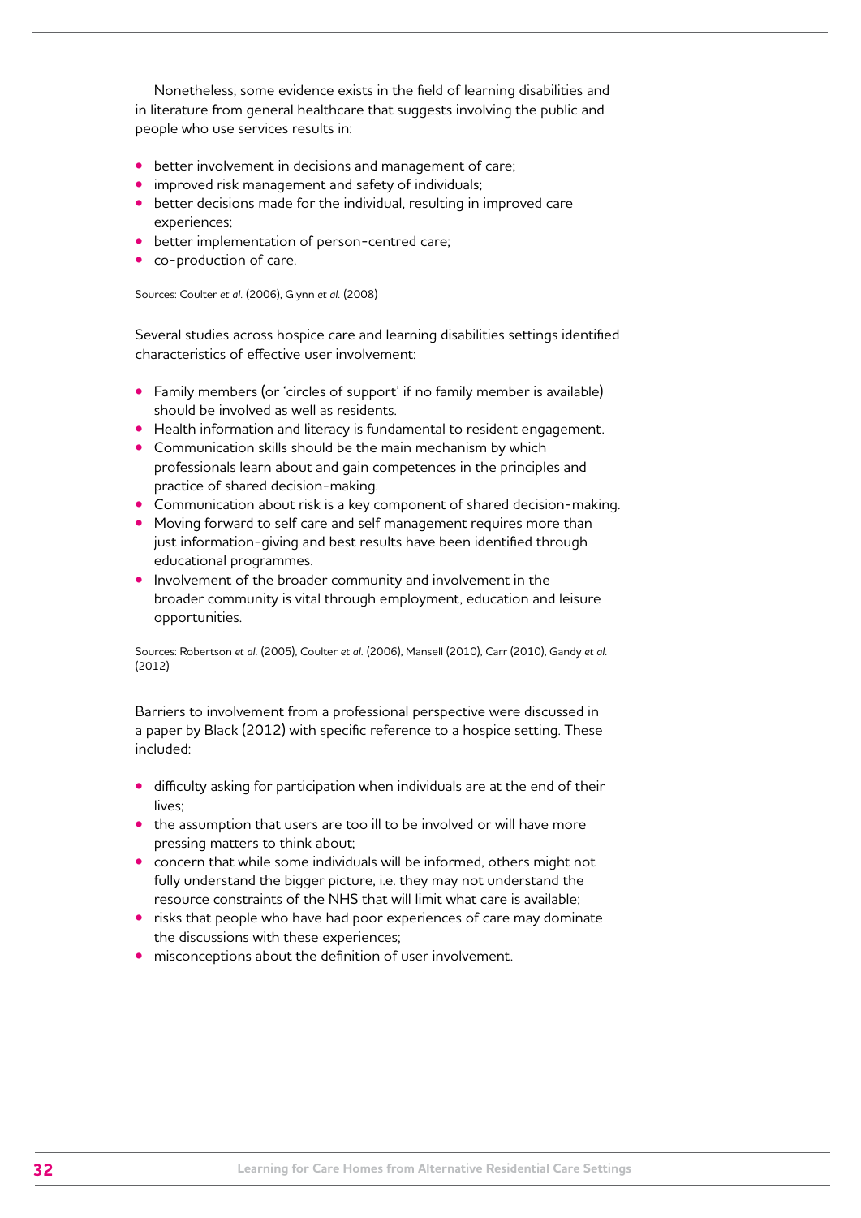Nonetheless, some evidence exists in the field of learning disabilities and in literature from general healthcare that suggests involving the public and people who use services results in:

- better involvement in decisions and management of care;
- improved risk management and safety of individuals;
- better decisions made for the individual, resulting in improved care experiences;
- better implementation of person-centred care;
- co-production of care.

Sources: Coulter *et al.* (2006), Glynn *et al.* (2008)

Several studies across hospice care and learning disabilities settings identified characteristics of effective user involvement:

- Family members (or 'circles of support' if no family member is available) should be involved as well as residents.
- Health information and literacy is fundamental to resident engagement.
- Communication skills should be the main mechanism by which professionals learn about and gain competences in the principles and practice of shared decision-making.
- Communication about risk is a key component of shared decision-making.
- Moving forward to self care and self management requires more than just information-giving and best results have been identified through educational programmes.
- Involvement of the broader community and involvement in the broader community is vital through employment, education and leisure opportunities.

Sources: Robertson *et al.* (2005), Coulter *et al.* (2006), Mansell (2010), Carr (2010), Gandy *et al.* (2012)

Barriers to involvement from a professional perspective were discussed in a paper by Black (2012) with specific reference to a hospice setting. These included:

- difficulty asking for participation when individuals are at the end of their lives;
- the assumption that users are too ill to be involved or will have more pressing matters to think about;
- concern that while some individuals will be informed, others might not fully understand the bigger picture, i.e. they may not understand the resource constraints of the NHS that will limit what care is available;
- risks that people who have had poor experiences of care may dominate the discussions with these experiences;
- misconceptions about the definition of user involvement.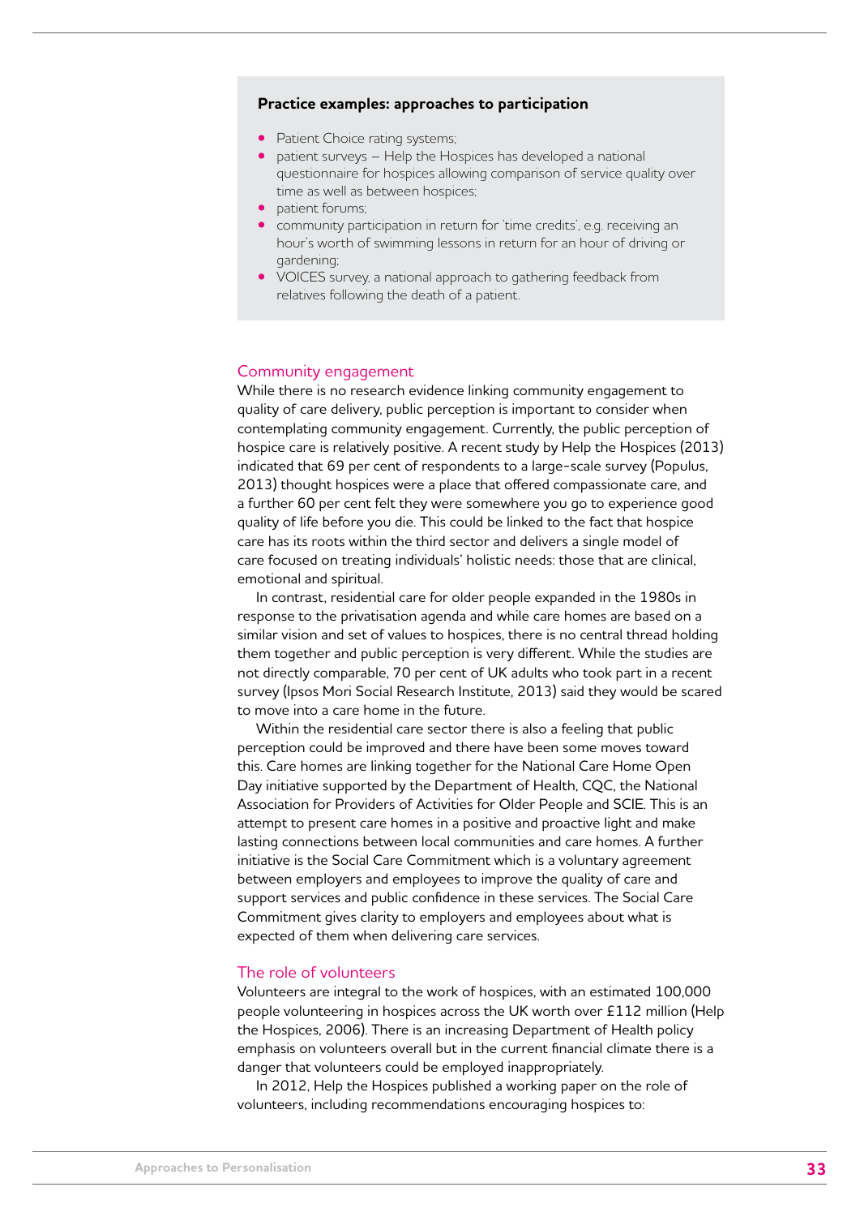**Practice examples: approaches to participation**

- Patient Choice rating systems;
- patient surveys – Help the Hospices has developed a national questionnaire for hospices allowing comparison of service quality over time as well as between hospices;
- patient forums;
- community participation in return for 'time credits', e.g. receiving an hour's worth of swimming lessons in return for an hour of driving or gardening;
- VOICES survey, a national approach to gathering feedback from relatives following the death of a patient.

## Community engagement

While there is no research evidence linking community engagement to quality of care delivery, public perception is important to consider when contemplating community engagement. Currently, the public perception of hospice care is relatively positive. A recent study by Help the Hospices (2013) indicated that 69 per cent of respondents to a large-scale survey (Populus, 2013) thought hospices were a place that offered compassionate care, and a further 60 per cent felt they were somewhere you go to experience good quality of life before you die. This could be linked to the fact that hospice care has its roots within the third sector and delivers a single model of care focused on treating individuals' holistic needs: those that are clinical, emotional and spiritual.

In contrast, residential care for older people expanded in the 1980s in response to the privatisation agenda and while care homes are based on a similar vision and set of values to hospices, there is no central thread holding them together and public perception is very different. While the studies are not directly comparable, 70 per cent of UK adults who took part in a recent survey (Ipsos Mori Social Research Institute, 2013) said they would be scared to move into a care home in the future.

Within the residential care sector there is also a feeling that public perception could be improved and there have been some moves toward this. Care homes are linking together for the National Care Home Open Day initiative supported by the Department of Health, CQC, the National Association for Providers of Activities for Older People and SCIE. This is an attempt to present care homes in a positive and proactive light and make lasting connections between local communities and care homes. A further initiative is the Social Care Commitment which is a voluntary agreement between employers and employees to improve the quality of care and support services and public confidence in these services. The Social Care Commitment gives clarity to employers and employees about what is expected of them when delivering care services.

## The role of volunteers

Volunteers are integral to the work of hospices, with an estimated 100,000 people volunteering in hospices across the UK worth over £112 million (Help the Hospices, 2006). There is an increasing Department of Health policy emphasis on volunteers overall but in the current financial climate there is a danger that volunteers could be employed inappropriately.

In 2012, Help the Hospices published a working paper on the role of volunteers, including recommendations encouraging hospices to: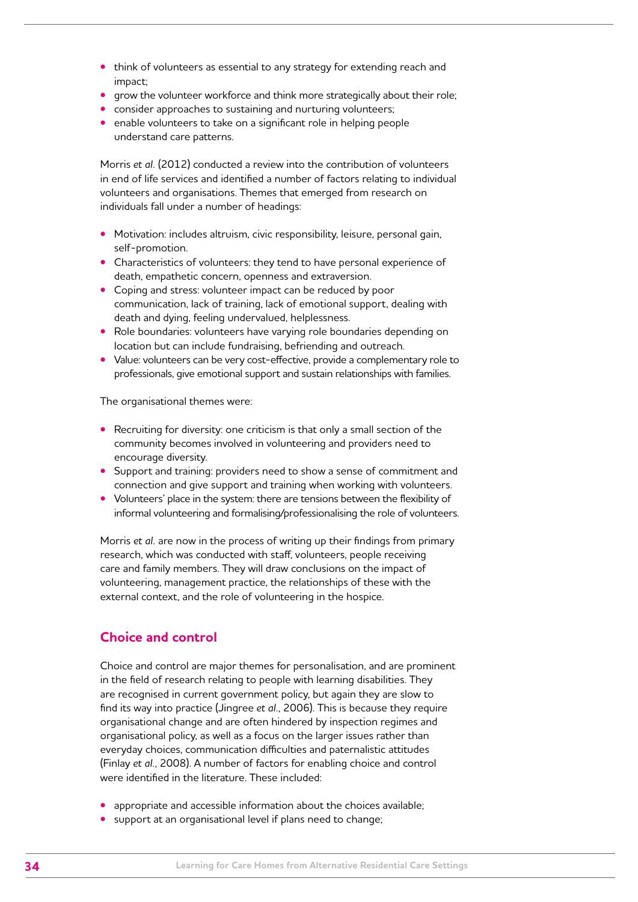- think of volunteers as essential to any strategy for extending reach and impact;
- grow the volunteer workforce and think more strategically about their role;
- consider approaches to sustaining and nurturing volunteers;
- enable volunteers to take on a significant role in helping people understand care patterns.

Morris *et al*. (2012) conducted a review into the contribution of volunteers in end of life services and identified a number of factors relating to individual volunteers and organisations. Themes that emerged from research on individuals fall under a number of headings:

- Motivation: includes altruism, civic responsibility, leisure, personal gain, self-promotion.
- Characteristics of volunteers: they tend to have personal experience of death, empathetic concern, openness and extraversion.
- Coping and stress: volunteer impact can be reduced by poor communication, lack of training, lack of emotional support, dealing with death and dying, feeling undervalued, helplessness.
- Role boundaries: volunteers have varying role boundaries depending on location but can include fundraising, befriending and outreach.
- Value: volunteers can be very cost-effective, provide a complementary role to professionals, give emotional support and sustain relationships with families.

The organisational themes were:

- Recruiting for diversity: one criticism is that only a small section of the community becomes involved in volunteering and providers need to encourage diversity.
- Support and training: providers need to show a sense of commitment and connection and give support and training when working with volunteers.
- Volunteers' place in the system: there are tensions between the flexibility of informal volunteering and formalising/professionalising the role of volunteers.

Morris *et al*. are now in the process of writing up their findings from primary research, which was conducted with staff, volunteers, people receiving care and family members. They will draw conclusions on the impact of volunteering, management practice, the relationships of these with the external context, and the role of volunteering in the hospice.

## Choice and control

Choice and control are major themes for personalisation, and are prominent in the field of research relating to people with learning disabilities. They are recognised in current government policy, but again they are slow to find its way into practice (Jingree *et al*., 2006). This is because they require organisational change and are often hindered by inspection regimes and organisational policy, as well as a focus on the larger issues rather than everyday choices, communication difficulties and paternalistic attitudes (Finlay *et al*., 2008). A number of factors for enabling choice and control were identified in the literature. These included:

- appropriate and accessible information about the choices available;
- support at an organisational level if plans need to change;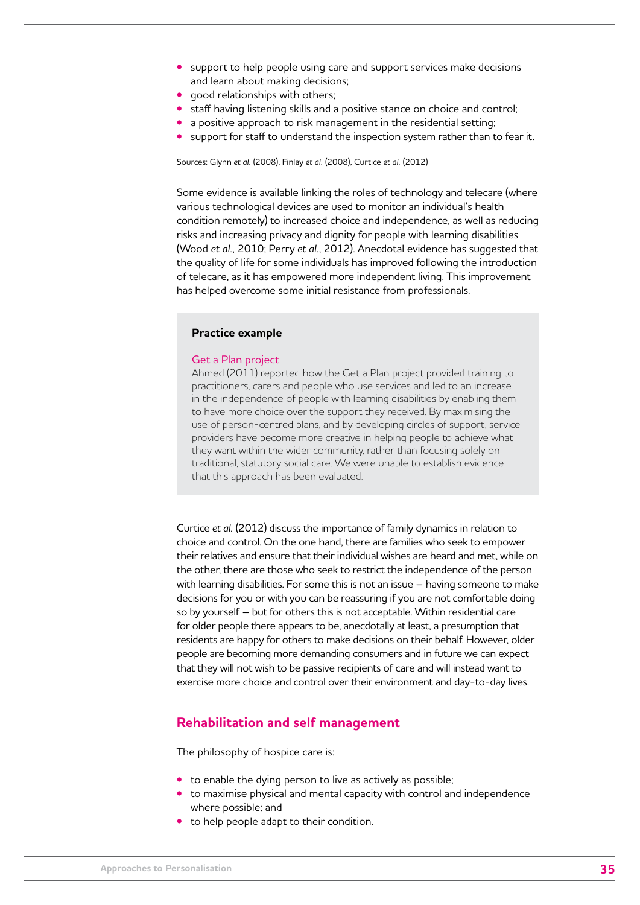- support to help people using care and support services make decisions and learn about making decisions;
- good relationships with others;
- staff having listening skills and a positive stance on choice and control;
- a positive approach to risk management in the residential setting;
- support for staff to understand the inspection system rather than to fear it.

Sources: Glynn *et al.* (2008), Finlay *et al.* (2008), Curtice *et al.* (2012)

Some evidence is available linking the roles of technology and telecare (where various technological devices are used to monitor an individual's health condition remotely) to increased choice and independence, as well as reducing risks and increasing privacy and dignity for people with learning disabilities (Wood *et al.*, 2010; Perry *et al.*, 2012). Anecdotal evidence has suggested that the quality of life for some individuals has improved following the introduction of telecare, as it has empowered more independent living. This improvement has helped overcome some initial resistance from professionals.

> **Practice example**
>
> Get a Plan project
>
> Ahmed (2011) reported how the Get a Plan project provided training to practitioners, carers and people who use services and led to an increase in the independence of people with learning disabilities by enabling them to have more choice over the support they received. By maximising the use of person-centred plans, and by developing circles of support, service providers have become more creative in helping people to achieve what they want within the wider community, rather than focusing solely on traditional, statutory social care. We were unable to establish evidence that this approach has been evaluated.

Curtice *et al.* (2012) discuss the importance of family dynamics in relation to choice and control. On the one hand, there are families who seek to empower their relatives and ensure that their individual wishes are heard and met, while on the other, there are those who seek to restrict the independence of the person with learning disabilities. For some this is not an issue – having someone to make decisions for you or with you can be reassuring if you are not comfortable doing so by yourself – but for others this is not acceptable. Within residential care for older people there appears to be, anecdotally at least, a presumption that residents are happy for others to make decisions on their behalf. However, older people are becoming more demanding consumers and in future we can expect that they will not wish to be passive recipients of care and will instead want to exercise more choice and control over their environment and day-to-day lives.

## Rehabilitation and self management

The philosophy of hospice care is:

- to enable the dying person to live as actively as possible;
- to maximise physical and mental capacity with control and independence where possible; and
- to help people adapt to their condition.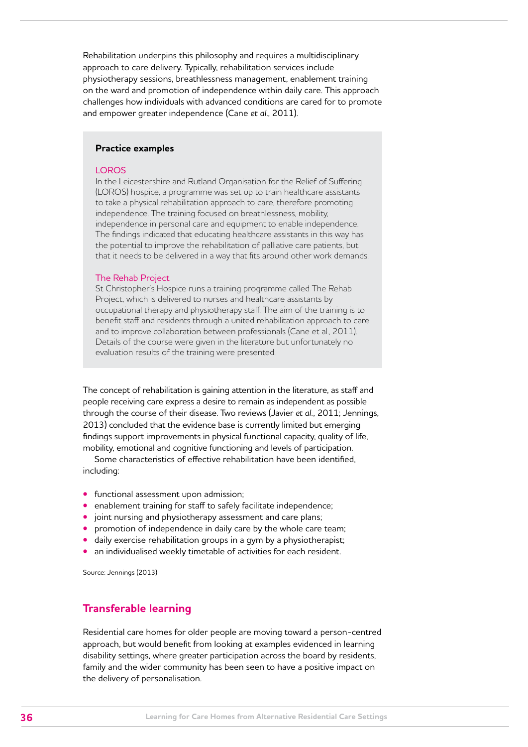Rehabilitation underpins this philosophy and requires a multidisciplinary approach to care delivery. Typically, rehabilitation services include physiotherapy sessions, breathlessness management, enablement training on the ward and promotion of independence within daily care. This approach challenges how individuals with advanced conditions are cared for to promote and empower greater independence (Cane *et al.*, 2011).

> **Practice examples**
>
> LOROS
>
> In the Leicestershire and Rutland Organisation for the Relief of Suffering (LOROS) hospice, a programme was set up to train healthcare assistants to take a physical rehabilitation approach to care, therefore promoting independence. The training focused on breathlessness, mobility, independence in personal care and equipment to enable independence. The findings indicated that educating healthcare assistants in this way has the potential to improve the rehabilitation of palliative care patients, but that it needs to be delivered in a way that fits around other work demands.
>
> The Rehab Project
>
> St Christopher's Hospice runs a training programme called The Rehab Project, which is delivered to nurses and healthcare assistants by occupational therapy and physiotherapy staff. The aim of the training is to benefit staff and residents through a united rehabilitation approach to care and to improve collaboration between professionals (Cane et al., 2011). Details of the course were given in the literature but unfortunately no evaluation results of the training were presented.

The concept of rehabilitation is gaining attention in the literature, as staff and people receiving care express a desire to remain as independent as possible through the course of their disease. Two reviews (Javier *et al.*, 2011; Jennings, 2013) concluded that the evidence base is currently limited but emerging findings support improvements in physical functional capacity, quality of life, mobility, emotional and cognitive functioning and levels of participation.

Some characteristics of effective rehabilitation have been identified, including:

- functional assessment upon admission;
- enablement training for staff to safely facilitate independence;
- joint nursing and physiotherapy assessment and care plans;
- promotion of independence in daily care by the whole care team;
- daily exercise rehabilitation groups in a gym by a physiotherapist;
- an individualised weekly timetable of activities for each resident.

Source: Jennings (2013)

## Transferable learning

Residential care homes for older people are moving toward a person-centred approach, but would benefit from looking at examples evidenced in learning disability settings, where greater participation across the board by residents, family and the wider community has been seen to have a positive impact on the delivery of personalisation.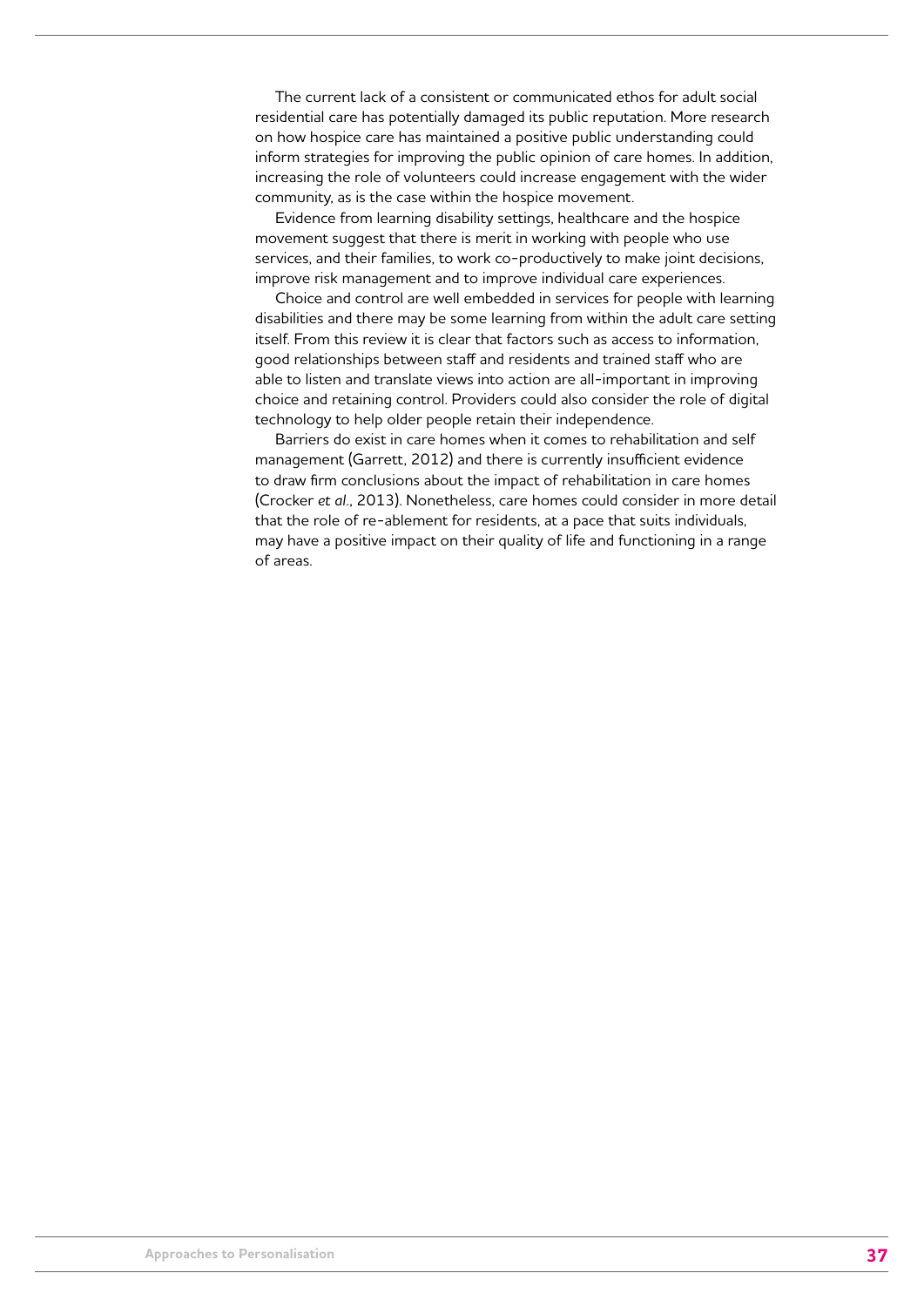The current lack of a consistent or communicated ethos for adult social residential care has potentially damaged its public reputation. More research on how hospice care has maintained a positive public understanding could inform strategies for improving the public opinion of care homes. In addition, increasing the role of volunteers could increase engagement with the wider community, as is the case within the hospice movement.

Evidence from learning disability settings, healthcare and the hospice movement suggest that there is merit in working with people who use services, and their families, to work co-productively to make joint decisions, improve risk management and to improve individual care experiences.

Choice and control are well embedded in services for people with learning disabilities and there may be some learning from within the adult care setting itself. From this review it is clear that factors such as access to information, good relationships between staff and residents and trained staff who are able to listen and translate views into action are all-important in improving choice and retaining control. Providers could also consider the role of digital technology to help older people retain their independence.

Barriers do exist in care homes when it comes to rehabilitation and self management (Garrett, 2012) and there is currently insufficient evidence to draw firm conclusions about the impact of rehabilitation in care homes (Crocker *et al*., 2013). Nonetheless, care homes could consider in more detail that the role of re-ablement for residents, at a pace that suits individuals, may have a positive impact on their quality of life and functioning in a range of areas.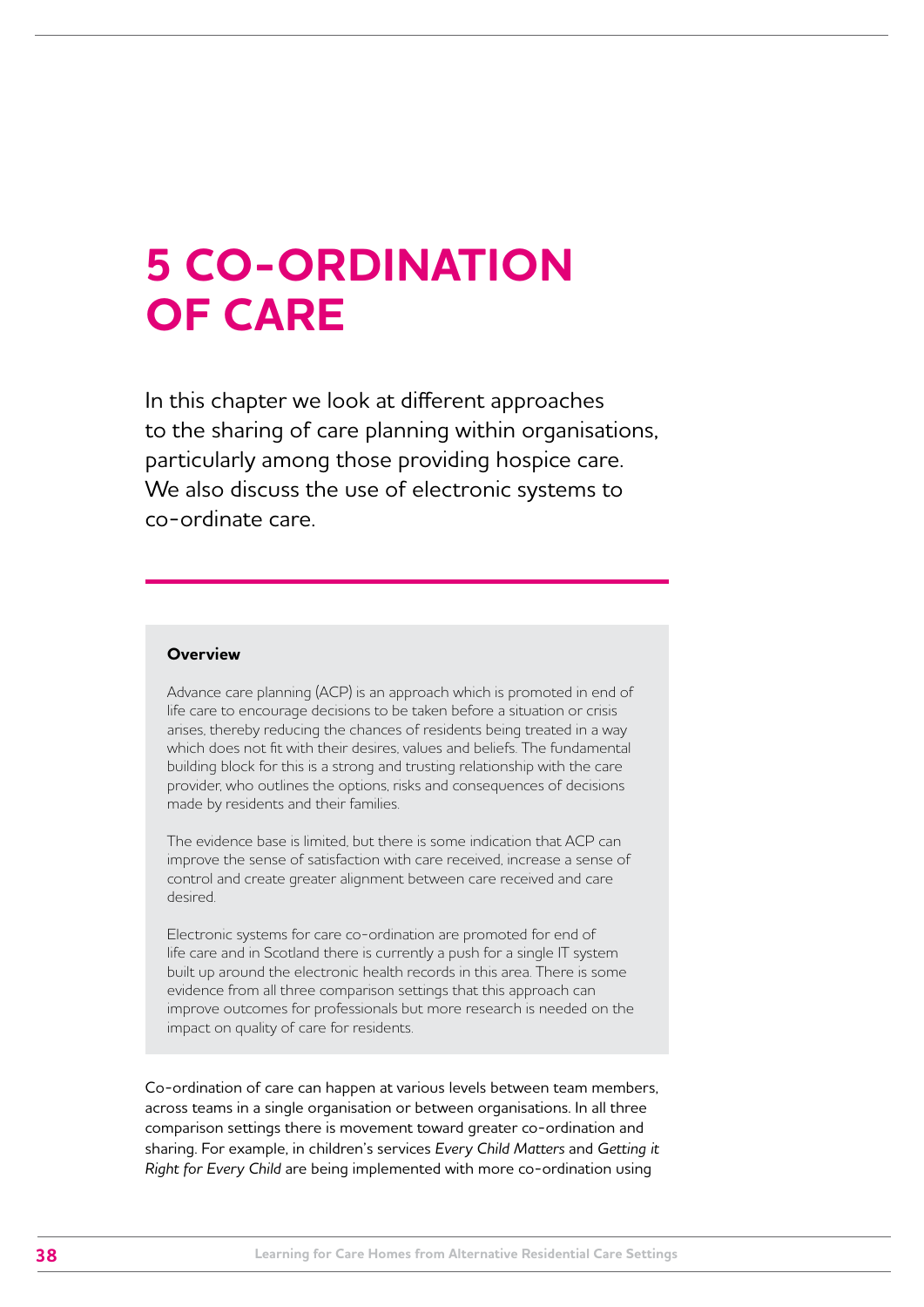# 5 CO-ORDINATION OF CARE

In this chapter we look at different approaches to the sharing of care planning within organisations, particularly among those providing hospice care. We also discuss the use of electronic systems to co-ordinate care.

**Overview**

Advance care planning (ACP) is an approach which is promoted in end of life care to encourage decisions to be taken before a situation or crisis arises, thereby reducing the chances of residents being treated in a way which does not fit with their desires, values and beliefs. The fundamental building block for this is a strong and trusting relationship with the care provider, who outlines the options, risks and consequences of decisions made by residents and their families.

The evidence base is limited, but there is some indication that ACP can improve the sense of satisfaction with care received, increase a sense of control and create greater alignment between care received and care desired.

Electronic systems for care co-ordination are promoted for end of life care and in Scotland there is currently a push for a single IT system built up around the electronic health records in this area. There is some evidence from all three comparison settings that this approach can improve outcomes for professionals but more research is needed on the impact on quality of care for residents.

Co-ordination of care can happen at various levels between team members, across teams in a single organisation or between organisations. In all three comparison settings there is movement toward greater co-ordination and sharing. For example, in children's services *Every Child Matters* and *Getting it Right for Every Child* are being implemented with more co-ordination using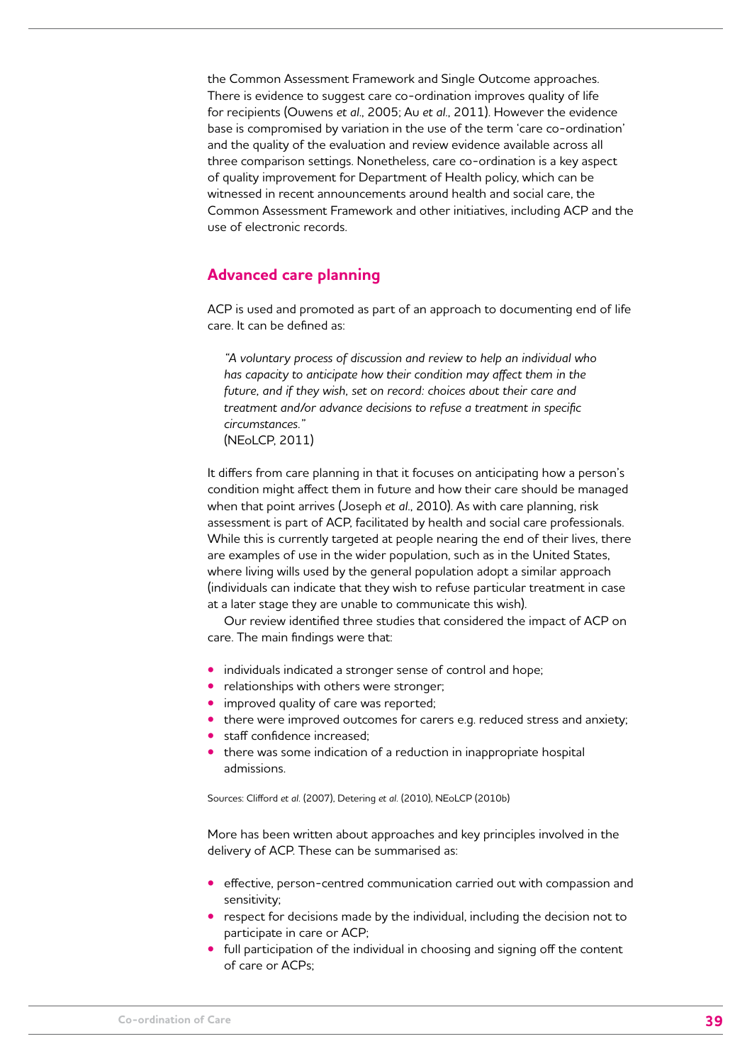the Common Assessment Framework and Single Outcome approaches. There is evidence to suggest care co-ordination improves quality of life for recipients (Ouwens *et al*., 2005; Au *et al*., 2011). However the evidence base is compromised by variation in the use of the term 'care co-ordination' and the quality of the evaluation and review evidence available across all three comparison settings. Nonetheless, care co-ordination is a key aspect of quality improvement for Department of Health policy, which can be witnessed in recent announcements around health and social care, the Common Assessment Framework and other initiatives, including ACP and the use of electronic records.

## Advanced care planning

ACP is used and promoted as part of an approach to documenting end of life care. It can be defined as:

> *"A voluntary process of discussion and review to help an individual who has capacity to anticipate how their condition may affect them in the future, and if they wish, set on record: choices about their care and treatment and/or advance decisions to refuse a treatment in specific circumstances."*
> (NEoLCP, 2011)

It differs from care planning in that it focuses on anticipating how a person's condition might affect them in future and how their care should be managed when that point arrives (Joseph *et al*., 2010). As with care planning, risk assessment is part of ACP, facilitated by health and social care professionals. While this is currently targeted at people nearing the end of their lives, there are examples of use in the wider population, such as in the United States, where living wills used by the general population adopt a similar approach (individuals can indicate that they wish to refuse particular treatment in case at a later stage they are unable to communicate this wish).

Our review identified three studies that considered the impact of ACP on care. The main findings were that:

- individuals indicated a stronger sense of control and hope;
- relationships with others were stronger;
- improved quality of care was reported;
- there were improved outcomes for carers e.g. reduced stress and anxiety;
- staff confidence increased;
- there was some indication of a reduction in inappropriate hospital admissions.

Sources: Clifford *et al.* (2007), Detering *et al.* (2010), NEoLCP (2010b)

More has been written about approaches and key principles involved in the delivery of ACP. These can be summarised as:

- effective, person-centred communication carried out with compassion and sensitivity;
- respect for decisions made by the individual, including the decision not to participate in care or ACP;
- full participation of the individual in choosing and signing off the content of care or ACPs;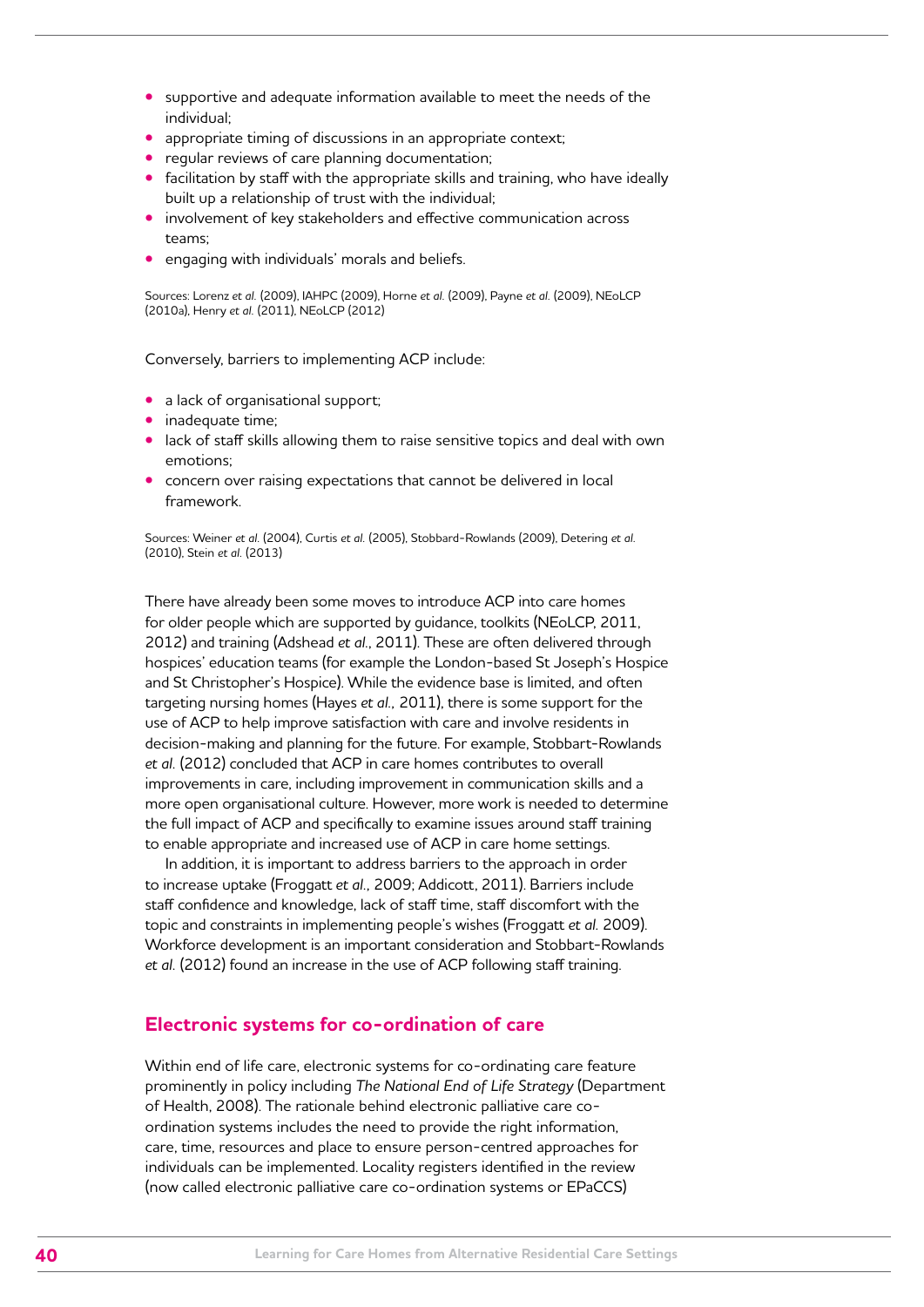- supportive and adequate information available to meet the needs of the individual;
- appropriate timing of discussions in an appropriate context;
- regular reviews of care planning documentation;
- facilitation by staff with the appropriate skills and training, who have ideally built up a relationship of trust with the individual;
- involvement of key stakeholders and effective communication across teams;
- engaging with individuals' morals and beliefs.

Sources: Lorenz *et al.* (2009), IAHPC (2009), Horne *et al.* (2009), Payne *et al.* (2009), NEoLCP (2010a), Henry *et al.* (2011), NEoLCP (2012)

Conversely, barriers to implementing ACP include:

- a lack of organisational support;
- inadequate time;
- lack of staff skills allowing them to raise sensitive topics and deal with own emotions;
- concern over raising expectations that cannot be delivered in local framework.

Sources: Weiner *et al.* (2004), Curtis *et al.* (2005), Stobbard-Rowlands (2009), Detering *et al.* (2010), Stein *et al.* (2013)

There have already been some moves to introduce ACP into care homes for older people which are supported by guidance, toolkits (NEoLCP, 2011, 2012) and training (Adshead *et al.*, 2011). These are often delivered through hospices' education teams (for example the London-based St Joseph's Hospice and St Christopher's Hospice). While the evidence base is limited, and often targeting nursing homes (Hayes *et al.*, 2011), there is some support for the use of ACP to help improve satisfaction with care and involve residents in decision-making and planning for the future. For example, Stobbart-Rowlands *et al.* (2012) concluded that ACP in care homes contributes to overall improvements in care, including improvement in communication skills and a more open organisational culture. However, more work is needed to determine the full impact of ACP and specifically to examine issues around staff training to enable appropriate and increased use of ACP in care home settings.

In addition, it is important to address barriers to the approach in order to increase uptake (Froggatt *et al.*, 2009; Addicott, 2011). Barriers include staff confidence and knowledge, lack of staff time, staff discomfort with the topic and constraints in implementing people's wishes (Froggatt *et al.* 2009). Workforce development is an important consideration and Stobbart-Rowlands *et al.* (2012) found an increase in the use of ACP following staff training.

## Electronic systems for co-ordination of care

Within end of life care, electronic systems for co-ordinating care feature prominently in policy including *The National End of Life Strategy* (Department of Health, 2008). The rationale behind electronic palliative care co-ordination systems includes the need to provide the right information, care, time, resources and place to ensure person-centred approaches for individuals can be implemented. Locality registers identified in the review (now called electronic palliative care co-ordination systems or EPaCCS)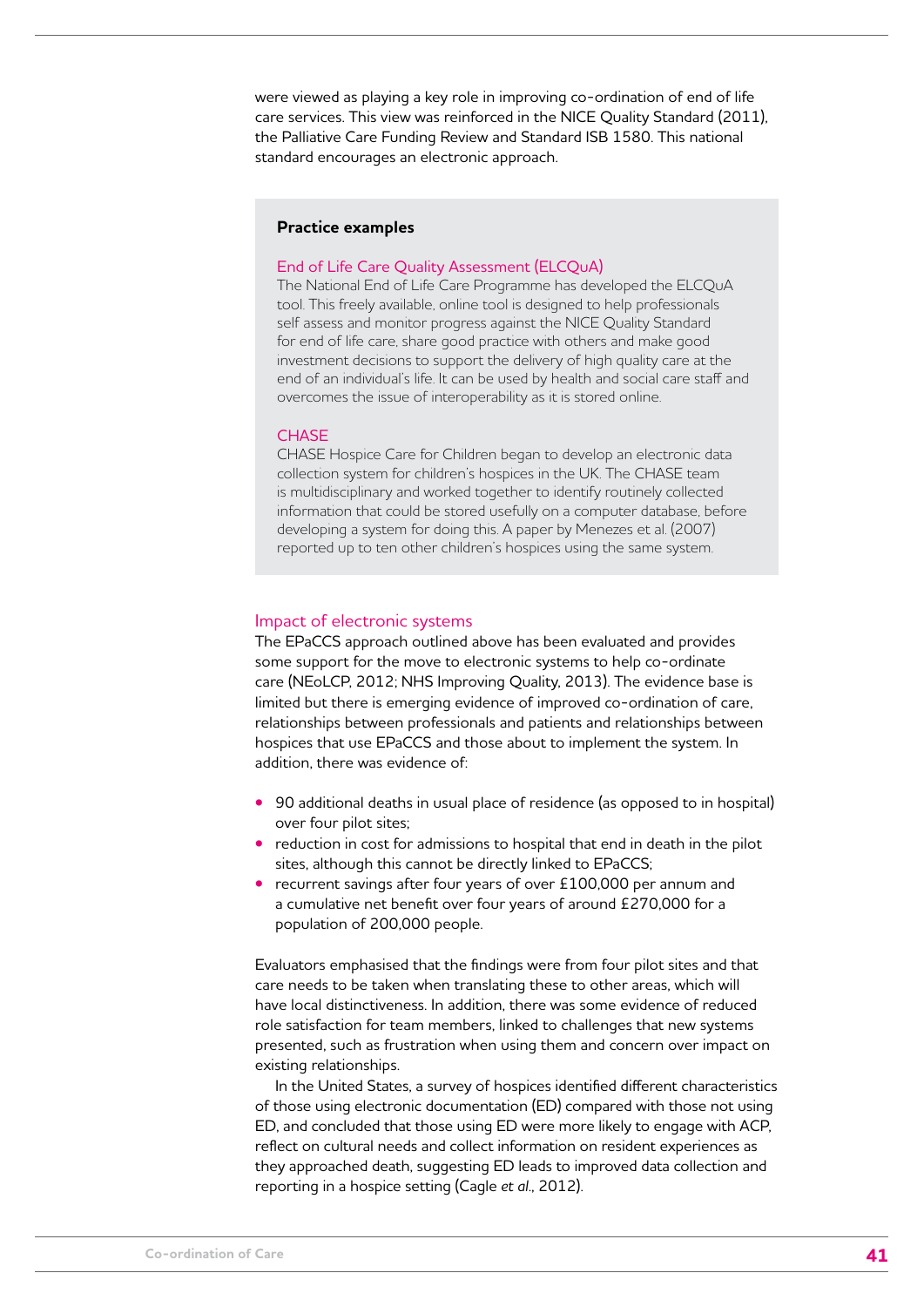were viewed as playing a key role in improving co-ordination of end of life care services. This view was reinforced in the NICE Quality Standard (2011), the Palliative Care Funding Review and Standard ISB 1580. This national standard encourages an electronic approach.

> **Practice examples**
>
> **End of Life Care Quality Assessment (ELCQuA)**
>
> The National End of Life Care Programme has developed the ELCQuA tool. This freely available, online tool is designed to help professionals self assess and monitor progress against the NICE Quality Standard for end of life care, share good practice with others and make good investment decisions to support the delivery of high quality care at the end of an individual's life. It can be used by health and social care staff and overcomes the issue of interoperability as it is stored online.
>
> **CHASE**
>
> CHASE Hospice Care for Children began to develop an electronic data collection system for children's hospices in the UK. The CHASE team is multidisciplinary and worked together to identify routinely collected information that could be stored usefully on a computer database, before developing a system for doing this. A paper by Menezes et al. (2007) reported up to ten other children's hospices using the same system.

### Impact of electronic systems

The EPaCCS approach outlined above has been evaluated and provides some support for the move to electronic systems to help co-ordinate care (NEoLCP, 2012; NHS Improving Quality, 2013). The evidence base is limited but there is emerging evidence of improved co-ordination of care, relationships between professionals and patients and relationships between hospices that use EPaCCS and those about to implement the system. In addition, there was evidence of:

- 90 additional deaths in usual place of residence (as opposed to in hospital) over four pilot sites;
- reduction in cost for admissions to hospital that end in death in the pilot sites, although this cannot be directly linked to EPaCCS;
- recurrent savings after four years of over £100,000 per annum and a cumulative net benefit over four years of around £270,000 for a population of 200,000 people.

Evaluators emphasised that the findings were from four pilot sites and that care needs to be taken when translating these to other areas, which will have local distinctiveness. In addition, there was some evidence of reduced role satisfaction for team members, linked to challenges that new systems presented, such as frustration when using them and concern over impact on existing relationships.

In the United States, a survey of hospices identified different characteristics of those using electronic documentation (ED) compared with those not using ED, and concluded that those using ED were more likely to engage with ACP, reflect on cultural needs and collect information on resident experiences as they approached death, suggesting ED leads to improved data collection and reporting in a hospice setting (Cagle *et al.*, 2012).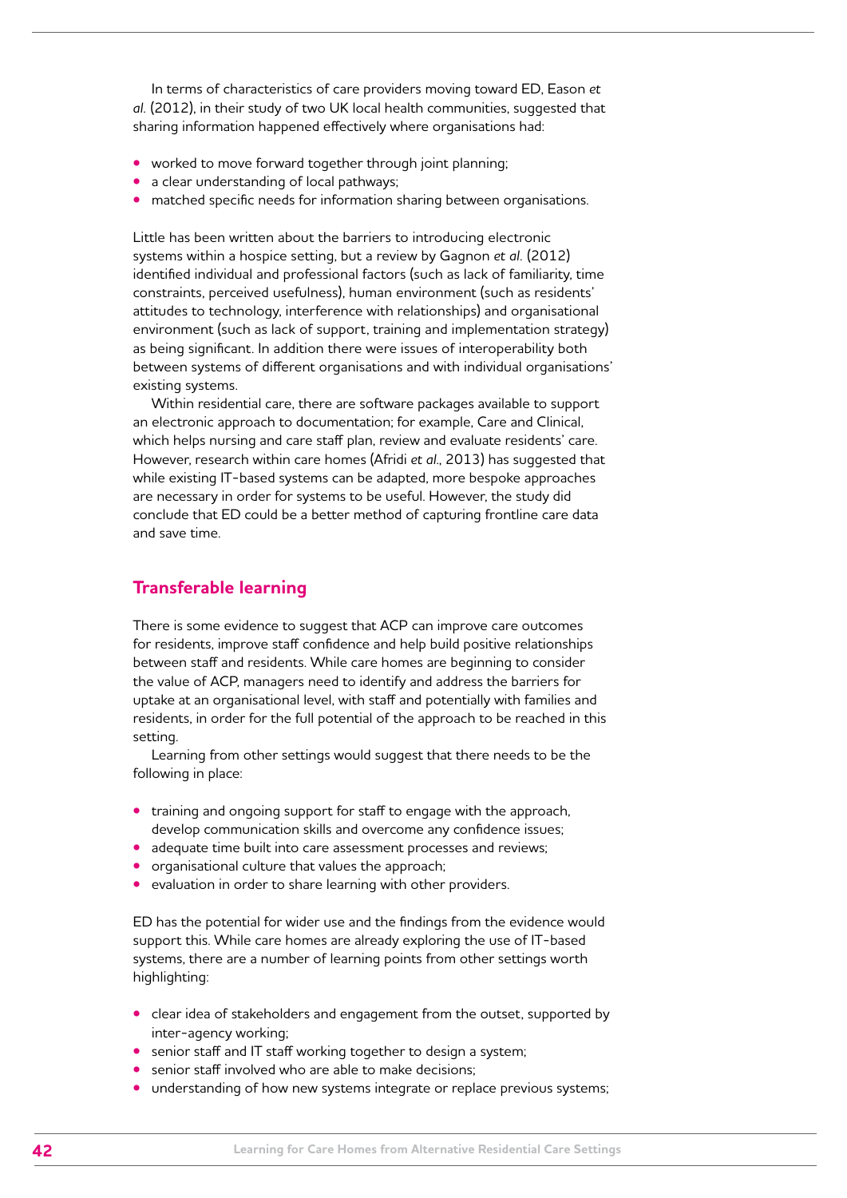In terms of characteristics of care providers moving toward ED, Eason *et al.* (2012), in their study of two UK local health communities, suggested that sharing information happened effectively where organisations had:

- worked to move forward together through joint planning;
- a clear understanding of local pathways;
- matched specific needs for information sharing between organisations.

Little has been written about the barriers to introducing electronic systems within a hospice setting, but a review by Gagnon *et al.* (2012) identified individual and professional factors (such as lack of familiarity, time constraints, perceived usefulness), human environment (such as residents' attitudes to technology, interference with relationships) and organisational environment (such as lack of support, training and implementation strategy) as being significant. In addition there were issues of interoperability both between systems of different organisations and with individual organisations' existing systems.

Within residential care, there are software packages available to support an electronic approach to documentation; for example, Care and Clinical, which helps nursing and care staff plan, review and evaluate residents' care. However, research within care homes (Afridi *et al.*, 2013) has suggested that while existing IT-based systems can be adapted, more bespoke approaches are necessary in order for systems to be useful. However, the study did conclude that ED could be a better method of capturing frontline care data and save time.

## Transferable learning

There is some evidence to suggest that ACP can improve care outcomes for residents, improve staff confidence and help build positive relationships between staff and residents. While care homes are beginning to consider the value of ACP, managers need to identify and address the barriers for uptake at an organisational level, with staff and potentially with families and residents, in order for the full potential of the approach to be reached in this setting.

Learning from other settings would suggest that there needs to be the following in place:

- training and ongoing support for staff to engage with the approach, develop communication skills and overcome any confidence issues;
- adequate time built into care assessment processes and reviews;
- organisational culture that values the approach;
- evaluation in order to share learning with other providers.

ED has the potential for wider use and the findings from the evidence would support this. While care homes are already exploring the use of IT-based systems, there are a number of learning points from other settings worth highlighting:

- clear idea of stakeholders and engagement from the outset, supported by inter-agency working;
- senior staff and IT staff working together to design a system;
- senior staff involved who are able to make decisions;
- understanding of how new systems integrate or replace previous systems;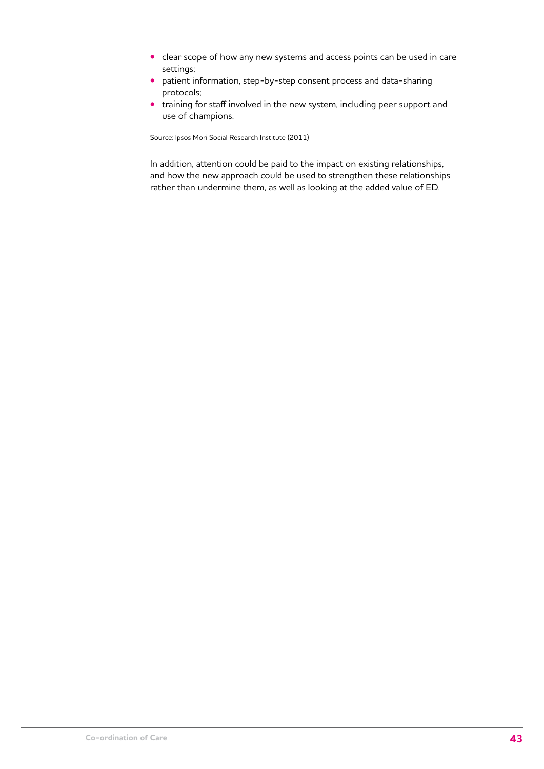- clear scope of how any new systems and access points can be used in care settings;
- patient information, step-by-step consent process and data-sharing protocols;
- training for staff involved in the new system, including peer support and use of champions.

Source: Ipsos Mori Social Research Institute (2011)

In addition, attention could be paid to the impact on existing relationships, and how the new approach could be used to strengthen these relationships rather than undermine them, as well as looking at the added value of ED.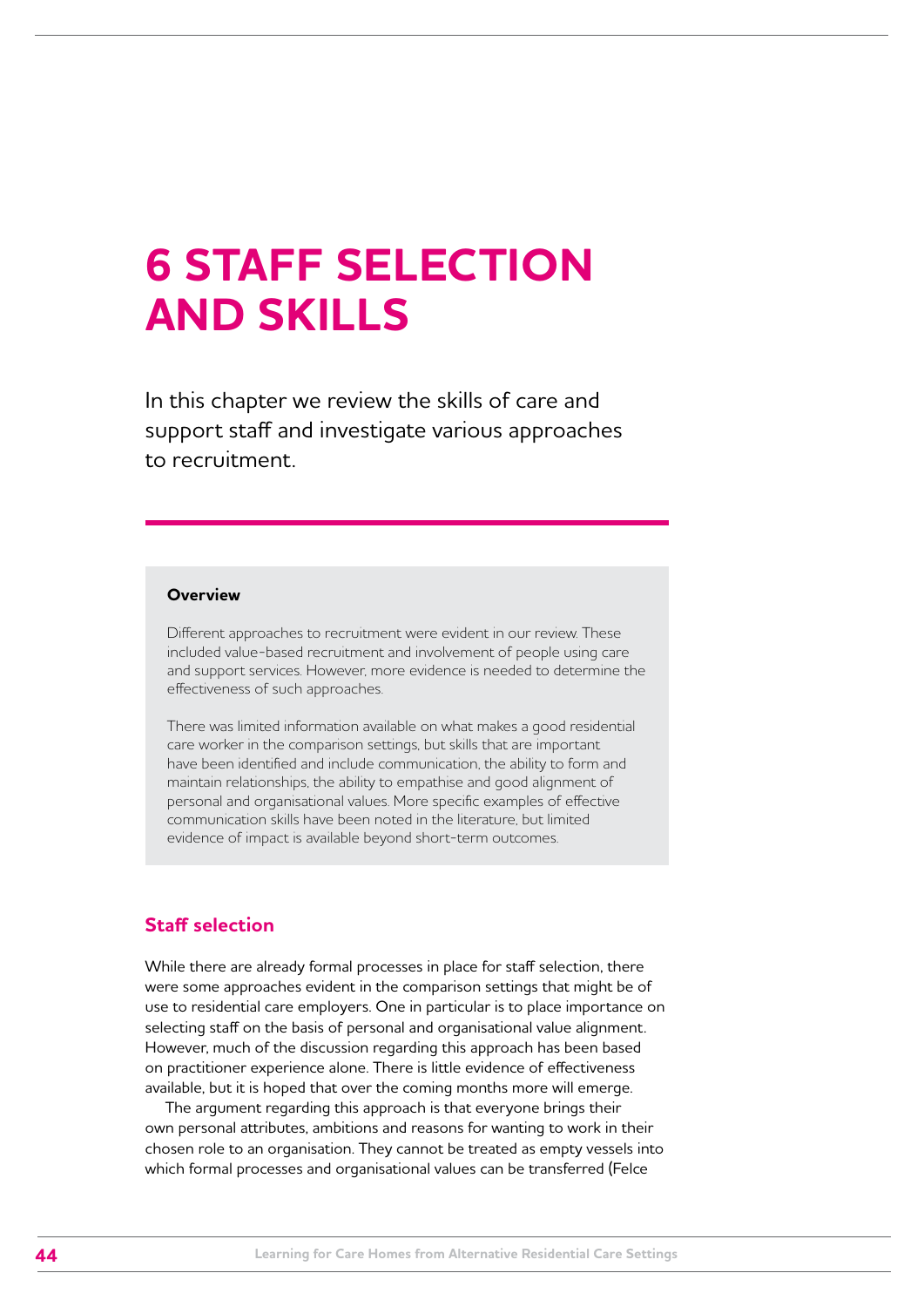# 6 STAFF SELECTION AND SKILLS

In this chapter we review the skills of care and support staff and investigate various approaches to recruitment.

**Overview**

Different approaches to recruitment were evident in our review. These included value-based recruitment and involvement of people using care and support services. However, more evidence is needed to determine the effectiveness of such approaches.

There was limited information available on what makes a good residential care worker in the comparison settings, but skills that are important have been identified and include communication, the ability to form and maintain relationships, the ability to empathise and good alignment of personal and organisational values. More specific examples of effective communication skills have been noted in the literature, but limited evidence of impact is available beyond short-term outcomes.

## Staff selection

While there are already formal processes in place for staff selection, there were some approaches evident in the comparison settings that might be of use to residential care employers. One in particular is to place importance on selecting staff on the basis of personal and organisational value alignment. However, much of the discussion regarding this approach has been based on practitioner experience alone. There is little evidence of effectiveness available, but it is hoped that over the coming months more will emerge.

The argument regarding this approach is that everyone brings their own personal attributes, ambitions and reasons for wanting to work in their chosen role to an organisation. They cannot be treated as empty vessels into which formal processes and organisational values can be transferred (Felce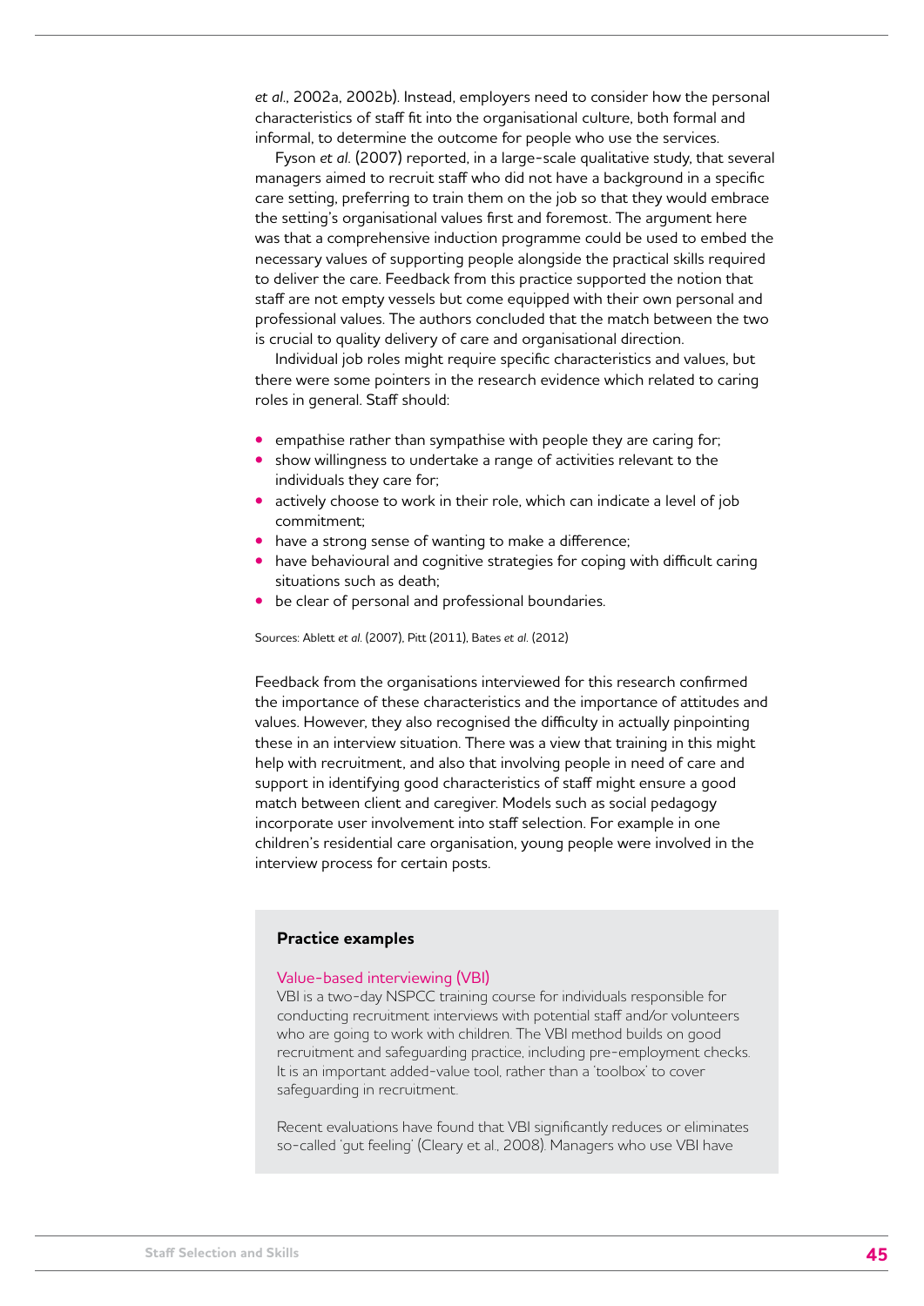*et al*., 2002a, 2002b). Instead, employers need to consider how the personal characteristics of staff fit into the organisational culture, both formal and informal, to determine the outcome for people who use the services.

Fyson *et al*. (2007) reported, in a large-scale qualitative study, that several managers aimed to recruit staff who did not have a background in a specific care setting, preferring to train them on the job so that they would embrace the setting's organisational values first and foremost. The argument here was that a comprehensive induction programme could be used to embed the necessary values of supporting people alongside the practical skills required to deliver the care. Feedback from this practice supported the notion that staff are not empty vessels but come equipped with their own personal and professional values. The authors concluded that the match between the two is crucial to quality delivery of care and organisational direction.

Individual job roles might require specific characteristics and values, but there were some pointers in the research evidence which related to caring roles in general. Staff should:

- empathise rather than sympathise with people they are caring for;
- show willingness to undertake a range of activities relevant to the individuals they care for;
- actively choose to work in their role, which can indicate a level of job commitment;
- have a strong sense of wanting to make a difference;
- have behavioural and cognitive strategies for coping with difficult caring situations such as death;
- be clear of personal and professional boundaries.

Sources: Ablett *et al*. (2007), Pitt (2011), Bates *et al*. (2012)

Feedback from the organisations interviewed for this research confirmed the importance of these characteristics and the importance of attitudes and values. However, they also recognised the difficulty in actually pinpointing these in an interview situation. There was a view that training in this might help with recruitment, and also that involving people in need of care and support in identifying good characteristics of staff might ensure a good match between client and caregiver. Models such as social pedagogy incorporate user involvement into staff selection. For example in one children's residential care organisation, young people were involved in the interview process for certain posts.

**Practice examples**

Value-based interviewing (VBI)

VBI is a two-day NSPCC training course for individuals responsible for conducting recruitment interviews with potential staff and/or volunteers who are going to work with children. The VBI method builds on good recruitment and safeguarding practice, including pre-employment checks. It is an important added-value tool, rather than a 'toolbox' to cover safeguarding in recruitment.

Recent evaluations have found that VBI significantly reduces or eliminates so-called 'gut feeling' (Cleary et al., 2008). Managers who use VBI have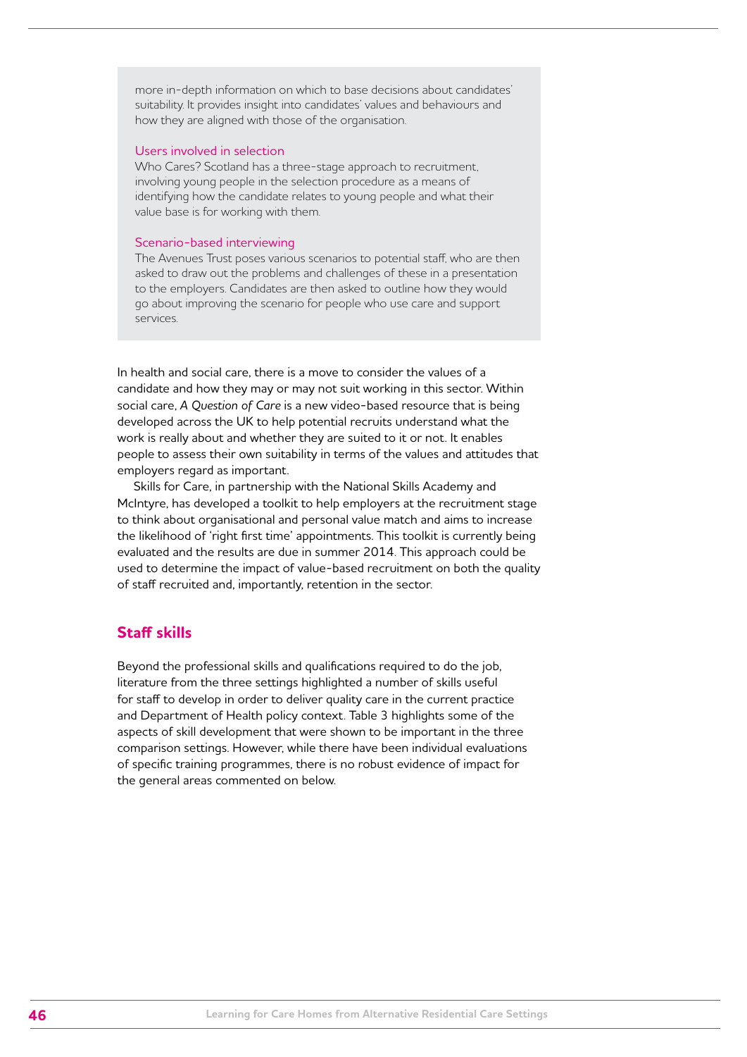more in-depth information on which to base decisions about candidates' suitability. It provides insight into candidates' values and behaviours and how they are aligned with those of the organisation.

#### Users involved in selection

Who Cares? Scotland has a three-stage approach to recruitment, involving young people in the selection procedure as a means of identifying how the candidate relates to young people and what their value base is for working with them.

#### Scenario-based interviewing

The Avenues Trust poses various scenarios to potential staff, who are then asked to draw out the problems and challenges of these in a presentation to the employers. Candidates are then asked to outline how they would go about improving the scenario for people who use care and support services.

In health and social care, there is a move to consider the values of a candidate and how they may or may not suit working in this sector. Within social care, *A Question of Care* is a new video-based resource that is being developed across the UK to help potential recruits understand what the work is really about and whether they are suited to it or not. It enables people to assess their own suitability in terms of the values and attitudes that employers regard as important.

Skills for Care, in partnership with the National Skills Academy and McIntyre, has developed a toolkit to help employers at the recruitment stage to think about organisational and personal value match and aims to increase the likelihood of 'right first time' appointments. This toolkit is currently being evaluated and the results are due in summer 2014. This approach could be used to determine the impact of value-based recruitment on both the quality of staff recruited and, importantly, retention in the sector.

## Staff skills

Beyond the professional skills and qualifications required to do the job, literature from the three settings highlighted a number of skills useful for staff to develop in order to deliver quality care in the current practice and Department of Health policy context. Table 3 highlights some of the aspects of skill development that were shown to be important in the three comparison settings. However, while there have been individual evaluations of specific training programmes, there is no robust evidence of impact for the general areas commented on below.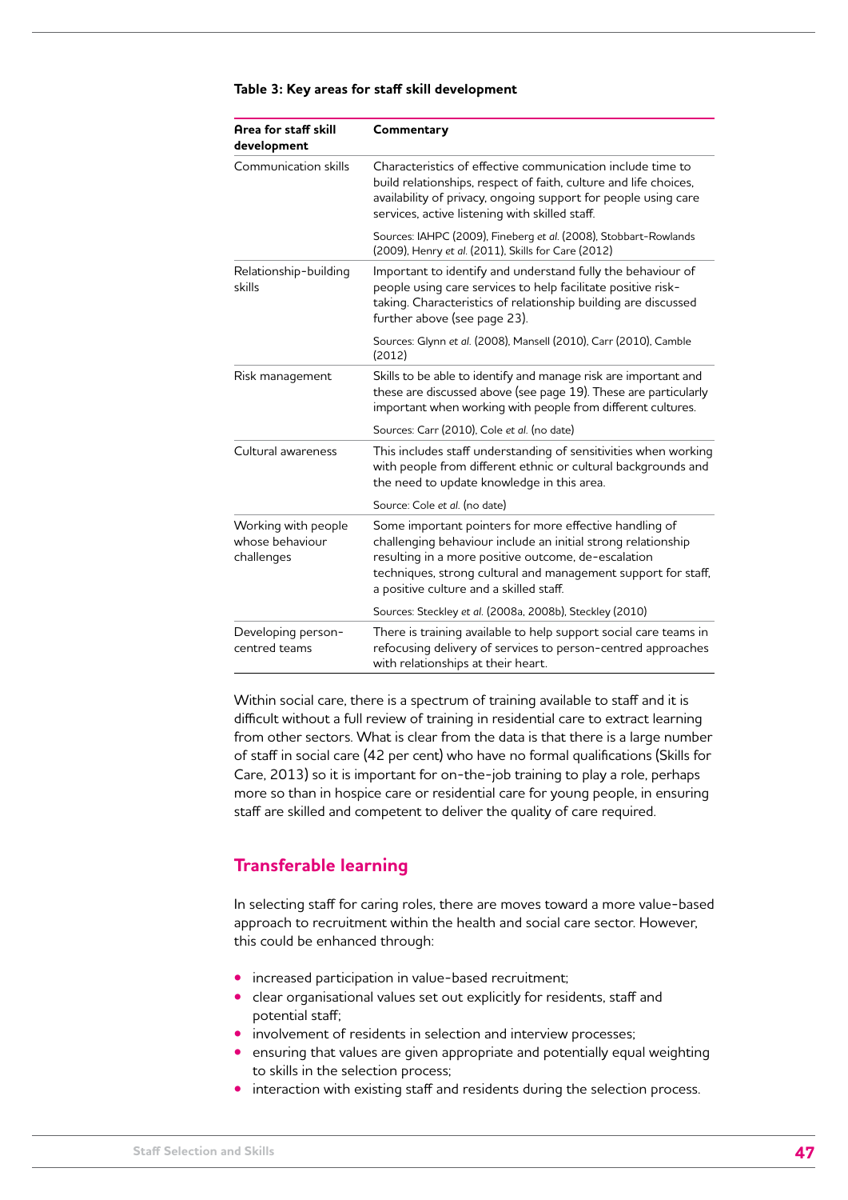**Table 3: Key areas for staff skill development**

| Area for staff skill development | Commentary |
|---|---|
| Communication skills | Characteristics of effective communication include time to build relationships, respect of faith, culture and life choices, availability of privacy, ongoing support for people using care services, active listening with skilled staff. |
| | Sources: IAHPC (2009), Fineberg *et al.* (2008), Stobbart-Rowlands (2009), Henry *et al.* (2011), Skills for Care (2012) |
| Relationship-building skills | Important to identify and understand fully the behaviour of people using care services to help facilitate positive risk-taking. Characteristics of relationship building are discussed further above (see page 23). |
| | Sources: Glynn *et al.* (2008), Mansell (2010), Carr (2010), Camble (2012) |
| Risk management | Skills to be able to identify and manage risk are important and these are discussed above (see page 19). These are particularly important when working with people from different cultures. |
| | Sources: Carr (2010), Cole *et al.* (no date) |
| Cultural awareness | This includes staff understanding of sensitivities when working with people from different ethnic or cultural backgrounds and the need to update knowledge in this area. |
| | Source: Cole *et al.* (no date) |
| Working with people whose behaviour challenges | Some important pointers for more effective handling of challenging behaviour include an initial strong relationship resulting in a more positive outcome, de-escalation techniques, strong cultural and management support for staff, a positive culture and a skilled staff. |
| | Sources: Steckley *et al.* (2008a, 2008b), Steckley (2010) |
| Developing person-centred teams | There is training available to help support social care teams in refocusing delivery of services to person-centred approaches with relationships at their heart. |

Within social care, there is a spectrum of training available to staff and it is difficult without a full review of training in residential care to extract learning from other sectors. What is clear from the data is that there is a large number of staff in social care (42 per cent) who have no formal qualifications (Skills for Care, 2013) so it is important for on-the-job training to play a role, perhaps more so than in hospice care or residential care for young people, in ensuring staff are skilled and competent to deliver the quality of care required.

## Transferable learning

In selecting staff for caring roles, there are moves toward a more value-based approach to recruitment within the health and social care sector. However, this could be enhanced through:

- increased participation in value-based recruitment;
- clear organisational values set out explicitly for residents, staff and potential staff;
- involvement of residents in selection and interview processes;
- ensuring that values are given appropriate and potentially equal weighting to skills in the selection process;
- interaction with existing staff and residents during the selection process.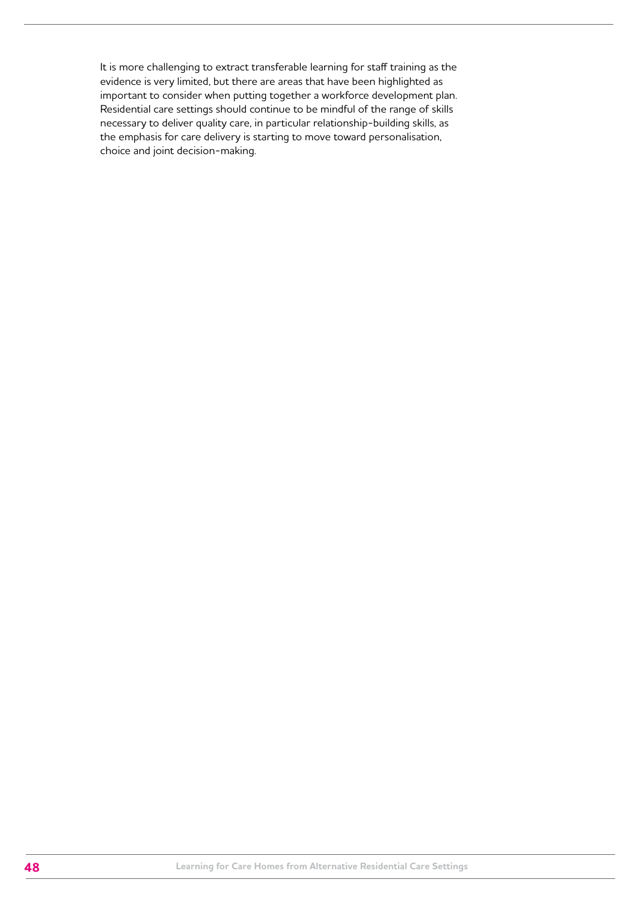It is more challenging to extract transferable learning for staff training as the evidence is very limited, but there are areas that have been highlighted as important to consider when putting together a workforce development plan. Residential care settings should continue to be mindful of the range of skills necessary to deliver quality care, in particular relationship-building skills, as the emphasis for care delivery is starting to move toward personalisation, choice and joint decision-making.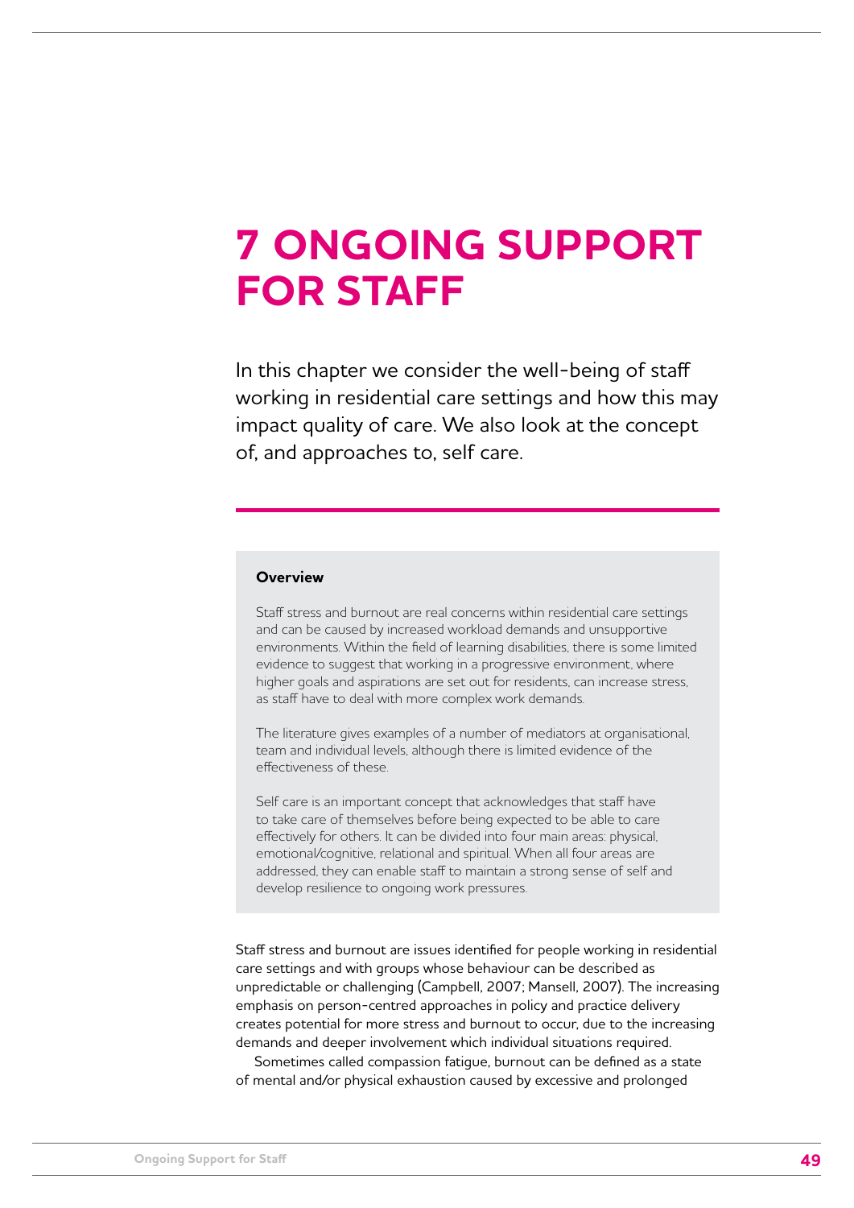# 7 ONGOING SUPPORT FOR STAFF

In this chapter we consider the well-being of staff working in residential care settings and how this may impact quality of care. We also look at the concept of, and approaches to, self care.

**Overview**

Staff stress and burnout are real concerns within residential care settings and can be caused by increased workload demands and unsupportive environments. Within the field of learning disabilities, there is some limited evidence to suggest that working in a progressive environment, where higher goals and aspirations are set out for residents, can increase stress, as staff have to deal with more complex work demands.

The literature gives examples of a number of mediators at organisational, team and individual levels, although there is limited evidence of the effectiveness of these.

Self care is an important concept that acknowledges that staff have to take care of themselves before being expected to be able to care effectively for others. It can be divided into four main areas: physical, emotional/cognitive, relational and spiritual. When all four areas are addressed, they can enable staff to maintain a strong sense of self and develop resilience to ongoing work pressures.

Staff stress and burnout are issues identified for people working in residential care settings and with groups whose behaviour can be described as unpredictable or challenging (Campbell, 2007; Mansell, 2007). The increasing emphasis on person-centred approaches in policy and practice delivery creates potential for more stress and burnout to occur, due to the increasing demands and deeper involvement which individual situations required.

Sometimes called compassion fatigue, burnout can be defined as a state of mental and/or physical exhaustion caused by excessive and prolonged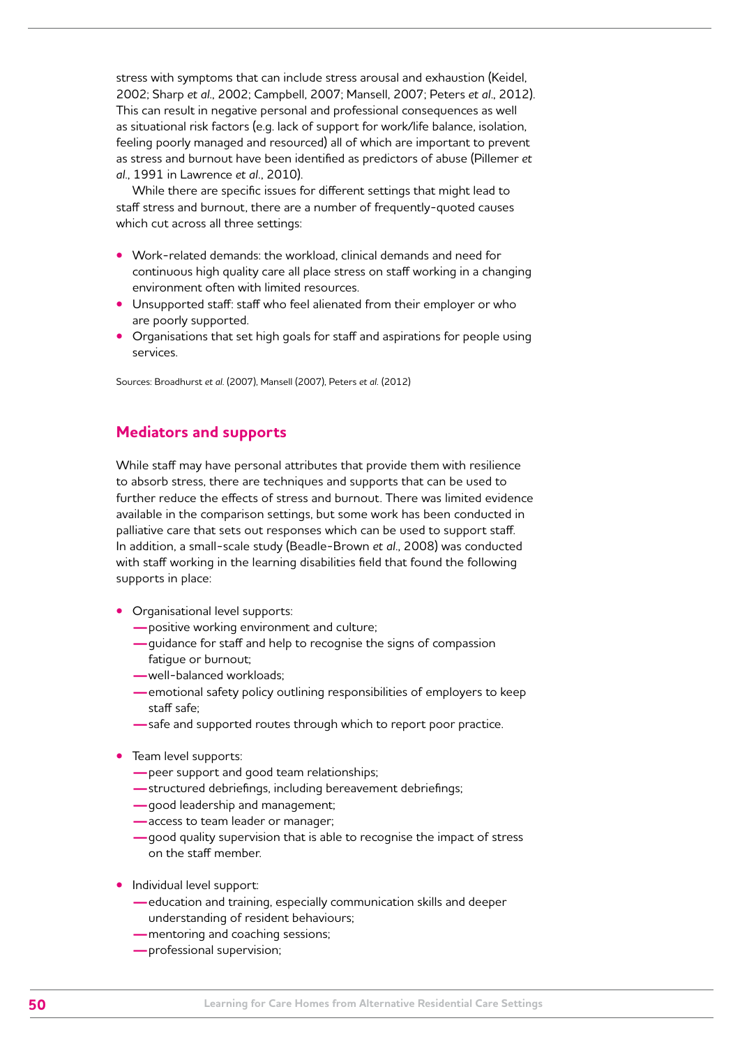stress with symptoms that can include stress arousal and exhaustion (Keidel, 2002; Sharp *et al*., 2002; Campbell, 2007; Mansell, 2007; Peters *et al*., 2012). This can result in negative personal and professional consequences as well as situational risk factors (e.g. lack of support for work/life balance, isolation, feeling poorly managed and resourced) all of which are important to prevent as stress and burnout have been identified as predictors of abuse (Pillemer *et al*., 1991 in Lawrence *et al*., 2010).

While there are specific issues for different settings that might lead to staff stress and burnout, there are a number of frequently-quoted causes which cut across all three settings:

- Work-related demands: the workload, clinical demands and need for continuous high quality care all place stress on staff working in a changing environment often with limited resources.
- Unsupported staff: staff who feel alienated from their employer or who are poorly supported.
- Organisations that set high goals for staff and aspirations for people using services.

Sources: Broadhurst *et al*. (2007), Mansell (2007), Peters *et al*. (2012)

## Mediators and supports

While staff may have personal attributes that provide them with resilience to absorb stress, there are techniques and supports that can be used to further reduce the effects of stress and burnout. There was limited evidence available in the comparison settings, but some work has been conducted in palliative care that sets out responses which can be used to support staff. In addition, a small-scale study (Beadle-Brown *et al*., 2008) was conducted with staff working in the learning disabilities field that found the following supports in place:

- Organisational level supports:
  - positive working environment and culture;
  - guidance for staff and help to recognise the signs of compassion fatigue or burnout;
  - well-balanced workloads;
  - emotional safety policy outlining responsibilities of employers to keep staff safe;
  - safe and supported routes through which to report poor practice.

- Team level supports:
  - peer support and good team relationships;
  - structured debriefings, including bereavement debriefings;
  - good leadership and management;
  - access to team leader or manager;
  - good quality supervision that is able to recognise the impact of stress on the staff member.

- Individual level support:
  - education and training, especially communication skills and deeper understanding of resident behaviours;
  - mentoring and coaching sessions;
  - professional supervision;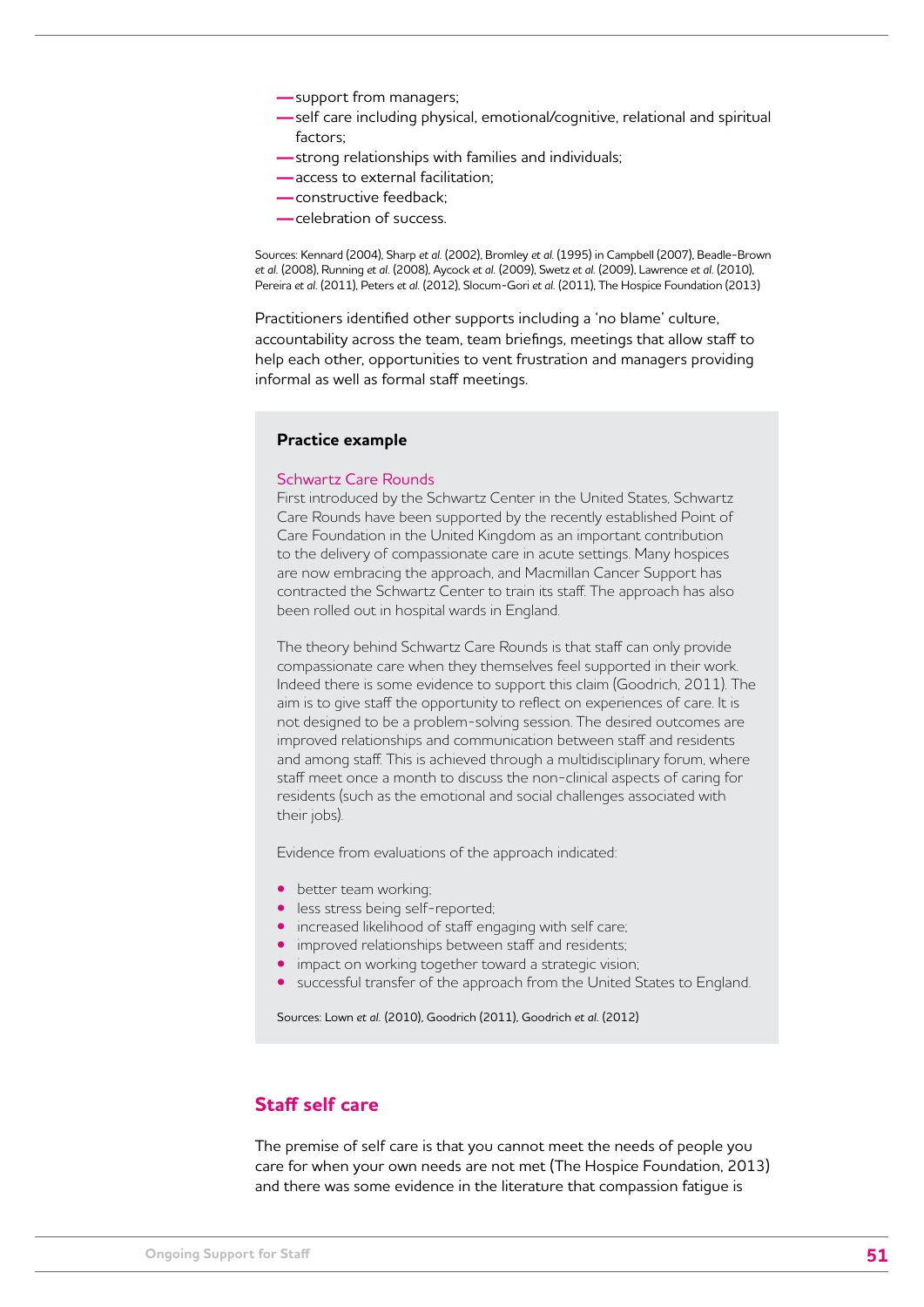- support from managers;
- self care including physical, emotional/cognitive, relational and spiritual factors;
- strong relationships with families and individuals;
- access to external facilitation;
- constructive feedback;
- celebration of success.

Sources: Kennard (2004), Sharp *et al.* (2002), Bromley *et al.* (1995) in Campbell (2007), Beadle-Brown *et al.* (2008), Running *et al.* (2008), Aycock *et al.* (2009), Swetz *et al.* (2009), Lawrence *et al.* (2010), Pereira *et al.* (2011), Peters *et al.* (2012), Slocum-Gori *et al.* (2011), The Hospice Foundation (2013)

Practitioners identified other supports including a 'no blame' culture, accountability across the team, team briefings, meetings that allow staff to help each other, opportunities to vent frustration and managers providing informal as well as formal staff meetings.

**Practice example**

Schwartz Care Rounds

First introduced by the Schwartz Center in the United States, Schwartz Care Rounds have been supported by the recently established Point of Care Foundation in the United Kingdom as an important contribution to the delivery of compassionate care in acute settings. Many hospices are now embracing the approach, and Macmillan Cancer Support has contracted the Schwartz Center to train its staff. The approach has also been rolled out in hospital wards in England.

The theory behind Schwartz Care Rounds is that staff can only provide compassionate care when they themselves feel supported in their work. Indeed there is some evidence to support this claim (Goodrich, 2011). The aim is to give staff the opportunity to reflect on experiences of care. It is not designed to be a problem-solving session. The desired outcomes are improved relationships and communication between staff and residents and among staff. This is achieved through a multidisciplinary forum, where staff meet once a month to discuss the non-clinical aspects of caring for residents (such as the emotional and social challenges associated with their jobs).

Evidence from evaluations of the approach indicated:

- better team working;
- less stress being self-reported;
- increased likelihood of staff engaging with self care;
- improved relationships between staff and residents;
- impact on working together toward a strategic vision;
- successful transfer of the approach from the United States to England.

Sources: Lown *et al.* (2010), Goodrich (2011), Goodrich *et al.* (2012)

## Staff self care

The premise of self care is that you cannot meet the needs of people you care for when your own needs are not met (The Hospice Foundation, 2013) and there was some evidence in the literature that compassion fatigue is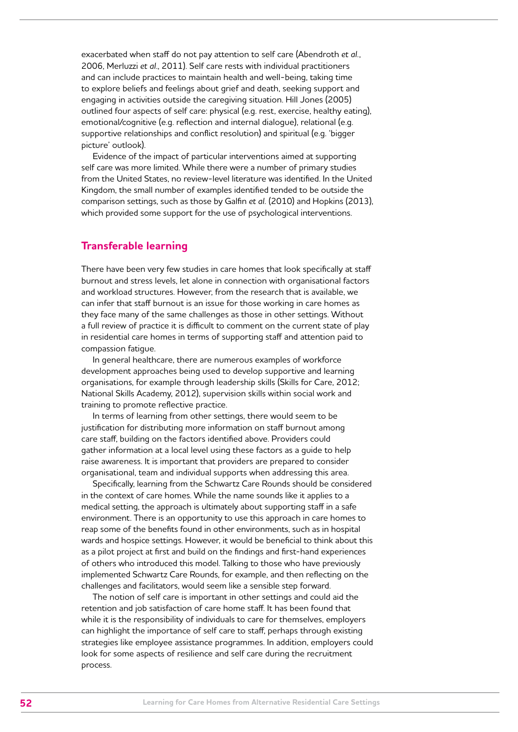exacerbated when staff do not pay attention to self care (Abendroth *et al.*, 2006, Merluzzi *et al.*, 2011). Self care rests with individual practitioners and can include practices to maintain health and well-being, taking time to explore beliefs and feelings about grief and death, seeking support and engaging in activities outside the caregiving situation. Hill Jones (2005) outlined four aspects of self care: physical (e.g. rest, exercise, healthy eating), emotional/cognitive (e.g. reflection and internal dialogue), relational (e.g. supportive relationships and conflict resolution) and spiritual (e.g. 'bigger picture' outlook).

Evidence of the impact of particular interventions aimed at supporting self care was more limited. While there were a number of primary studies from the United States, no review-level literature was identified. In the United Kingdom, the small number of examples identified tended to be outside the comparison settings, such as those by Galfin *et al.* (2010) and Hopkins (2013), which provided some support for the use of psychological interventions.

## Transferable learning

There have been very few studies in care homes that look specifically at staff burnout and stress levels, let alone in connection with organisational factors and workload structures. However, from the research that is available, we can infer that staff burnout is an issue for those working in care homes as they face many of the same challenges as those in other settings. Without a full review of practice it is difficult to comment on the current state of play in residential care homes in terms of supporting staff and attention paid to compassion fatigue.

In general healthcare, there are numerous examples of workforce development approaches being used to develop supportive and learning organisations, for example through leadership skills (Skills for Care, 2012; National Skills Academy, 2012), supervision skills within social work and training to promote reflective practice.

In terms of learning from other settings, there would seem to be justification for distributing more information on staff burnout among care staff, building on the factors identified above. Providers could gather information at a local level using these factors as a guide to help raise awareness. It is important that providers are prepared to consider organisational, team and individual supports when addressing this area.

Specifically, learning from the Schwartz Care Rounds should be considered in the context of care homes. While the name sounds like it applies to a medical setting, the approach is ultimately about supporting staff in a safe environment. There is an opportunity to use this approach in care homes to reap some of the benefits found in other environments, such as in hospital wards and hospice settings. However, it would be beneficial to think about this as a pilot project at first and build on the findings and first-hand experiences of others who introduced this model. Talking to those who have previously implemented Schwartz Care Rounds, for example, and then reflecting on the challenges and facilitators, would seem like a sensible step forward.

The notion of self care is important in other settings and could aid the retention and job satisfaction of care home staff. It has been found that while it is the responsibility of individuals to care for themselves, employers can highlight the importance of self care to staff, perhaps through existing strategies like employee assistance programmes. In addition, employers could look for some aspects of resilience and self care during the recruitment process.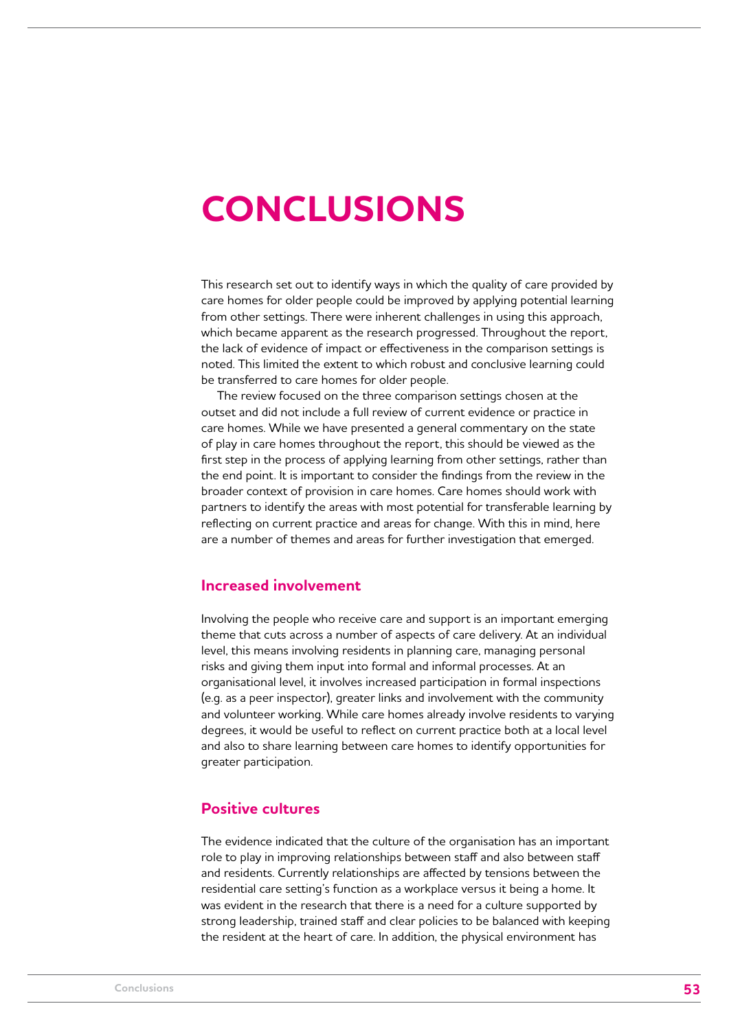# CONCLUSIONS

This research set out to identify ways in which the quality of care provided by care homes for older people could be improved by applying potential learning from other settings. There were inherent challenges in using this approach, which became apparent as the research progressed. Throughout the report, the lack of evidence of impact or effectiveness in the comparison settings is noted. This limited the extent to which robust and conclusive learning could be transferred to care homes for older people.

The review focused on the three comparison settings chosen at the outset and did not include a full review of current evidence or practice in care homes. While we have presented a general commentary on the state of play in care homes throughout the report, this should be viewed as the first step in the process of applying learning from other settings, rather than the end point. It is important to consider the findings from the review in the broader context of provision in care homes. Care homes should work with partners to identify the areas with most potential for transferable learning by reflecting on current practice and areas for change. With this in mind, here are a number of themes and areas for further investigation that emerged.

## Increased involvement

Involving the people who receive care and support is an important emerging theme that cuts across a number of aspects of care delivery. At an individual level, this means involving residents in planning care, managing personal risks and giving them input into formal and informal processes. At an organisational level, it involves increased participation in formal inspections (e.g. as a peer inspector), greater links and involvement with the community and volunteer working. While care homes already involve residents to varying degrees, it would be useful to reflect on current practice both at a local level and also to share learning between care homes to identify opportunities for greater participation.

## Positive cultures

The evidence indicated that the culture of the organisation has an important role to play in improving relationships between staff and also between staff and residents. Currently relationships are affected by tensions between the residential care setting's function as a workplace versus it being a home. It was evident in the research that there is a need for a culture supported by strong leadership, trained staff and clear policies to be balanced with keeping the resident at the heart of care. In addition, the physical environment has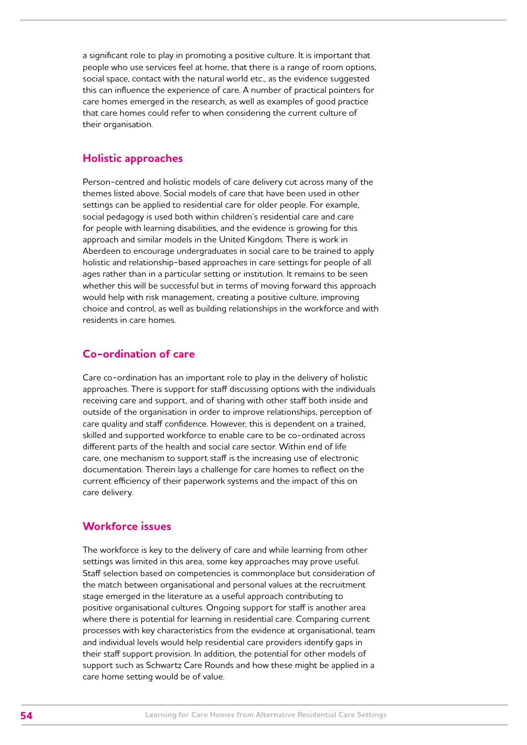a significant role to play in promoting a positive culture. It is important that people who use services feel at home, that there is a range of room options, social space, contact with the natural world etc., as the evidence suggested this can influence the experience of care. A number of practical pointers for care homes emerged in the research, as well as examples of good practice that care homes could refer to when considering the current culture of their organisation.

## Holistic approaches

Person-centred and holistic models of care delivery cut across many of the themes listed above. Social models of care that have been used in other settings can be applied to residential care for older people. For example, social pedagogy is used both within children's residential care and care for people with learning disabilities, and the evidence is growing for this approach and similar models in the United Kingdom. There is work in Aberdeen to encourage undergraduates in social care to be trained to apply holistic and relationship-based approaches in care settings for people of all ages rather than in a particular setting or institution. It remains to be seen whether this will be successful but in terms of moving forward this approach would help with risk management, creating a positive culture, improving choice and control, as well as building relationships in the workforce and with residents in care homes.

## Co-ordination of care

Care co-ordination has an important role to play in the delivery of holistic approaches. There is support for staff discussing options with the individuals receiving care and support, and of sharing with other staff both inside and outside of the organisation in order to improve relationships, perception of care quality and staff confidence. However, this is dependent on a trained, skilled and supported workforce to enable care to be co-ordinated across different parts of the health and social care sector. Within end of life care, one mechanism to support staff is the increasing use of electronic documentation. Therein lays a challenge for care homes to reflect on the current efficiency of their paperwork systems and the impact of this on care delivery.

## Workforce issues

The workforce is key to the delivery of care and while learning from other settings was limited in this area, some key approaches may prove useful. Staff selection based on competencies is commonplace but consideration of the match between organisational and personal values at the recruitment stage emerged in the literature as a useful approach contributing to positive organisational cultures. Ongoing support for staff is another area where there is potential for learning in residential care. Comparing current processes with key characteristics from the evidence at organisational, team and individual levels would help residential care providers identify gaps in their staff support provision. In addition, the potential for other models of support such as Schwartz Care Rounds and how these might be applied in a care home setting would be of value.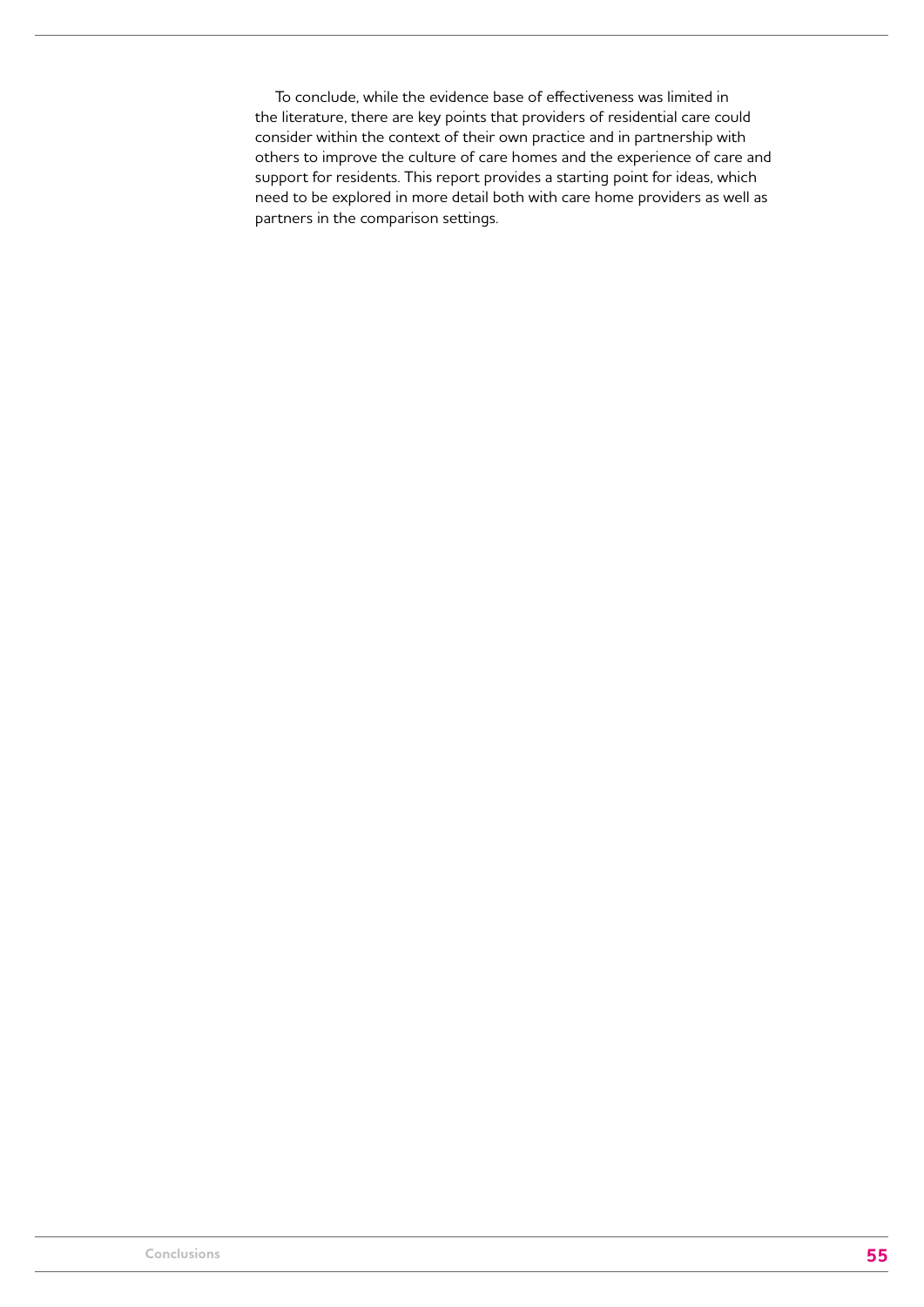To conclude, while the evidence base of effectiveness was limited in the literature, there are key points that providers of residential care could consider within the context of their own practice and in partnership with others to improve the culture of care homes and the experience of care and support for residents. This report provides a starting point for ideas, which need to be explored in more detail both with care home providers as well as partners in the comparison settings.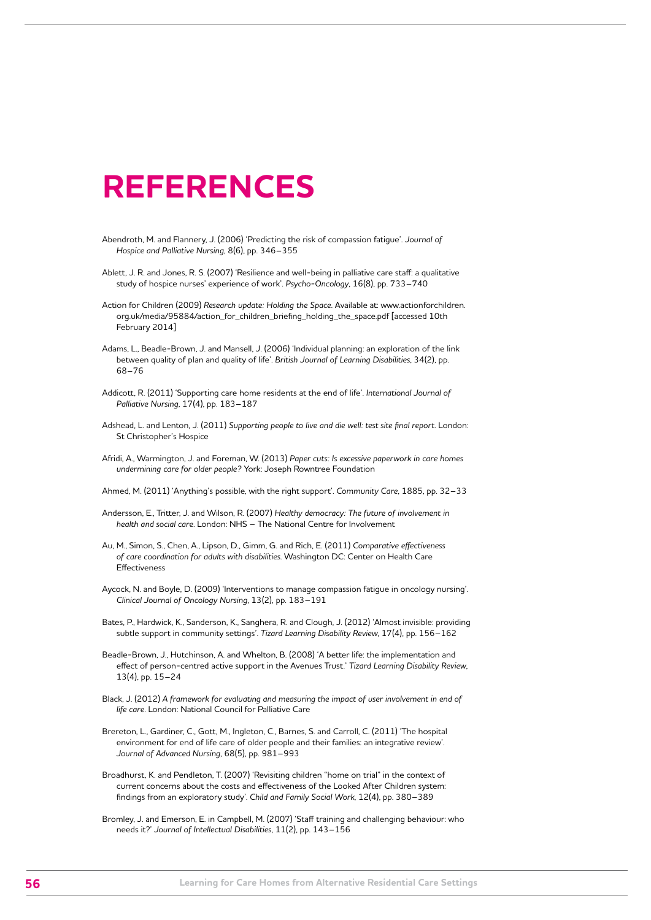# REFERENCES

Abendroth, M. and Flannery, J. (2006) 'Predicting the risk of compassion fatigue'. *Journal of Hospice and Palliative Nursing*, 8(6), pp. 346–355

Ablett, J. R. and Jones, R. S. (2007) 'Resilience and well-being in palliative care staff: a qualitative study of hospice nurses' experience of work'. *Psycho-Oncology*, 16(8), pp. 733–740

Action for Children (2009) *Research update: Holding the Space*. Available at: www.actionforchildren.org.uk/media/95884/action_for_children_briefing_holding_the_space.pdf [accessed 10th February 2014]

Adams, L., Beadle-Brown, J. and Mansell, J. (2006) 'Individual planning: an exploration of the link between quality of plan and quality of life'. *British Journal of Learning Disabilities*, 34(2), pp. 68–76

Addicott, R. (2011) 'Supporting care home residents at the end of life'. *International Journal of Palliative Nursing*, 17(4), pp. 183–187

Adshead, L. and Lenton, J. (2011) *Supporting people to live and die well: test site final report*. London: St Christopher's Hospice

Afridi, A., Warmington, J. and Foreman, W. (2013) *Paper cuts: Is excessive paperwork in care homes undermining care for older people?* York: Joseph Rowntree Foundation

Ahmed, M. (2011) 'Anything's possible, with the right support'. *Community Care*, 1885, pp. 32–33

Andersson, E., Tritter, J. and Wilson, R. (2007) *Healthy democracy: The future of involvement in health and social care*. London: NHS – The National Centre for Involvement

Au, M., Simon, S., Chen, A., Lipson, D., Gimm, G. and Rich, E. (2011) *Comparative effectiveness of care coordination for adults with disabilities*. Washington DC: Center on Health Care Effectiveness

Aycock, N. and Boyle, D. (2009) 'Interventions to manage compassion fatigue in oncology nursing'. *Clinical Journal of Oncology Nursing*, 13(2), pp. 183–191

Bates, P., Hardwick, K., Sanderson, K., Sanghera, R. and Clough, J. (2012) 'Almost invisible: providing subtle support in community settings'. *Tizard Learning Disability Review*, 17(4), pp. 156–162

Beadle-Brown, J., Hutchinson, A. and Whelton, B. (2008) 'A better life: the implementation and effect of person-centred active support in the Avenues Trust.' *Tizard Learning Disability Review*, 13(4), pp. 15–24

Black, J. (2012) *A framework for evaluating and measuring the impact of user involvement in end of life care*. London: National Council for Palliative Care

Brereton, L., Gardiner, C., Gott, M., Ingleton, C., Barnes, S. and Carroll, C. (2011) 'The hospital environment for end of life care of older people and their families: an integrative review'. *Journal of Advanced Nursing*, 68(5), pp. 981–993

Broadhurst, K. and Pendleton, T. (2007) 'Revisiting children "home on trial" in the context of current concerns about the costs and effectiveness of the Looked After Children system: findings from an exploratory study'. *Child and Family Social Work*, 12(4), pp. 380–389

Bromley, J. and Emerson, E. in Campbell, M. (2007) 'Staff training and challenging behaviour: who needs it?' *Journal of Intellectual Disabilities*, 11(2), pp. 143–156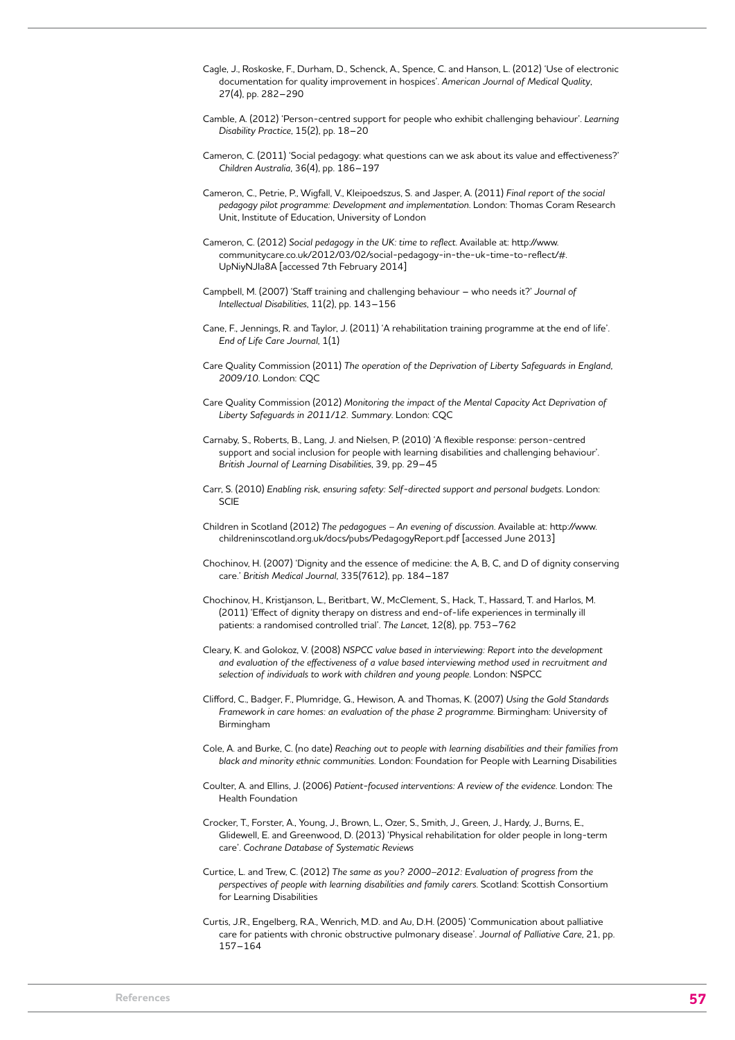Cagle, J., Roskoske, F., Durham, D., Schenck, A., Spence, C. and Hanson, L. (2012) 'Use of electronic documentation for quality improvement in hospices'. *American Journal of Medical Quality*, 27(4), pp. 282–290

Camble, A. (2012) 'Person-centred support for people who exhibit challenging behaviour'. *Learning Disability Practice*, 15(2), pp. 18–20

Cameron, C. (2011) 'Social pedagogy: what questions can we ask about its value and effectiveness?' *Children Australia*, 36(4), pp. 186–197

Cameron, C., Petrie, P., Wigfall, V., Kleipoedszus, S. and Jasper, A. (2011) *Final report of the social pedagogy pilot programme: Development and implementation*. London: Thomas Coram Research Unit, Institute of Education, University of London

Cameron, C. (2012) *Social pedagogy in the UK: time to reflect*. Available at: http://www.communitycare.co.uk/2012/03/02/social-pedagogy-in-the-uk-time-to-reflect/#.UpNiyNJIa8A [accessed 7th February 2014]

Campbell, M. (2007) 'Staff training and challenging behaviour – who needs it?' *Journal of Intellectual Disabilities*, 11(2), pp. 143–156

Cane, F., Jennings, R. and Taylor, J. (2011) 'A rehabilitation training programme at the end of life'. *End of Life Care Journal*, 1(1)

Care Quality Commission (2011) *The operation of the Deprivation of Liberty Safeguards in England, 2009/10*. London: CQC

Care Quality Commission (2012) *Monitoring the impact of the Mental Capacity Act Deprivation of Liberty Safeguards in 2011/12. Summary*. London: CQC

Carnaby, S., Roberts, B., Lang, J. and Nielsen, P. (2010) 'A flexible response: person-centred support and social inclusion for people with learning disabilities and challenging behaviour'. *British Journal of Learning Disabilities*, 39, pp. 29–45

Carr, S. (2010) *Enabling risk, ensuring safety: Self-directed support and personal budgets*. London: SCIE

Children in Scotland (2012) *The pedagogues – An evening of discussion*. Available at: http://www.childreninscotland.org.uk/docs/pubs/PedagogyReport.pdf [accessed June 2013]

Chochinov, H. (2007) 'Dignity and the essence of medicine: the A, B, C, and D of dignity conserving care.' *British Medical Journal*, 335(7612), pp. 184–187

Chochinov, H., Kristjanson, L., Beritbart, W., McClement, S., Hack, T., Hassard, T. and Harlos, M. (2011) 'Effect of dignity therapy on distress and end-of-life experiences in terminally ill patients: a randomised controlled trial'. *The Lancet*, 12(8), pp. 753–762

Cleary, K. and Golokoz, V. (2008) *NSPCC value based in interviewing: Report into the development and evaluation of the effectiveness of a value based interviewing method used in recruitment and selection of individuals to work with children and young people*. London: NSPCC

Clifford, C., Badger, F., Plumridge, G., Hewison, A. and Thomas, K. (2007) *Using the Gold Standards Framework in care homes: an evaluation of the phase 2 programme*. Birmingham: University of Birmingham

Cole, A. and Burke, C. (no date) *Reaching out to people with learning disabilities and their families from black and minority ethnic communities*. London: Foundation for People with Learning Disabilities

Coulter, A. and Ellins, J. (2006) *Patient-focused interventions: A review of the evidence*. London: The Health Foundation

Crocker, T., Forster, A., Young, J., Brown, L., Ozer, S., Smith, J., Green, J., Hardy, J., Burns, E., Glidewell, E. and Greenwood, D. (2013) 'Physical rehabilitation for older people in long-term care'. *Cochrane Database of Systematic Reviews*

Curtice, L. and Trew, C. (2012) *The same as you? 2000–2012: Evaluation of progress from the perspectives of people with learning disabilities and family carers*. Scotland: Scottish Consortium for Learning Disabilities

Curtis, J.R., Engelberg, R.A., Wenrich, M.D. and Au, D.H. (2005) 'Communication about palliative care for patients with chronic obstructive pulmonary disease'. *Journal of Palliative Care*, 21, pp. 157–164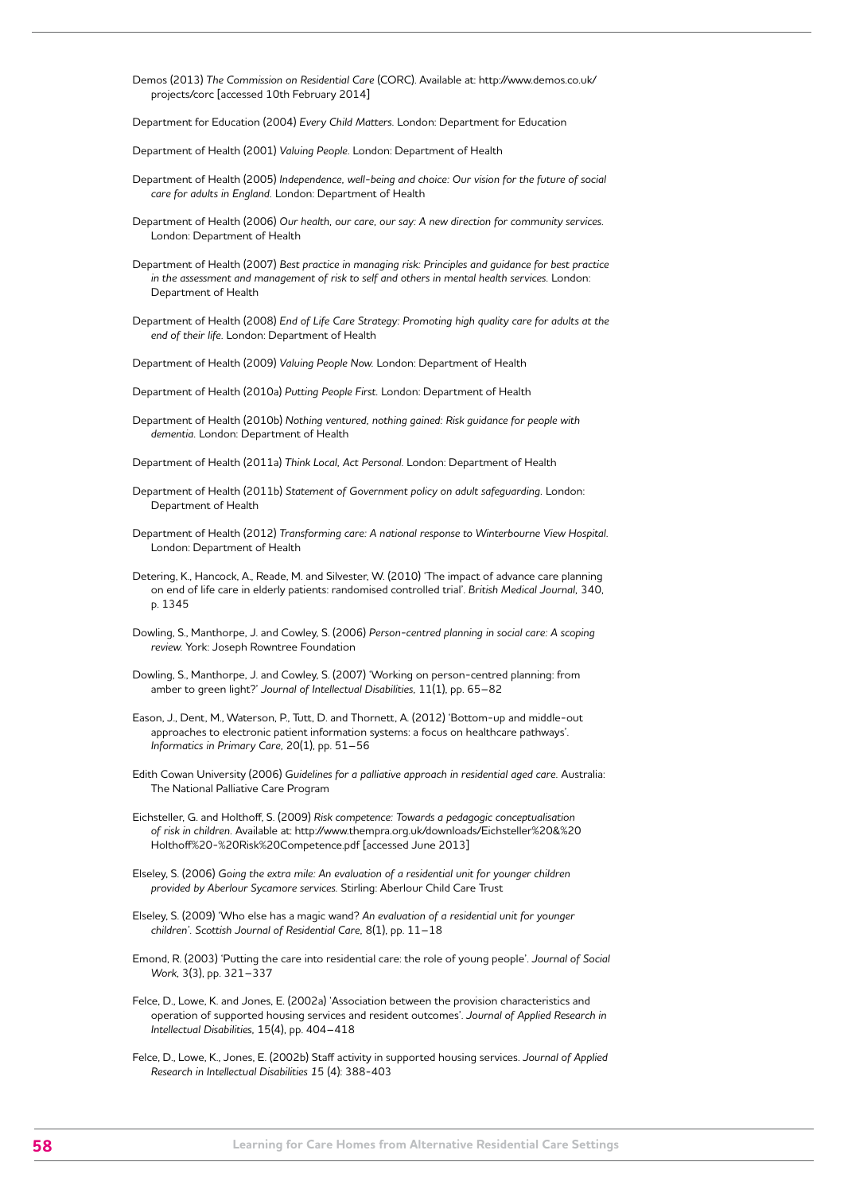Demos (2013) *The Commission on Residential Care* (CORC). Available at: http://www.demos.co.uk/projects/corc [accessed 10th February 2014]

Department for Education (2004) *Every Child Matters.* London: Department for Education

Department of Health (2001) *Valuing People.* London: Department of Health

Department of Health (2005) *Independence, well-being and choice: Our vision for the future of social care for adults in England.* London: Department of Health

Department of Health (2006) *Our health, our care, our say: A new direction for community services.* London: Department of Health

Department of Health (2007) *Best practice in managing risk: Principles and guidance for best practice in the assessment and management of risk to self and others in mental health services.* London: Department of Health

Department of Health (2008) *End of Life Care Strategy: Promoting high quality care for adults at the end of their life.* London: Department of Health

Department of Health (2009) *Valuing People Now.* London: Department of Health

Department of Health (2010a) *Putting People First.* London: Department of Health

Department of Health (2010b) *Nothing ventured, nothing gained: Risk guidance for people with dementia.* London: Department of Health

Department of Health (2011a) *Think Local, Act Personal.* London: Department of Health

Department of Health (2011b) *Statement of Government policy on adult safeguarding.* London: Department of Health

Department of Health (2012) *Transforming care: A national response to Winterbourne View Hospital.* London: Department of Health

Detering, K., Hancock, A., Reade, M. and Silvester, W. (2010) 'The impact of advance care planning on end of life care in elderly patients: randomised controlled trial'. *British Medical Journal,* 340, p. 1345

Dowling, S., Manthorpe, J. and Cowley, S. (2006) *Person-centred planning in social care: A scoping review.* York: Joseph Rowntree Foundation

Dowling, S., Manthorpe, J. and Cowley, S. (2007) 'Working on person-centred planning: from amber to green light?' *Journal of Intellectual Disabilities,* 11(1), pp. 65–82

Eason, J., Dent, M., Waterson, P., Tutt, D. and Thornett, A. (2012) 'Bottom-up and middle-out approaches to electronic patient information systems: a focus on healthcare pathways'. *Informatics in Primary Care,* 20(1), pp. 51–56

Edith Cowan University (2006) *Guidelines for a palliative approach in residential aged care.* Australia: The National Palliative Care Program

Eichsteller, G. and Holthoff, S. (2009) *Risk competence: Towards a pedagogic conceptualisation of risk in children.* Available at: http://www.thempra.org.uk/downloads/Eichsteller%20&%20Holthoff%20-%20Risk%20Competence.pdf [accessed June 2013]

Elseley, S. (2006) *Going the extra mile: An evaluation of a residential unit for younger children provided by Aberlour Sycamore services.* Stirling: Aberlour Child Care Trust

Elseley, S. (2009) 'Who else has a magic wand? *An evaluation of a residential unit for younger children'. Scottish Journal of Residential Care,* 8(1), pp. 11–18

Emond, R. (2003) 'Putting the care into residential care: the role of young people'. *Journal of Social Work,* 3(3), pp. 321–337

Felce, D., Lowe, K. and Jones, E. (2002a) 'Association between the provision characteristics and operation of supported housing services and resident outcomes'. *Journal of Applied Research in Intellectual Disabilities,* 15(4), pp. 404–418

Felce, D., Lowe, K., Jones, E. (2002b) Staff activity in supported housing services. *Journal of Applied Research in Intellectual Disabilities 15* (4): 388-403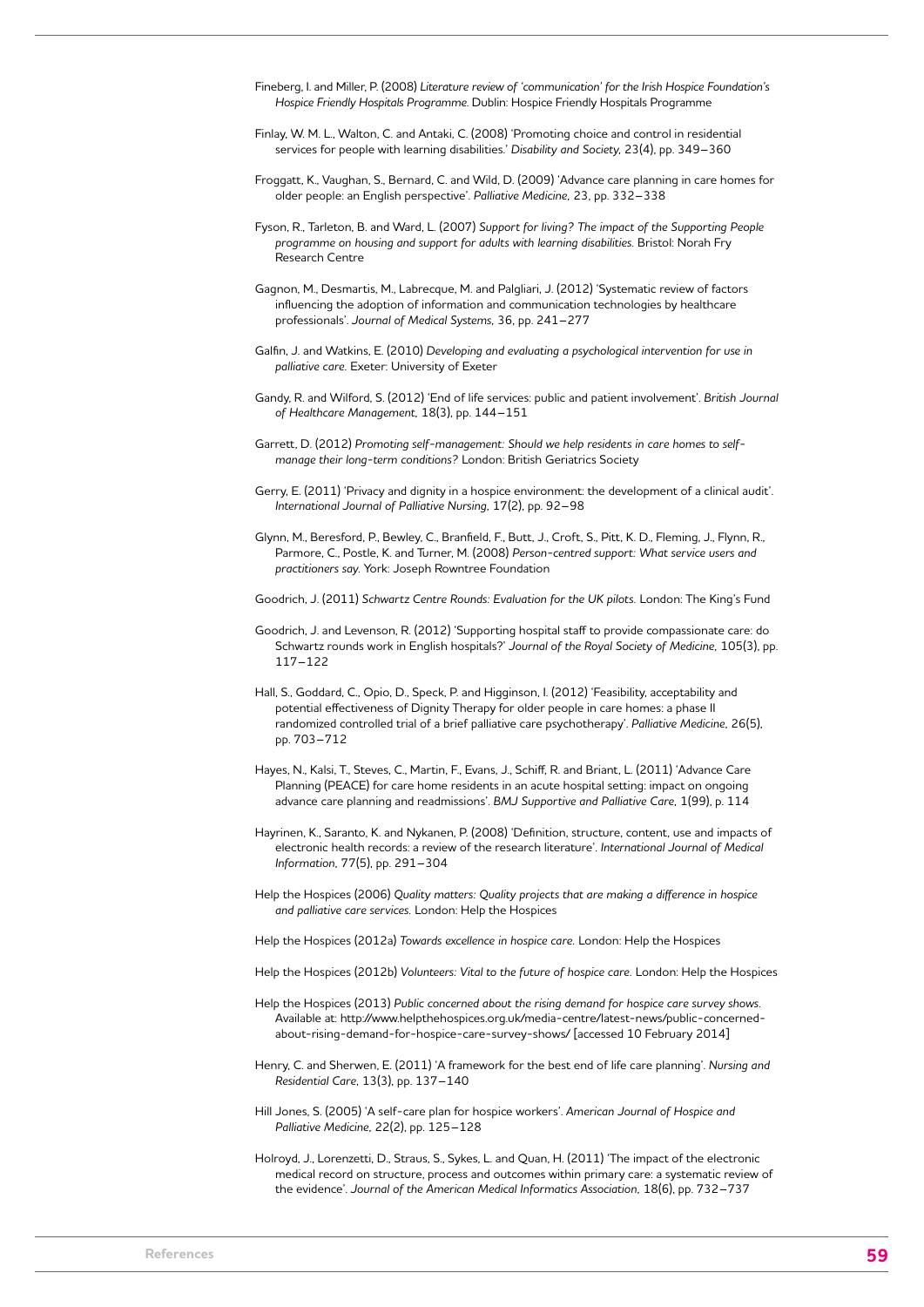Fineberg, I. and Miller, P. (2008) *Literature review of 'communication' for the Irish Hospice Foundation's Hospice Friendly Hospitals Programme.* Dublin: Hospice Friendly Hospitals Programme

Finlay, W. M. L., Walton, C. and Antaki, C. (2008) 'Promoting choice and control in residential services for people with learning disabilities.' *Disability and Society*, 23(4), pp. 349–360

Froggatt, K., Vaughan, S., Bernard, C. and Wild, D. (2009) 'Advance care planning in care homes for older people: an English perspective'. *Palliative Medicine*, 23, pp. 332–338

Fyson, R., Tarleton, B. and Ward, L. (2007) *Support for living? The impact of the Supporting People programme on housing and support for adults with learning disabilities.* Bristol: Norah Fry Research Centre

Gagnon, M., Desmartis, M., Labrecque, M. and Palgliari, J. (2012) 'Systematic review of factors influencing the adoption of information and communication technologies by healthcare professionals'. *Journal of Medical Systems*, 36, pp. 241–277

Galfin, J. and Watkins, E. (2010) *Developing and evaluating a psychological intervention for use in palliative care.* Exeter: University of Exeter

Gandy, R. and Wilford, S. (2012) 'End of life services: public and patient involvement'. *British Journal of Healthcare Management*, 18(3), pp. 144–151

Garrett, D. (2012) *Promoting self-management: Should we help residents in care homes to self-manage their long-term conditions?* London: British Geriatrics Society

Gerry, E. (2011) 'Privacy and dignity in a hospice environment: the development of a clinical audit'. *International Journal of Palliative Nursing*, 17(2), pp. 92–98

Glynn, M., Beresford, P., Bewley, C., Branfield, F., Butt, J., Croft, S., Pitt, K. D., Fleming, J., Flynn, R., Parmore, C., Postle, K. and Turner, M. (2008) *Person-centred support: What service users and practitioners say.* York: Joseph Rowntree Foundation

Goodrich, J. (2011) *Schwartz Centre Rounds: Evaluation for the UK pilots.* London: The King's Fund

Goodrich, J. and Levenson, R. (2012) 'Supporting hospital staff to provide compassionate care: do Schwartz rounds work in English hospitals?' *Journal of the Royal Society of Medicine*, 105(3), pp. 117–122

Hall, S., Goddard, C., Opio, D., Speck, P. and Higginson, I. (2012) 'Feasibility, acceptability and potential effectiveness of Dignity Therapy for older people in care homes: a phase II randomized controlled trial of a brief palliative care psychotherapy'. *Palliative Medicine*, 26(5), pp. 703–712

Hayes, N., Kalsi, T., Steves, C., Martin, F., Evans, J., Schiff, R. and Briant, L. (2011) 'Advance Care Planning (PEACE) for care home residents in an acute hospital setting: impact on ongoing advance care planning and readmissions'. *BMJ Supportive and Palliative Care*, 1(99), p. 114

Hayrinen, K., Saranto, K. and Nykanen, P. (2008) 'Definition, structure, content, use and impacts of electronic health records: a review of the research literature'. *International Journal of Medical Information*, 77(5), pp. 291–304

Help the Hospices (2006) *Quality matters: Quality projects that are making a difference in hospice and palliative care services.* London: Help the Hospices

Help the Hospices (2012a) *Towards excellence in hospice care.* London: Help the Hospices

Help the Hospices (2012b) *Volunteers: Vital to the future of hospice care.* London: Help the Hospices

Help the Hospices (2013) *Public concerned about the rising demand for hospice care survey shows.* Available at: http://www.helpthehospices.org.uk/media-centre/latest-news/public-concerned-about-rising-demand-for-hospice-care-survey-shows/ [accessed 10 February 2014]

Henry, C. and Sherwen, E. (2011) 'A framework for the best end of life care planning'. *Nursing and Residential Care*, 13(3), pp. 137–140

Hill Jones, S. (2005) 'A self-care plan for hospice workers'. *American Journal of Hospice and Palliative Medicine*, 22(2), pp. 125–128

Holroyd, J., Lorenzetti, D., Straus, S., Sykes, L. and Quan, H. (2011) 'The impact of the electronic medical record on structure, process and outcomes within primary care: a systematic review of the evidence'. *Journal of the American Medical Informatics Association*, 18(6), pp. 732–737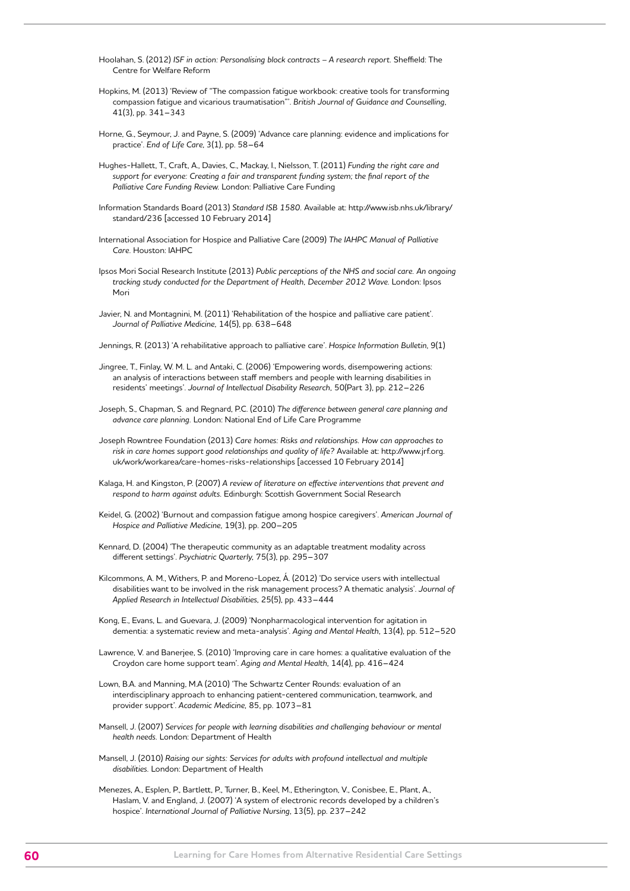Hoolahan, S. (2012) *ISF in action: Personalising block contracts – A research report.* Sheffield: The Centre for Welfare Reform

Hopkins, M. (2013) 'Review of "The compassion fatigue workbook: creative tools for transforming compassion fatigue and vicarious traumatisation"'. *British Journal of Guidance and Counselling*, 41(3), pp. 341–343

Horne, G., Seymour, J. and Payne, S. (2009) 'Advance care planning: evidence and implications for practice'. *End of Life Care*, 3(1), pp. 58–64

Hughes-Hallett, T., Craft, A., Davies, C., Mackay, I., Nielsson, T. (2011) *Funding the right care and support for everyone: Creating a fair and transparent funding system; the final report of the Palliative Care Funding Review.* London: Palliative Care Funding

Information Standards Board (2013) *Standard ISB 1580.* Available at: http://www.isb.nhs.uk/library/standard/236 [accessed 10 February 2014]

International Association for Hospice and Palliative Care (2009) *The IAHPC Manual of Palliative Care.* Houston: IAHPC

Ipsos Mori Social Research Institute (2013) *Public perceptions of the NHS and social care. An ongoing tracking study conducted for the Department of Health, December 2012 Wave.* London: Ipsos Mori

Javier, N. and Montagnini, M. (2011) 'Rehabilitation of the hospice and palliative care patient'. *Journal of Palliative Medicine*, 14(5), pp. 638–648

Jennings, R. (2013) 'A rehabilitative approach to palliative care'. *Hospice Information Bulletin*, 9(1)

Jingree, T., Finlay, W. M. L. and Antaki, C. (2006) 'Empowering words, disempowering actions: an analysis of interactions between staff members and people with learning disabilities in residents' meetings'. *Journal of Intellectual Disability Research*, 50(Part 3), pp. 212–226

Joseph, S., Chapman, S. and Regnard, P.C. (2010) *The difference between general care planning and advance care planning.* London: National End of Life Care Programme

Joseph Rowntree Foundation (2013) *Care homes: Risks and relationships. How can approaches to risk in care homes support good relationships and quality of life?* Available at: http://www.jrf.org.uk/work/workarea/care-homes-risks-relationships [accessed 10 February 2014]

Kalaga, H. and Kingston, P. (2007) *A review of literature on effective interventions that prevent and respond to harm against adults.* Edinburgh: Scottish Government Social Research

Keidel, G. (2002) 'Burnout and compassion fatigue among hospice caregivers'. *American Journal of Hospice and Palliative Medicine*, 19(3), pp. 200–205

Kennard, D. (2004) 'The therapeutic community as an adaptable treatment modality across different settings'. *Psychiatric Quarterly*, 75(3), pp. 295–307

Kilcommons, A. M., Withers, P. and Moreno-Lopez, Á. (2012) 'Do service users with intellectual disabilities want to be involved in the risk management process? A thematic analysis'. *Journal of Applied Research in Intellectual Disabilities*, 25(5), pp. 433–444

Kong, E., Evans, L. and Guevara, J. (2009) 'Nonpharmacological intervention for agitation in dementia: a systematic review and meta-analysis'. *Aging and Mental Health*, 13(4), pp. 512–520

Lawrence, V. and Banerjee, S. (2010) 'Improving care in care homes: a qualitative evaluation of the Croydon care home support team'. *Aging and Mental Health*, 14(4), pp. 416–424

Lown, B.A. and Manning, M.A (2010) 'The Schwartz Center Rounds: evaluation of an interdisciplinary approach to enhancing patient-centered communication, teamwork, and provider support'. *Academic Medicine*, 85, pp. 1073–81

Mansell, J. (2007) *Services for people with learning disabilities and challenging behaviour or mental health needs.* London: Department of Health

Mansell, J. (2010) *Raising our sights: Services for adults with profound intellectual and multiple disabilities.* London: Department of Health

Menezes, A., Esplen, P., Bartlett, P., Turner, B., Keel, M., Etherington, V., Conisbee, E., Plant, A., Haslam, V. and England, J. (2007) 'A system of electronic records developed by a children's hospice'. *International Journal of Palliative Nursing*, 13(5), pp. 237–242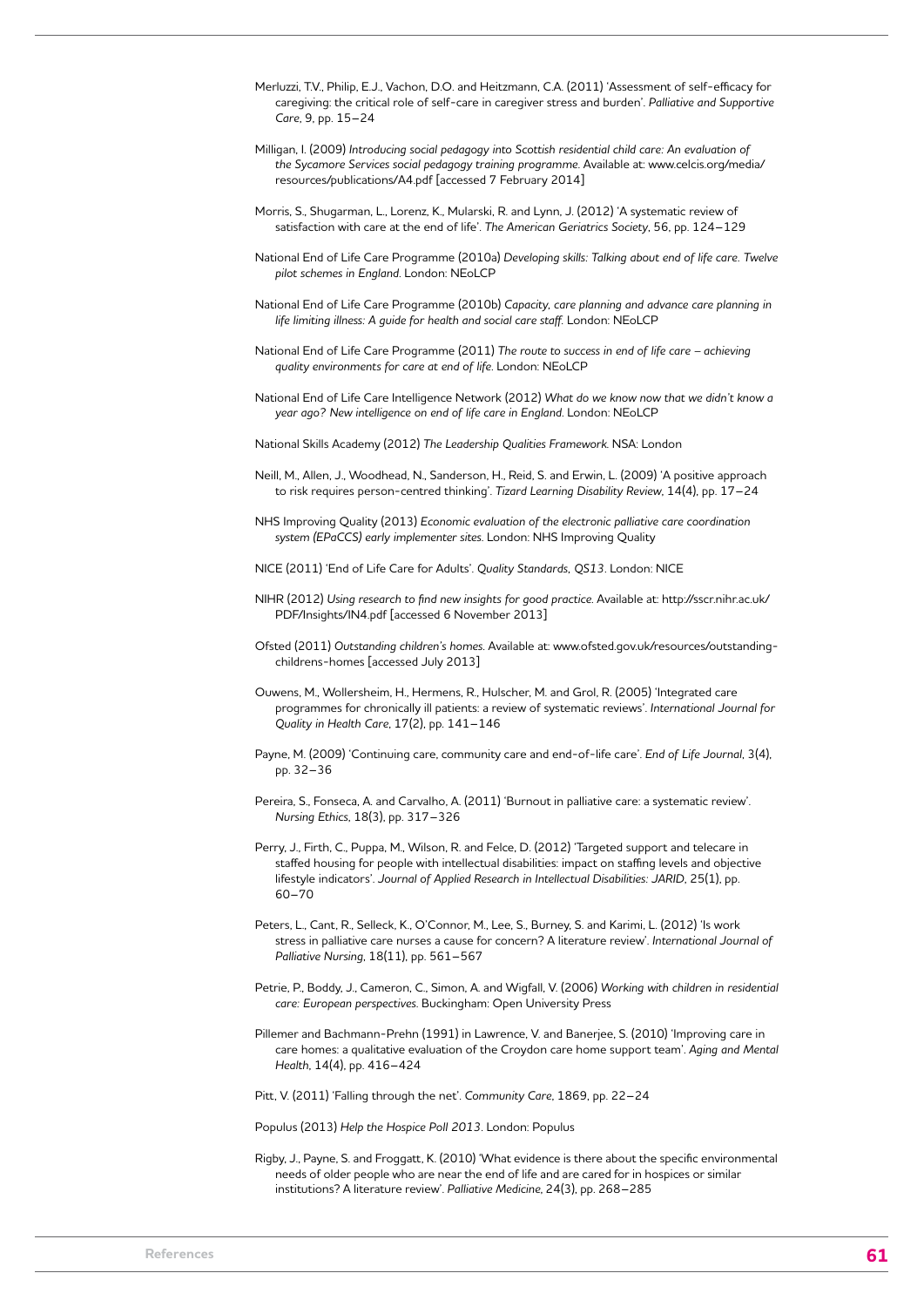Merluzzi, T.V., Philip, E.J., Vachon, D.O. and Heitzmann, C.A. (2011) 'Assessment of self-efficacy for caregiving: the critical role of self-care in caregiver stress and burden'. *Palliative and Supportive Care*, 9, pp. 15–24

Milligan, I. (2009) *Introducing social pedagogy into Scottish residential child care: An evaluation of the Sycamore Services social pedagogy training programme*. Available at: www.celcis.org/media/resources/publications/A4.pdf [accessed 7 February 2014]

Morris, S., Shugarman, L., Lorenz, K., Mularski, R. and Lynn, J. (2012) 'A systematic review of satisfaction with care at the end of life'. *The American Geriatrics Society*, 56, pp. 124–129

National End of Life Care Programme (2010a) *Developing skills: Talking about end of life care. Twelve pilot schemes in England*. London: NEoLCP

National End of Life Care Programme (2010b) *Capacity, care planning and advance care planning in life limiting illness: A guide for health and social care staff*. London: NEoLCP

National End of Life Care Programme (2011) *The route to success in end of life care – achieving quality environments for care at end of life*. London: NEoLCP

National End of Life Care Intelligence Network (2012) *What do we know now that we didn't know a year ago? New intelligence on end of life care in England*. London: NEoLCP

National Skills Academy (2012) *The Leadership Qualities Framework*. NSA: London

Neill, M., Allen, J., Woodhead, N., Sanderson, H., Reid, S. and Erwin, L. (2009) 'A positive approach to risk requires person-centred thinking'. *Tizard Learning Disability Review*, 14(4), pp. 17–24

NHS Improving Quality (2013) *Economic evaluation of the electronic palliative care coordination system (EPaCCS) early implementer sites*. London: NHS Improving Quality

NICE (2011) 'End of Life Care for Adults'. *Quality Standards, QS13*. London: NICE

NIHR (2012) *Using research to find new insights for good practice*. Available at: http://sscr.nihr.ac.uk/PDF/Insights/IN4.pdf [accessed 6 November 2013]

Ofsted (2011) *Outstanding children's homes*. Available at: www.ofsted.gov.uk/resources/outstanding-childrens-homes [accessed July 2013]

Ouwens, M., Wollersheim, H., Hermens, R., Hulscher, M. and Grol, R. (2005) 'Integrated care programmes for chronically ill patients: a review of systematic reviews'. *International Journal for Quality in Health Care*, 17(2), pp. 141–146

Payne, M. (2009) 'Continuing care, community care and end-of-life care'. *End of Life Journal*, 3(4), pp. 32–36

Pereira, S., Fonseca, A. and Carvalho, A. (2011) 'Burnout in palliative care: a systematic review'. *Nursing Ethics*, 18(3), pp. 317–326

Perry, J., Firth, C., Puppa, M., Wilson, R. and Felce, D. (2012) 'Targeted support and telecare in staffed housing for people with intellectual disabilities: impact on staffing levels and objective lifestyle indicators'. *Journal of Applied Research in Intellectual Disabilities: JARID*, 25(1), pp. 60–70

Peters, L., Cant, R., Selleck, K., O'Connor, M., Lee, S., Burney, S. and Karimi, L. (2012) 'Is work stress in palliative care nurses a cause for concern? A literature review'. *International Journal of Palliative Nursing*, 18(11), pp. 561–567

Petrie, P., Boddy, J., Cameron, C., Simon, A. and Wigfall, V. (2006) *Working with children in residential care: European perspectives*. Buckingham: Open University Press

Pillemer and Bachmann-Prehn (1991) in Lawrence, V. and Banerjee, S. (2010) 'Improving care in care homes: a qualitative evaluation of the Croydon care home support team'. *Aging and Mental Health*, 14(4), pp. 416–424

Pitt, V. (2011) 'Falling through the net'. *Community Care*, 1869, pp. 22–24

Populus (2013) *Help the Hospice Poll 2013*. London: Populus

Rigby, J., Payne, S. and Froggatt, K. (2010) 'What evidence is there about the specific environmental needs of older people who are near the end of life and are cared for in hospices or similar institutions? A literature review'. *Palliative Medicine*, 24(3), pp. 268–285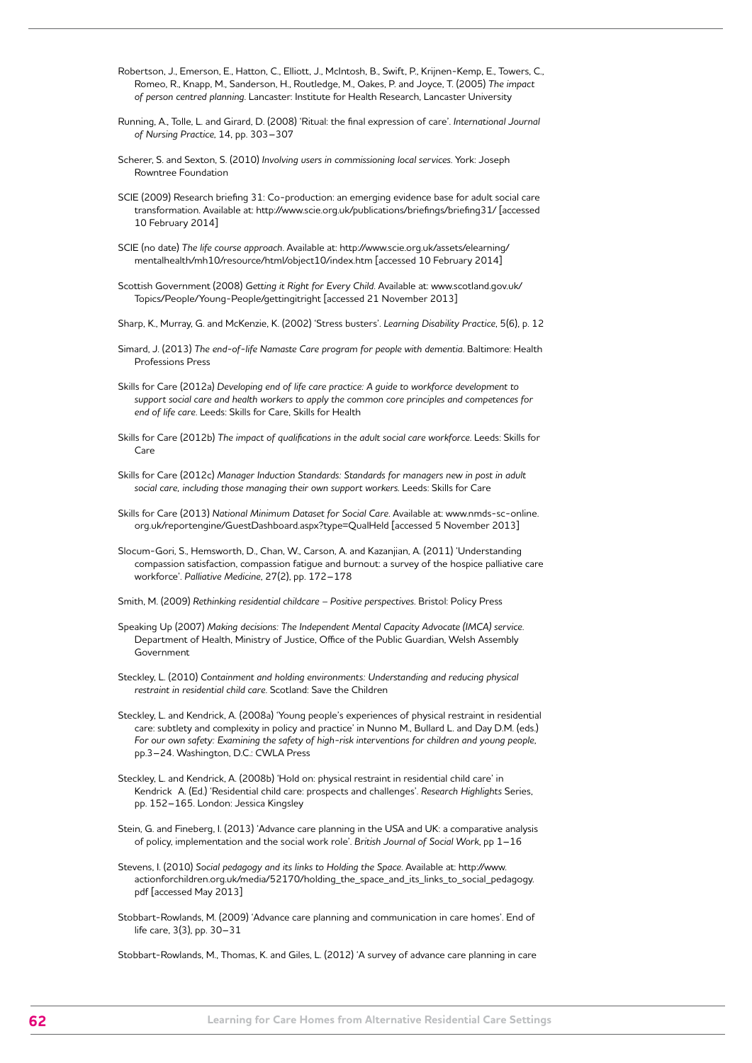Robertson, J., Emerson, E., Hatton, C., Elliott, J., McIntosh, B., Swift, P., Krijnen-Kemp, E., Towers, C., Romeo, R., Knapp, M., Sanderson, H., Routledge, M., Oakes, P. and Joyce, T. (2005) *The impact of person centred planning*. Lancaster: Institute for Health Research, Lancaster University

Running, A., Tolle, L. and Girard, D. (2008) 'Ritual: the final expression of care'. *International Journal of Nursing Practice*, 14, pp. 303–307

Scherer, S. and Sexton, S. (2010) *Involving users in commissioning local services*. York: Joseph Rowntree Foundation

SCIE (2009) Research briefing 31: Co-production: an emerging evidence base for adult social care transformation. Available at: http://www.scie.org.uk/publications/briefings/briefing31/ [accessed 10 February 2014]

SCIE (no date) *The life course approach*. Available at: http://www.scie.org.uk/assets/elearning/mentalhealth/mh10/resource/html/object10/index.htm [accessed 10 February 2014]

Scottish Government (2008) *Getting it Right for Every Child*. Available at: www.scotland.gov.uk/Topics/People/Young-People/gettingitright [accessed 21 November 2013]

Sharp, K., Murray, G. and McKenzie, K. (2002) 'Stress busters'. *Learning Disability Practice*, 5(6), p. 12

Simard, J. (2013) *The end-of-life Namaste Care program for people with dementia*. Baltimore: Health Professions Press

Skills for Care (2012a) *Developing end of life care practice: A guide to workforce development to support social care and health workers to apply the common core principles and competences for end of life care*. Leeds: Skills for Care, Skills for Health

Skills for Care (2012b) *The impact of qualifications in the adult social care workforce*. Leeds: Skills for Care

Skills for Care (2012c) *Manager Induction Standards: Standards for managers new in post in adult social care, including those managing their own support workers*. Leeds: Skills for Care

Skills for Care (2013) *National Minimum Dataset for Social Care*. Available at: www.nmds-sc-online.org.uk/reportengine/GuestDashboard.aspx?type=QualHeld [accessed 5 November 2013]

Slocum-Gori, S., Hemsworth, D., Chan, W., Carson, A. and Kazanjian, A. (2011) 'Understanding compassion satisfaction, compassion fatigue and burnout: a survey of the hospice palliative care workforce'. *Palliative Medicine*, 27(2), pp. 172–178

Smith, M. (2009) *Rethinking residential childcare – Positive perspectives*. Bristol: Policy Press

Speaking Up (2007) *Making decisions: The Independent Mental Capacity Advocate (IMCA) service*. Department of Health, Ministry of Justice, Office of the Public Guardian, Welsh Assembly Government

Steckley, L. (2010) *Containment and holding environments: Understanding and reducing physical restraint in residential child care*. Scotland: Save the Children

Steckley, L. and Kendrick, A. (2008a) 'Young people's experiences of physical restraint in residential care: subtlety and complexity in policy and practice' in Nunno M., Bullard L. and Day D.M. (eds.) *For our own safety: Examining the safety of high-risk interventions for children and young people*, pp.3–24. Washington, D.C.: CWLA Press

Steckley, L. and Kendrick, A. (2008b) 'Hold on: physical restraint in residential child care' in Kendrick A. (Ed.) 'Residential child care: prospects and challenges'. *Research Highlights* Series, pp. 152–165. London: Jessica Kingsley

Stein, G. and Fineberg, I. (2013) 'Advance care planning in the USA and UK: a comparative analysis of policy, implementation and the social work role'. *British Journal of Social Work*, pp 1–16

Stevens, I. (2010) *Social pedagogy and its links to Holding the Space*. Available at: http://www.actionforchildren.org.uk/media/52170/holding_the_space_and_its_links_to_social_pedagogy.pdf [accessed May 2013]

Stobbart-Rowlands, M. (2009) 'Advance care planning and communication in care homes'. End of life care, 3(3), pp. 30–31

Stobbart-Rowlands, M., Thomas, K. and Giles, L. (2012) 'A survey of advance care planning in care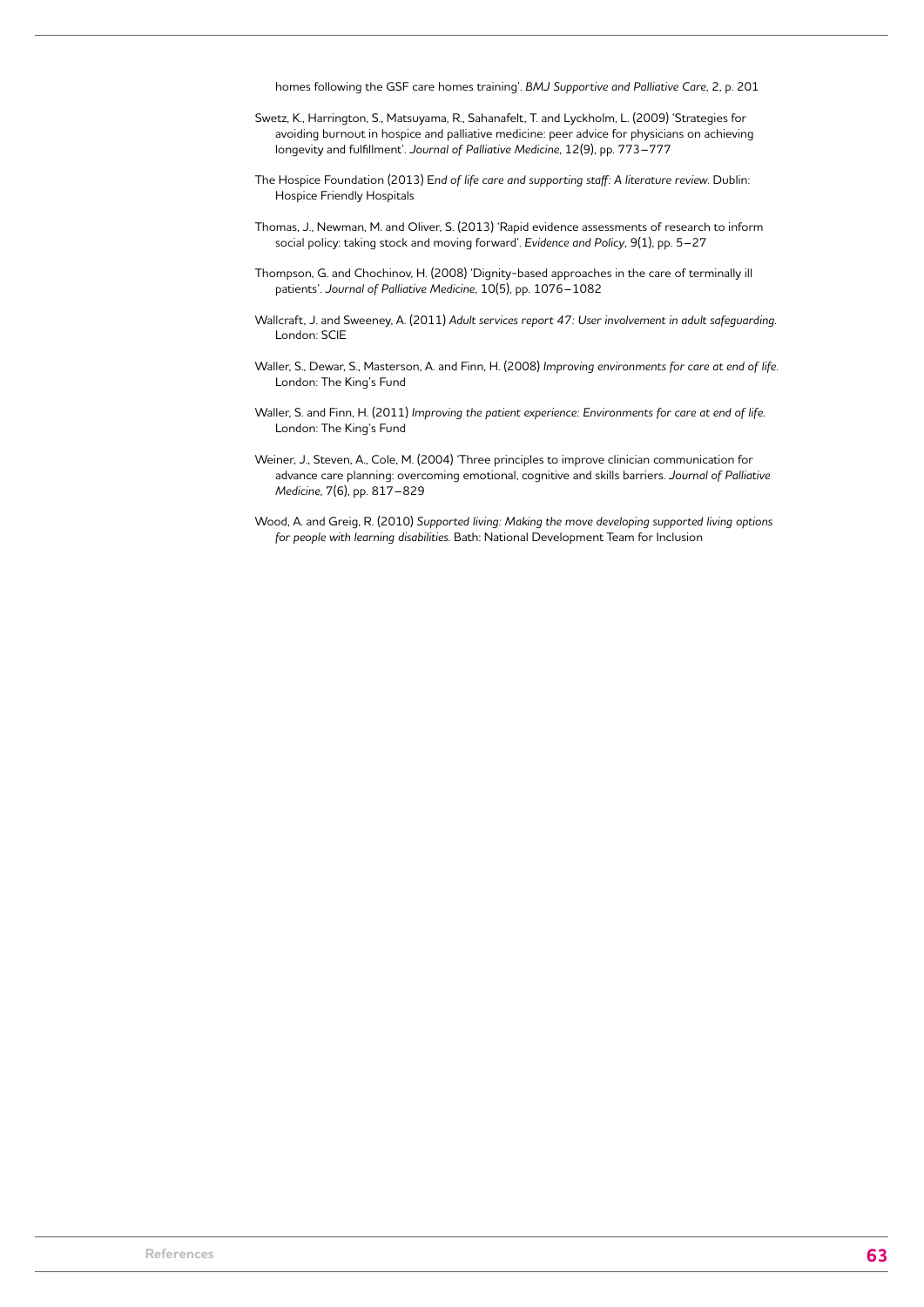homes following the GSF care homes training'. *BMJ Supportive and Palliative Care*, 2, p. 201

Swetz, K., Harrington, S., Matsuyama, R., Sahanafelt, T. and Lyckholm, L. (2009) 'Strategies for avoiding burnout in hospice and palliative medicine: peer advice for physicians on achieving longevity and fulfillment'. *Journal of Palliative Medicine*, 12(9), pp. 773–777

The Hospice Foundation (2013) E*nd of life care and supporting staff: A literature review*. Dublin: Hospice Friendly Hospitals

Thomas, J., Newman, M. and Oliver, S. (2013) 'Rapid evidence assessments of research to inform social policy: taking stock and moving forward'. *Evidence and Policy*, 9(1), pp. 5–27

Thompson, G. and Chochinov, H. (2008) 'Dignity-based approaches in the care of terminally ill patients'. *Journal of Palliative Medicine*, 10(5), pp. 1076–1082

Wallcraft, J. and Sweeney, A. (2011) *Adult services report 47: User involvement in adult safeguarding*. London: SCIE

Waller, S., Dewar, S., Masterson, A. and Finn, H. (2008) *Improving environments for care at end of life*. London: The King's Fund

Waller, S. and Finn, H. (2011) *Improving the patient experience: Environments for care at end of life*. London: The King's Fund

Weiner, J., Steven, A., Cole, M. (2004) 'Three principles to improve clinician communication for advance care planning: overcoming emotional, cognitive and skills barriers. *Journal of Palliative Medicine*, 7(6), pp. 817–829

Wood, A. and Greig, R. (2010) *Supported living: Making the move developing supported living options for people with learning disabilities*. Bath: National Development Team for Inclusion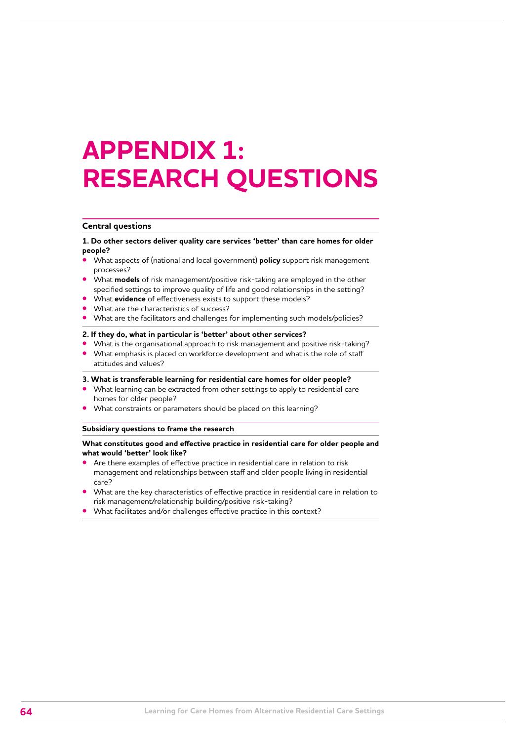# APPENDIX 1: RESEARCH QUESTIONS

## Central questions

**1. Do other sectors deliver quality care services 'better' than care homes for older people?**

- What aspects of (national and local government) **policy** support risk management processes?
- What **models** of risk management/positive risk-taking are employed in the other specified settings to improve quality of life and good relationships in the setting?
- What **evidence** of effectiveness exists to support these models?
- What are the characteristics of success?
- What are the facilitators and challenges for implementing such models/policies?

**2. If they do, what in particular is 'better' about other services?**

- What is the organisational approach to risk management and positive risk-taking?
- What emphasis is placed on workforce development and what is the role of staff attitudes and values?

**3. What is transferable learning for residential care homes for older people?**

- What learning can be extracted from other settings to apply to residential care homes for older people?
- What constraints or parameters should be placed on this learning?

## Subsidiary questions to frame the research

**What constitutes good and effective practice in residential care for older people and what would 'better' look like?**

- Are there examples of effective practice in residential care in relation to risk management and relationships between staff and older people living in residential care?
- What are the key characteristics of effective practice in residential care in relation to risk management/relationship building/positive risk-taking?
- What facilitates and/or challenges effective practice in this context?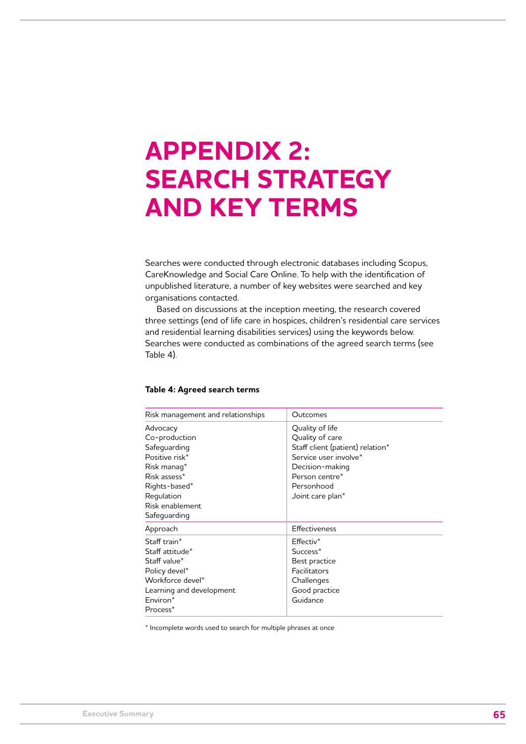# APPENDIX 2: SEARCH STRATEGY AND KEY TERMS

Searches were conducted through electronic databases including Scopus, CareKnowledge and Social Care Online. To help with the identification of unpublished literature, a number of key websites were searched and key organisations contacted.

Based on discussions at the inception meeting, the research covered three settings (end of life care in hospices, children's residential care services and residential learning disabilities services) using the keywords below. Searches were conducted as combinations of the agreed search terms (see Table 4).

**Table 4: Agreed search terms**

| Risk management and relationships | Outcomes |
|---|---|
| Advocacy<br>Co-production<br>Safeguarding<br>Positive risk*<br>Risk manag*<br>Risk assess*<br>Rights-based*<br>Regulation<br>Risk enablement<br>Safeguarding | Quality of life<br>Quality of care<br>Staff client (patient) relation*<br>Service user involve*<br>Decision-making<br>Person centre*<br>Personhood<br>Joint care plan* |
| **Approach** | **Effectiveness** |
| Staff train*<br>Staff attitude*<br>Staff value*<br>Policy devel*<br>Workforce devel*<br>Learning and development<br>Environ*<br>Process* | Effectiv*<br>Success*<br>Best practice<br>Facilitators<br>Challenges<br>Good practice<br>Guidance |

* Incomplete words used to search for multiple phrases at once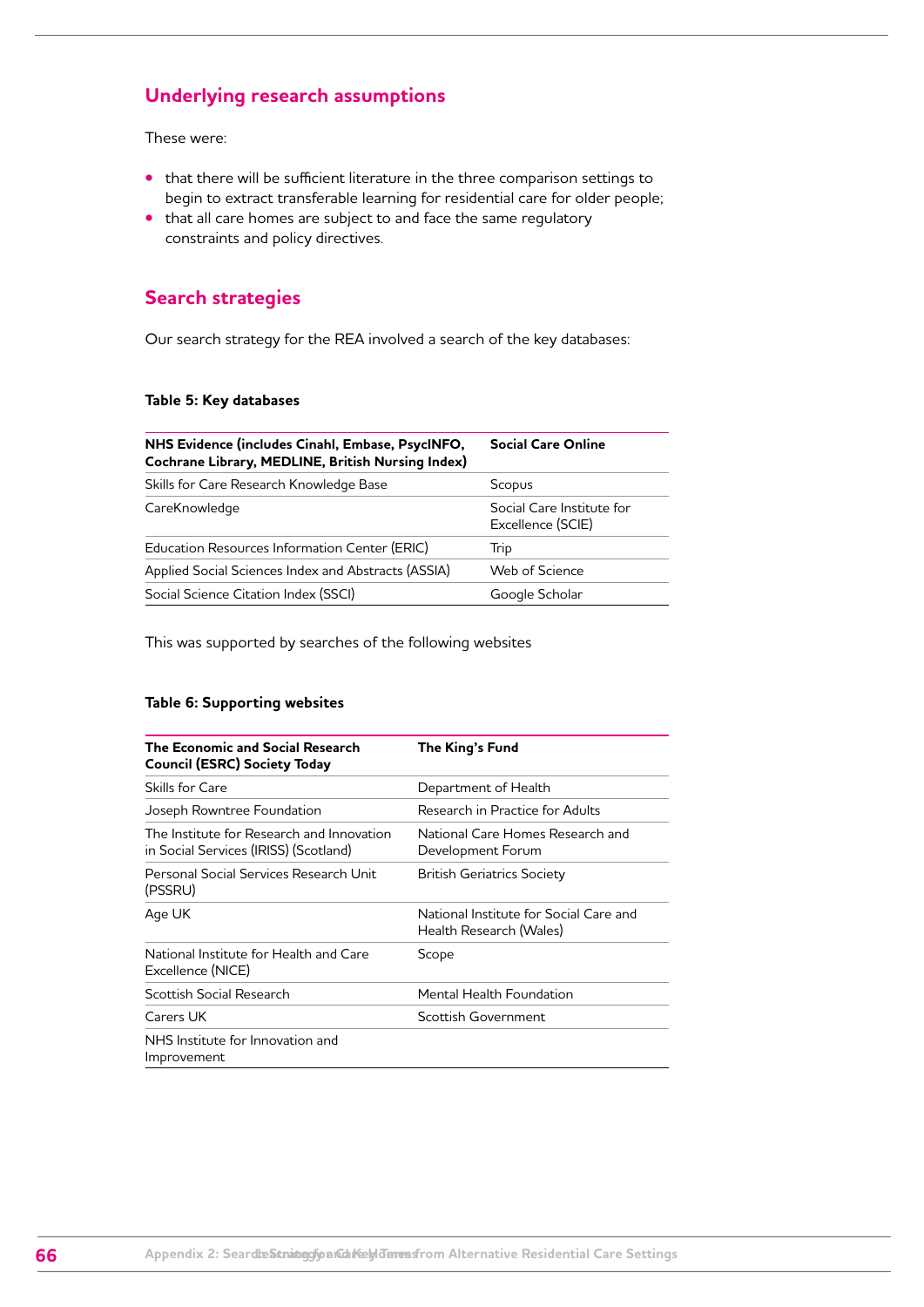## Underlying research assumptions

These were:

- that there will be sufficient literature in the three comparison settings to begin to extract transferable learning for residential care for older people;
- that all care homes are subject to and face the same regulatory constraints and policy directives.

## Search strategies

Our search strategy for the REA involved a search of the key databases:

**Table 5: Key databases**

| NHS Evidence (includes Cinahl, Embase, PsycINFO, Cochrane Library, MEDLINE, British Nursing Index) | Social Care Online |
|---|---|
| Skills for Care Research Knowledge Base | Scopus |
| CareKnowledge | Social Care Institute for Excellence (SCIE) |
| Education Resources Information Center (ERIC) | Trip |
| Applied Social Sciences Index and Abstracts (ASSIA) | Web of Science |
| Social Science Citation Index (SSCI) | Google Scholar |

This was supported by searches of the following websites

**Table 6: Supporting websites**

| The Economic and Social Research Council (ESRC) Society Today | The King's Fund |
|---|---|
| Skills for Care | Department of Health |
| Joseph Rowntree Foundation | Research in Practice for Adults |
| The Institute for Research and Innovation in Social Services (IRISS) (Scotland) | National Care Homes Research and Development Forum |
| Personal Social Services Research Unit (PSSRU) | British Geriatrics Society |
| Age UK | National Institute for Social Care and Health Research (Wales) |
| National Institute for Health and Care Excellence (NICE) | Scope |
| Scottish Social Research | Mental Health Foundation |
| Carers UK | Scottish Government |
| NHS Institute for Innovation and Improvement | |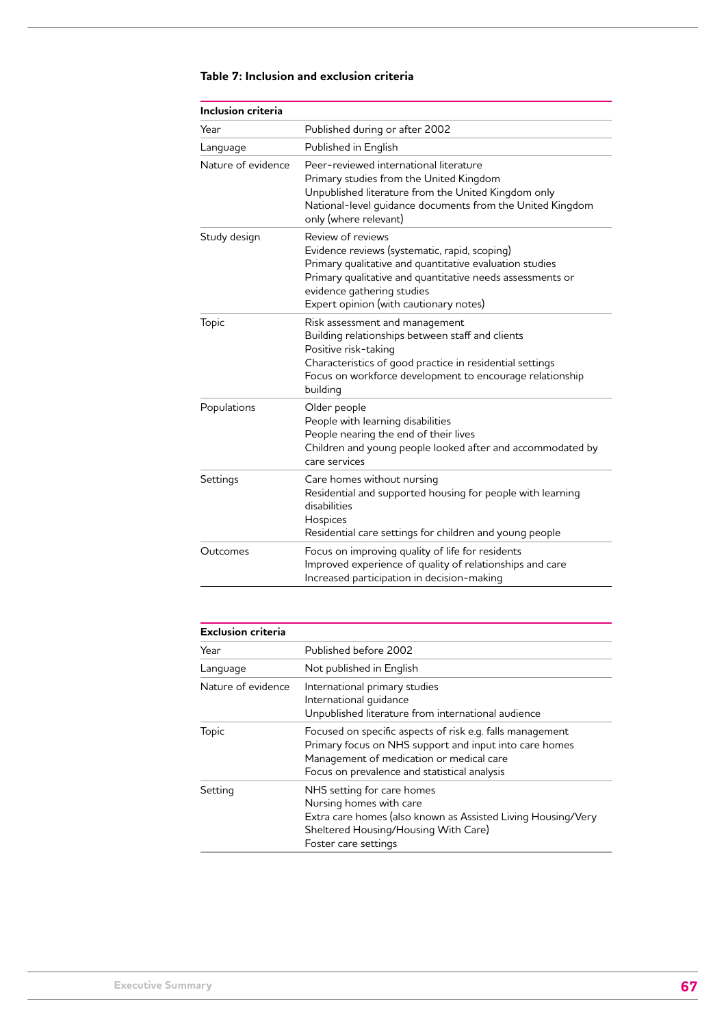**Table 7: Inclusion and exclusion criteria**

| **Inclusion criteria** | |
|---|---|
| Year | Published during or after 2002 |
| Language | Published in English |
| Nature of evidence | Peer-reviewed international literature<br>Primary studies from the United Kingdom<br>Unpublished literature from the United Kingdom only<br>National-level guidance documents from the United Kingdom only (where relevant) |
| Study design | Review of reviews<br>Evidence reviews (systematic, rapid, scoping)<br>Primary qualitative and quantitative evaluation studies<br>Primary qualitative and quantitative needs assessments or evidence gathering studies<br>Expert opinion (with cautionary notes) |
| Topic | Risk assessment and management<br>Building relationships between staff and clients<br>Positive risk-taking<br>Characteristics of good practice in residential settings<br>Focus on workforce development to encourage relationship building |
| Populations | Older people<br>People with learning disabilities<br>People nearing the end of their lives<br>Children and young people looked after and accommodated by care services |
| Settings | Care homes without nursing<br>Residential and supported housing for people with learning disabilities<br>Hospices<br>Residential care settings for children and young people |
| Outcomes | Focus on improving quality of life for residents<br>Improved experience of quality of relationships and care<br>Increased participation in decision-making |

| **Exclusion criteria** | |
|---|---|
| Year | Published before 2002 |
| Language | Not published in English |
| Nature of evidence | International primary studies<br>International guidance<br>Unpublished literature from international audience |
| Topic | Focused on specific aspects of risk e.g. falls management<br>Primary focus on NHS support and input into care homes<br>Management of medication or medical care<br>Focus on prevalence and statistical analysis |
| Setting | NHS setting for care homes<br>Nursing homes with care<br>Extra care homes (also known as Assisted Living Housing/Very Sheltered Housing/Housing With Care)<br>Foster care settings |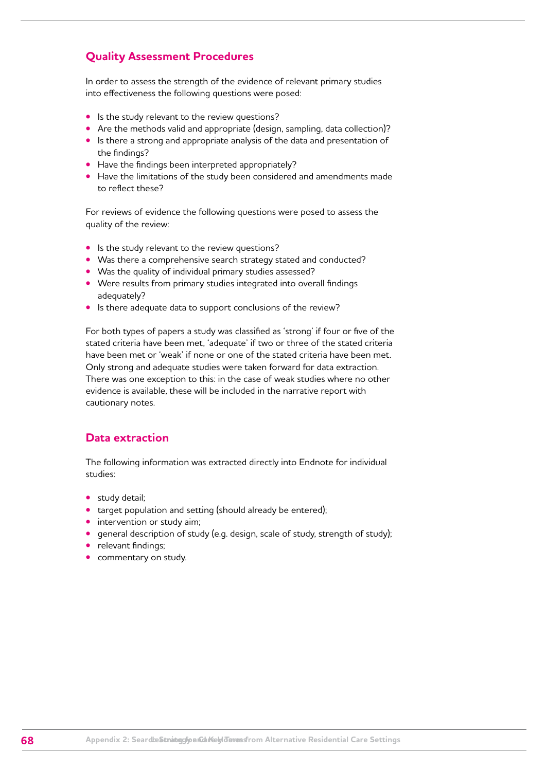## Quality Assessment Procedures

In order to assess the strength of the evidence of relevant primary studies into effectiveness the following questions were posed:

- Is the study relevant to the review questions?
- Are the methods valid and appropriate (design, sampling, data collection)?
- Is there a strong and appropriate analysis of the data and presentation of the findings?
- Have the findings been interpreted appropriately?
- Have the limitations of the study been considered and amendments made to reflect these?

For reviews of evidence the following questions were posed to assess the quality of the review:

- Is the study relevant to the review questions?
- Was there a comprehensive search strategy stated and conducted?
- Was the quality of individual primary studies assessed?
- Were results from primary studies integrated into overall findings adequately?
- Is there adequate data to support conclusions of the review?

For both types of papers a study was classified as 'strong' if four or five of the stated criteria have been met, 'adequate' if two or three of the stated criteria have been met or 'weak' if none or one of the stated criteria have been met. Only strong and adequate studies were taken forward for data extraction. There was one exception to this: in the case of weak studies where no other evidence is available, these will be included in the narrative report with cautionary notes.

## Data extraction

The following information was extracted directly into Endnote for individual studies:

- study detail;
- target population and setting (should already be entered);
- intervention or study aim;
- general description of study (e.g. design, scale of study, strength of study);
- relevant findings;
- commentary on study.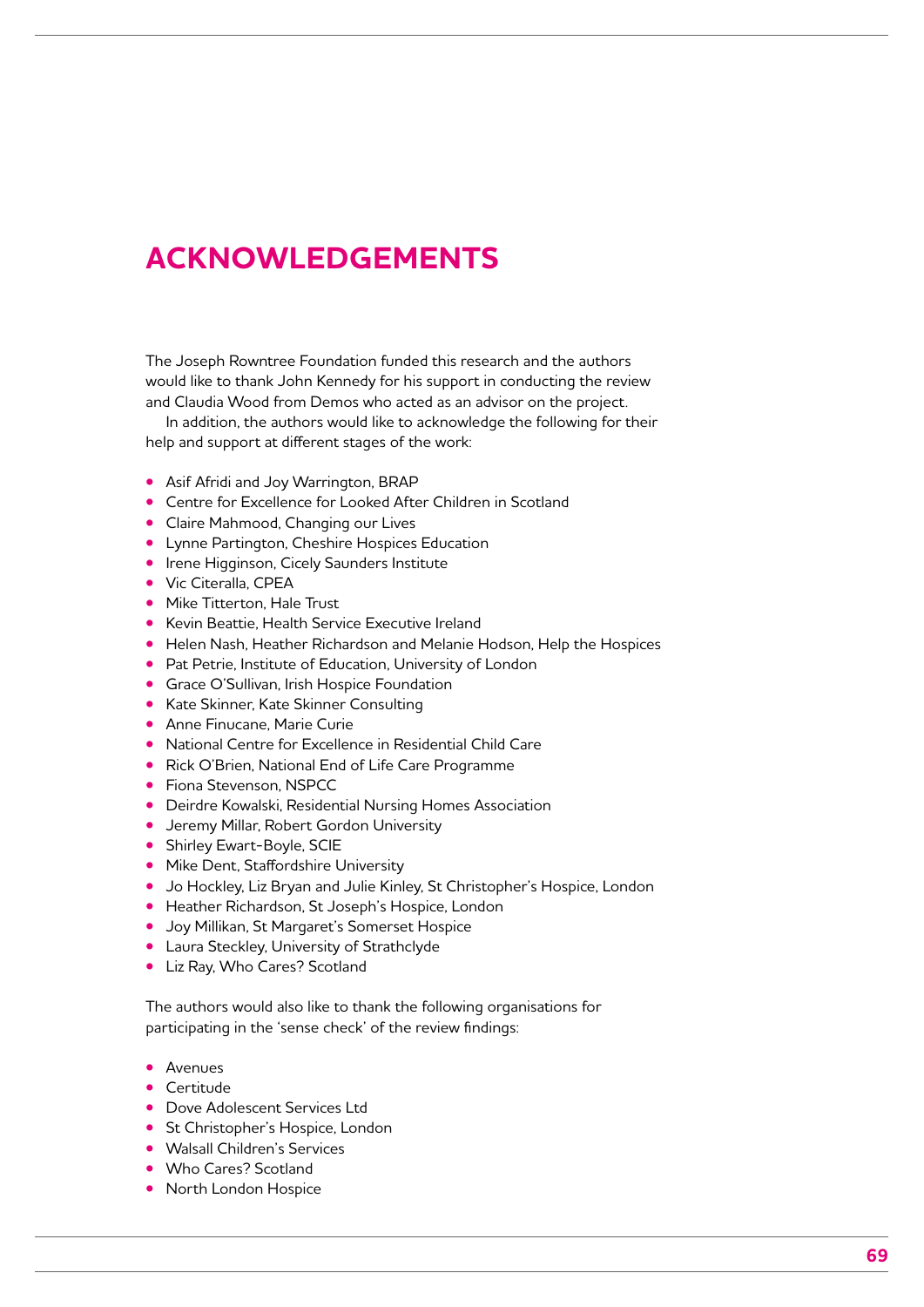# ACKNOWLEDGEMENTS

The Joseph Rowntree Foundation funded this research and the authors would like to thank John Kennedy for his support in conducting the review and Claudia Wood from Demos who acted as an advisor on the project.

In addition, the authors would like to acknowledge the following for their help and support at different stages of the work:

- Asif Afridi and Joy Warrington, BRAP
- Centre for Excellence for Looked After Children in Scotland
- Claire Mahmood, Changing our Lives
- Lynne Partington, Cheshire Hospices Education
- Irene Higginson, Cicely Saunders Institute
- Vic Citeralla, CPEA
- Mike Titterton, Hale Trust
- Kevin Beattie, Health Service Executive Ireland
- Helen Nash, Heather Richardson and Melanie Hodson, Help the Hospices
- Pat Petrie, Institute of Education, University of London
- Grace O'Sullivan, Irish Hospice Foundation
- Kate Skinner, Kate Skinner Consulting
- Anne Finucane, Marie Curie
- National Centre for Excellence in Residential Child Care
- Rick O'Brien, National End of Life Care Programme
- Fiona Stevenson, NSPCC
- Deirdre Kowalski, Residential Nursing Homes Association
- Jeremy Millar, Robert Gordon University
- Shirley Ewart-Boyle, SCIE
- Mike Dent, Staffordshire University
- Jo Hockley, Liz Bryan and Julie Kinley, St Christopher's Hospice, London
- Heather Richardson, St Joseph's Hospice, London
- Joy Millikan, St Margaret's Somerset Hospice
- Laura Steckley, University of Strathclyde
- Liz Ray, Who Cares? Scotland

The authors would also like to thank the following organisations for participating in the 'sense check' of the review findings:

- Avenues
- Certitude
- Dove Adolescent Services Ltd
- St Christopher's Hospice, London
- Walsall Children's Services
- Who Cares? Scotland
- North London Hospice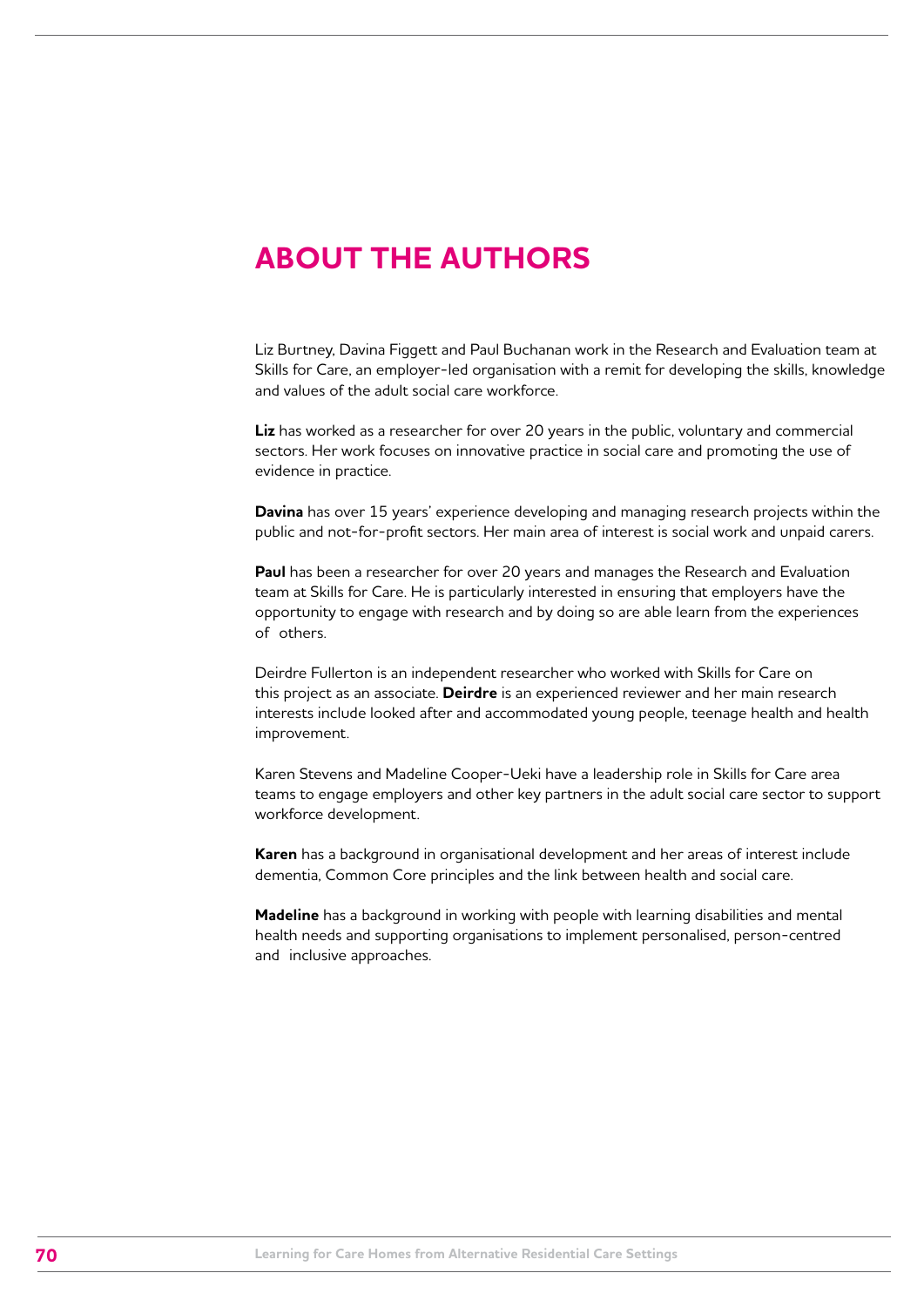# ABOUT THE AUTHORS

Liz Burtney, Davina Figgett and Paul Buchanan work in the Research and Evaluation team at Skills for Care, an employer-led organisation with a remit for developing the skills, knowledge and values of the adult social care workforce.

**Liz** has worked as a researcher for over 20 years in the public, voluntary and commercial sectors. Her work focuses on innovative practice in social care and promoting the use of evidence in practice.

**Davina** has over 15 years' experience developing and managing research projects within the public and not-for-profit sectors. Her main area of interest is social work and unpaid carers.

**Paul** has been a researcher for over 20 years and manages the Research and Evaluation team at Skills for Care. He is particularly interested in ensuring that employers have the opportunity to engage with research and by doing so are able learn from the experiences of others.

Deirdre Fullerton is an independent researcher who worked with Skills for Care on this project as an associate. **Deirdre** is an experienced reviewer and her main research interests include looked after and accommodated young people, teenage health and health improvement.

Karen Stevens and Madeline Cooper-Ueki have a leadership role in Skills for Care area teams to engage employers and other key partners in the adult social care sector to support workforce development.

**Karen** has a background in organisational development and her areas of interest include dementia, Common Core principles and the link between health and social care.

**Madeline** has a background in working with people with learning disabilities and mental health needs and supporting organisations to implement personalised, person-centred and inclusive approaches.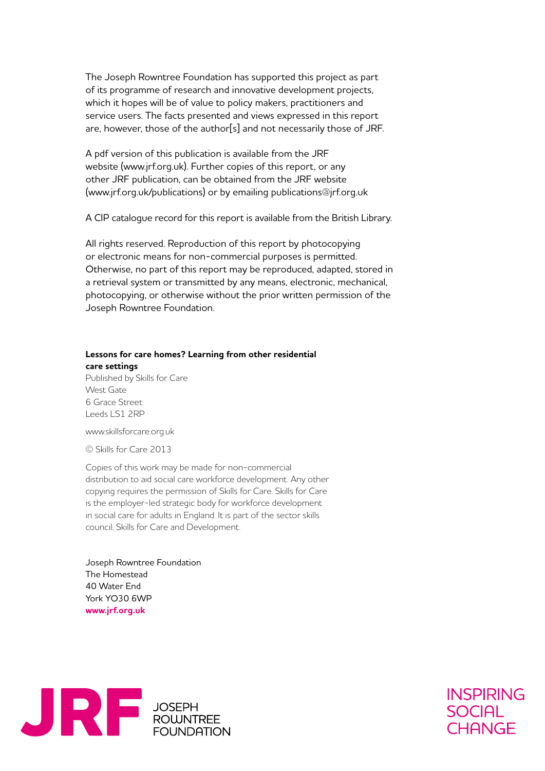The Joseph Rowntree Foundation has supported this project as part of its programme of research and innovative development projects, which it hopes will be of value to policy makers, practitioners and service users. The facts presented and views expressed in this report are, however, those of the author[s] and not necessarily those of JRF.

A pdf version of this publication is available from the JRF website (www.jrf.org.uk). Further copies of this report, or any other JRF publication, can be obtained from the JRF website (www.jrf.org.uk/publications) or by emailing publications@jrf.org.uk

A CIP catalogue record for this report is available from the British Library.

All rights reserved. Reproduction of this report by photocopying or electronic means for non-commercial purposes is permitted. Otherwise, no part of this report may be reproduced, adapted, stored in a retrieval system or transmitted by any means, electronic, mechanical, photocopying, or otherwise without the prior written permission of the Joseph Rowntree Foundation.

**Lessons for care homes? Learning from other residential care settings**
Published by Skills for Care
West Gate
6 Grace Street
Leeds LS1 2RP

www.skillsforcare.org.uk

© Skills for Care 2013

Copies of this work may be made for non-commercial distribution to aid social care workforce development. Any other copying requires the permission of Skills for Care. Skills for Care is the employer-led strategic body for workforce development in social care for adults in England. It is part of the sector skills council, Skills for Care and Development.

Joseph Rowntree Foundation
The Homestead
40 Water End
York YO30 6WP
**www.jrf.org.uk**

JRF JOSEPH ROWNTREE FOUNDATION

INSPIRING SOCIAL CHANGE